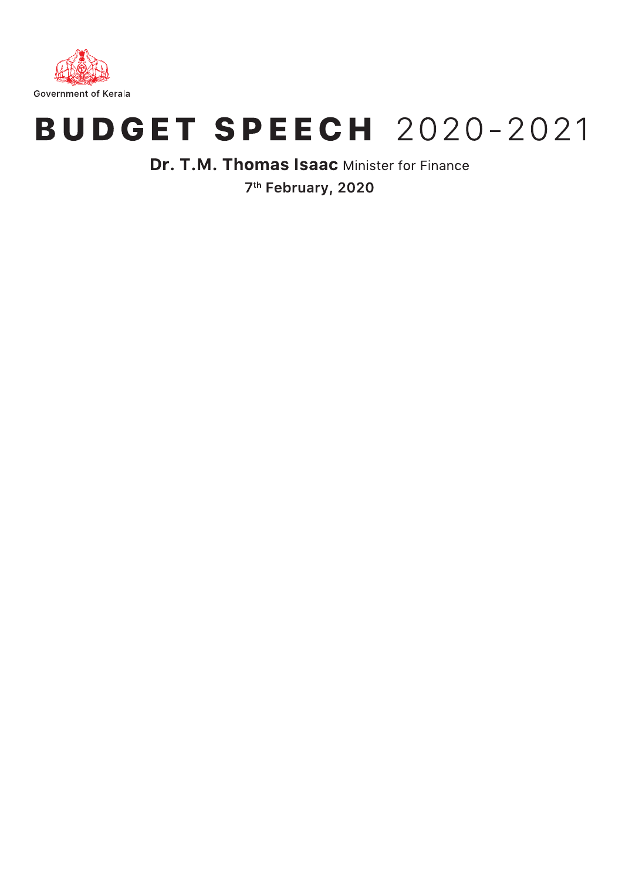Government of Kerala

# BUDGET SPEECH 2020-2021

**Dr. T.M. Thomas Isaac** Minister for Finance

**7th February, 2020**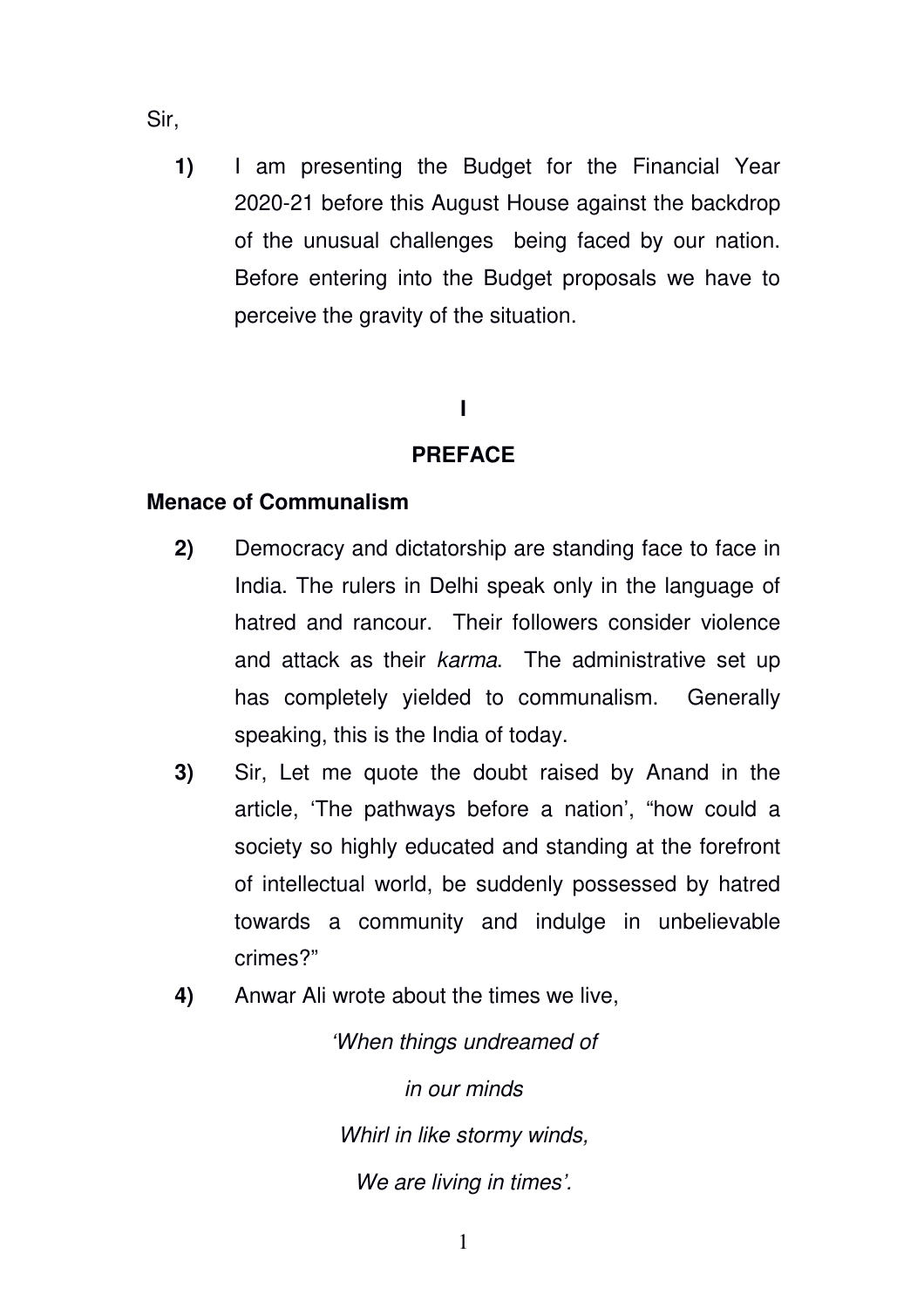Sir,

**1)** I am presenting the Budget for the Financial Year 2020-21 before this August House against the backdrop of the unusual challenges being faced by our nation. Before entering into the Budget proposals we have to perceive the gravity of the situation.

## I

## PREFACE

### Menace of Communalism

**2)** Democracy and dictatorship are standing face to face in India. The rulers in Delhi speak only in the language of hatred and rancour. Their followers consider violence and attack as their *karma*. The administrative set up has completely yielded to communalism. Generally speaking, this is the India of today.

**3)** Sir, Let me quote the doubt raised by Anand in the article, 'The pathways before a nation', "how could a society so highly educated and standing at the forefront of intellectual world, be suddenly possessed by hatred towards a community and indulge in unbelievable crimes?"

**4)** Anwar Ali wrote about the times we live,

*'When things undreamed of*

*in our minds*

*Whirl in like stormy winds,*

*We are living in times'.*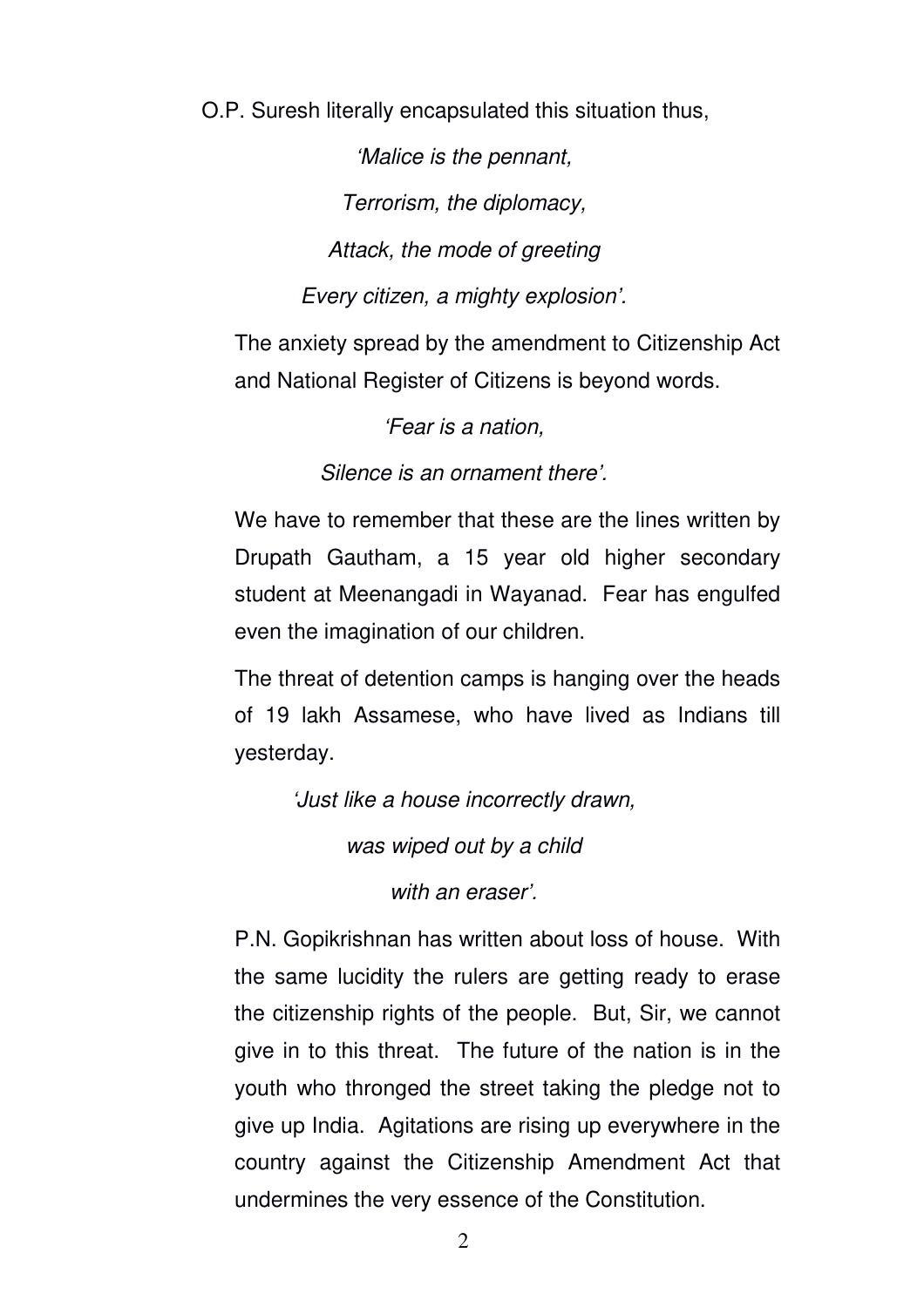O.P. Suresh literally encapsulated this situation thus,

*'Malice is the pennant,*

*Terrorism, the diplomacy,*

*Attack, the mode of greeting*

*Every citizen, a mighty explosion'.*

The anxiety spread by the amendment to Citizenship Act and National Register of Citizens is beyond words.

*'Fear is a nation,*

*Silence is an ornament there'.*

We have to remember that these are the lines written by Drupath Gautham, a 15 year old higher secondary student at Meenangadi in Wayanad. Fear has engulfed even the imagination of our children.

The threat of detention camps is hanging over the heads of 19 lakh Assamese, who have lived as Indians till yesterday.

*'Just like a house incorrectly drawn,*

*was wiped out by a child*

*with an eraser'.*

P.N. Gopikrishnan has written about loss of house. With the same lucidity the rulers are getting ready to erase the citizenship rights of the people. But, Sir, we cannot give in to this threat. The future of the nation is in the youth who thronged the street taking the pledge not to give up India. Agitations are rising up everywhere in the country against the Citizenship Amendment Act that undermines the very essence of the Constitution.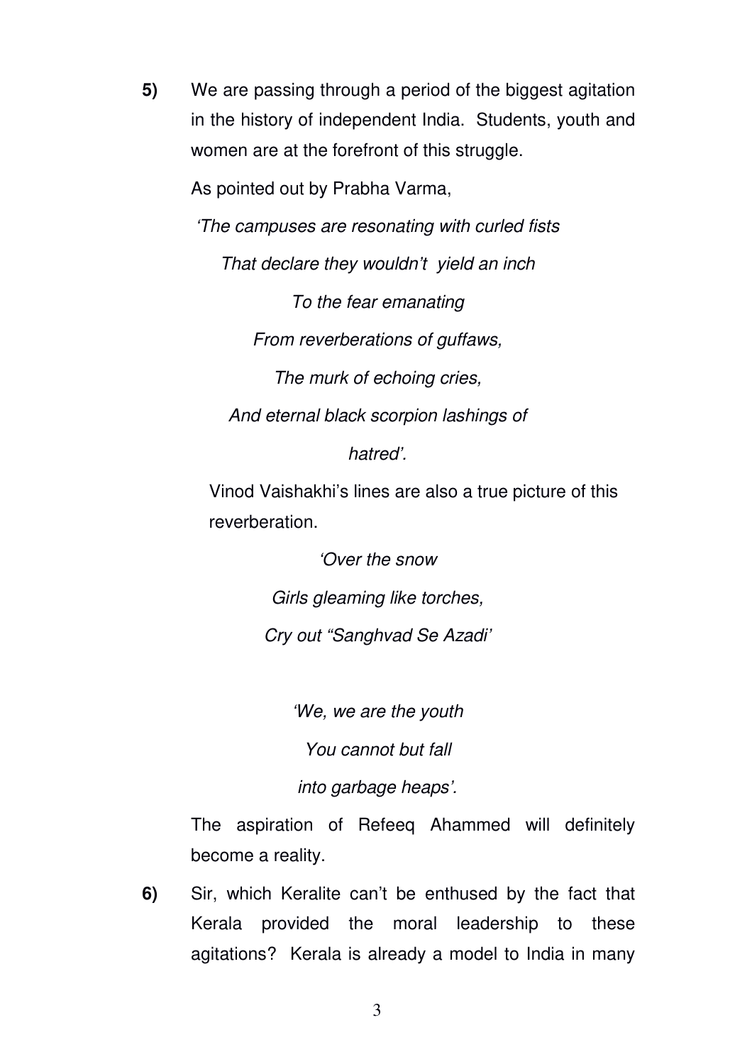**5)** We are passing through a period of the biggest agitation in the history of independent India. Students, youth and women are at the forefront of this struggle.

As pointed out by Prabha Varma,

*'The campuses are resonating with curled fists*
*That declare they wouldn't yield an inch*
*To the fear emanating*
*From reverberations of guffaws,*
*The murk of echoing cries,*
*And eternal black scorpion lashings of*
*hatred'.*

Vinod Vaishakhi's lines are also a true picture of this reverberation.

*'Over the snow*
*Girls gleaming like torches,*
*Cry out "Sanghvad Se Azadi'*

*'We, we are the youth*
*You cannot but fall*
*into garbage heaps'.*

The aspiration of Refeeq Ahammed will definitely become a reality.

**6)** Sir, which Keralite can't be enthused by the fact that Kerala provided the moral leadership to these agitations? Kerala is already a model to India in many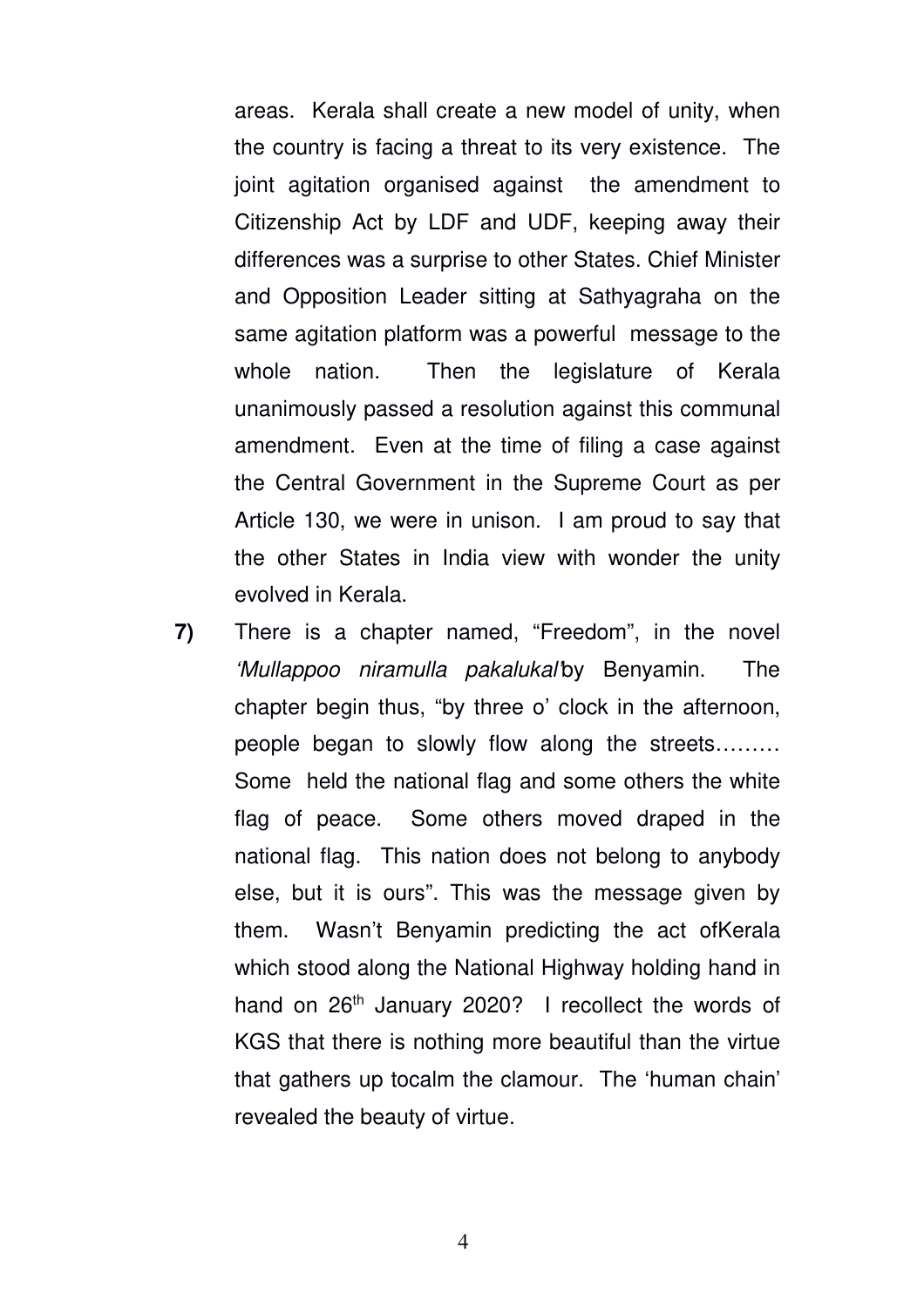areas. Kerala shall create a new model of unity, when the country is facing a threat to its very existence. The joint agitation organised against the amendment to Citizenship Act by LDF and UDF, keeping away their differences was a surprise to other States. Chief Minister and Opposition Leader sitting at Sathyagraha on the same agitation platform was a powerful message to the whole nation. Then the legislature of Kerala unanimously passed a resolution against this communal amendment. Even at the time of filing a case against the Central Government in the Supreme Court as per Article 130, we were in unison. I am proud to say that the other States in India view with wonder the unity evolved in Kerala.

**7)** There is a chapter named, "Freedom", in the novel *'Mullappoo niramulla pakalukal'* by Benyamin. The chapter begin thus, "by three o' clock in the afternoon, people began to slowly flow along the streets……… Some held the national flag and some others the white flag of peace. Some others moved draped in the national flag. This nation does not belong to anybody else, but it is ours". This was the message given by them. Wasn't Benyamin predicting the act ofKerala which stood along the National Highway holding hand in hand on 26th January 2020? I recollect the words of KGS that there is nothing more beautiful than the virtue that gathers up tocalm the clamour. The 'human chain' revealed the beauty of virtue.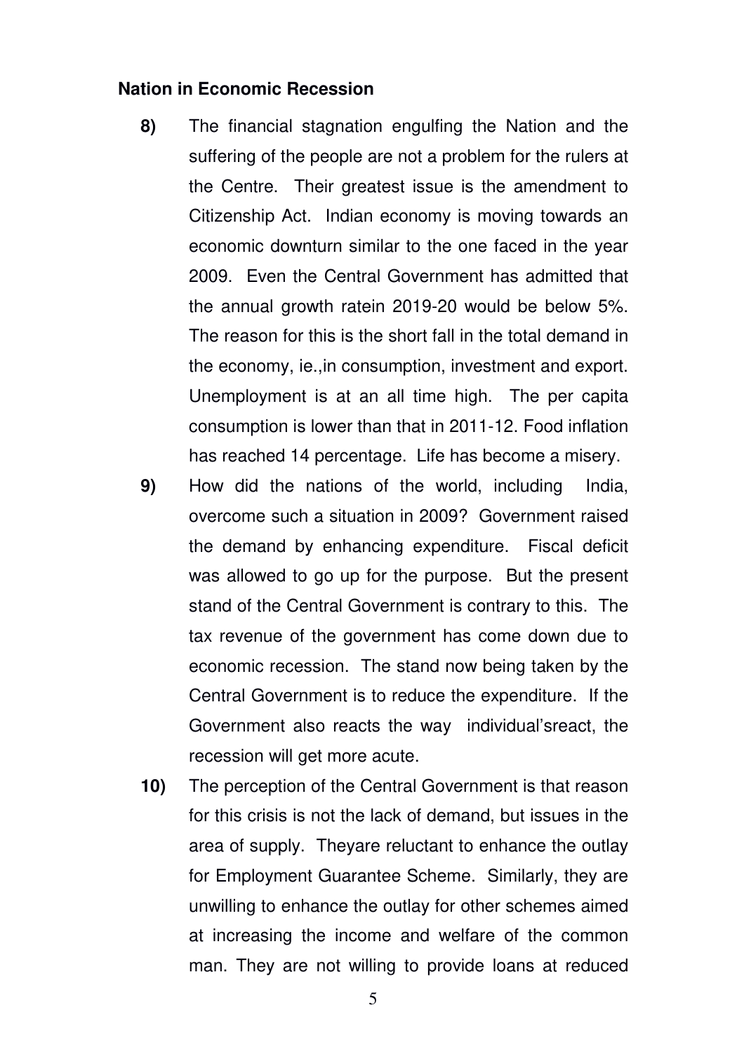**Nation in Economic Recession**

**8)** The financial stagnation engulfing the Nation and the suffering of the people are not a problem for the rulers at the Centre. Their greatest issue is the amendment to Citizenship Act. Indian economy is moving towards an economic downturn similar to the one faced in the year 2009. Even the Central Government has admitted that the annual growth ratein 2019-20 would be below 5%. The reason for this is the short fall in the total demand in the economy, ie.,in consumption, investment and export. Unemployment is at an all time high. The per capita consumption is lower than that in 2011-12. Food inflation has reached 14 percentage. Life has become a misery.

**9)** How did the nations of the world, including India, overcome such a situation in 2009? Government raised the demand by enhancing expenditure. Fiscal deficit was allowed to go up for the purpose. But the present stand of the Central Government is contrary to this. The tax revenue of the government has come down due to economic recession. The stand now being taken by the Central Government is to reduce the expenditure. If the Government also reacts the way individual'sreact, the recession will get more acute.

**10)** The perception of the Central Government is that reason for this crisis is not the lack of demand, but issues in the area of supply. Theyare reluctant to enhance the outlay for Employment Guarantee Scheme. Similarly, they are unwilling to enhance the outlay for other schemes aimed at increasing the income and welfare of the common man. They are not willing to provide loans at reduced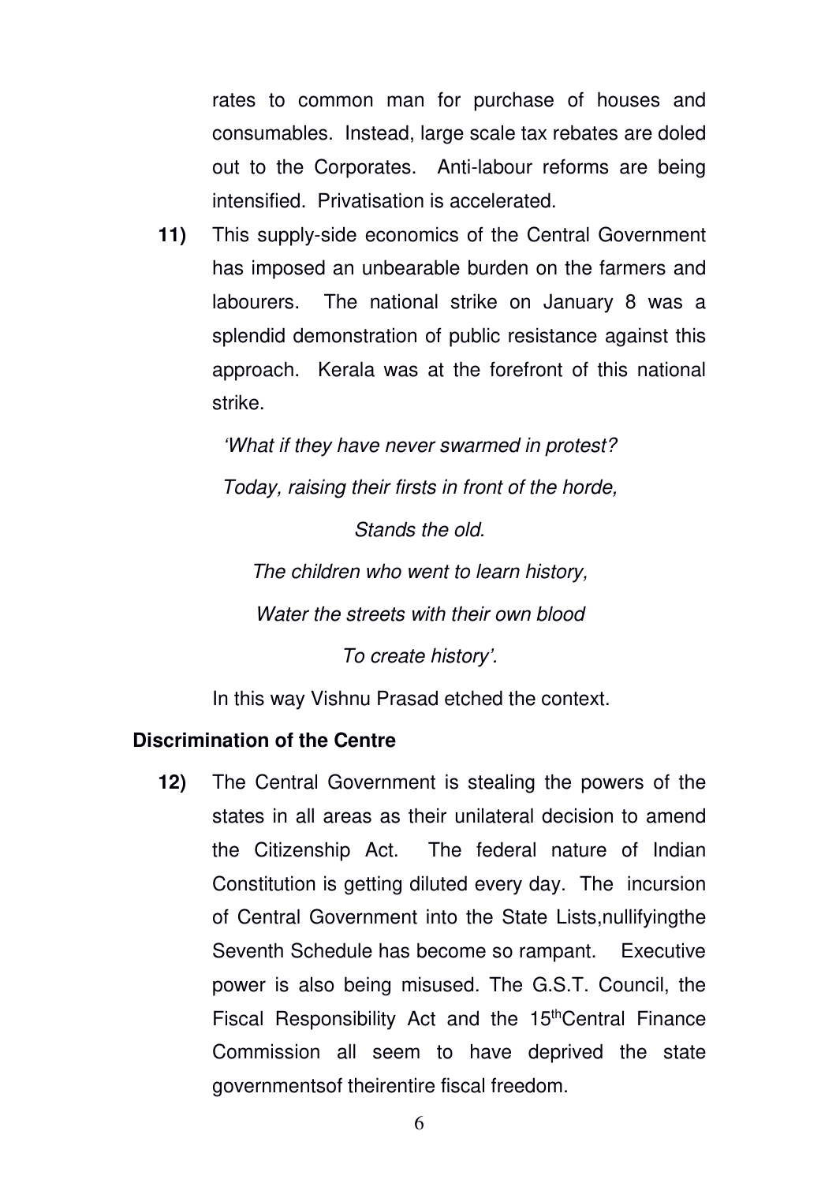rates to common man for purchase of houses and consumables. Instead, large scale tax rebates are doled out to the Corporates. Anti-labour reforms are being intensified. Privatisation is accelerated.

**11)** This supply-side economics of the Central Government has imposed an unbearable burden on the farmers and labourers. The national strike on January 8 was a splendid demonstration of public resistance against this approach. Kerala was at the forefront of this national strike.

*'What if they have never swarmed in protest?*

*Today, raising their firsts in front of the horde,*

*Stands the old.*

*The children who went to learn history,*

*Water the streets with their own blood*

*To create history'.*

In this way Vishnu Prasad etched the context.

**Discrimination of the Centre**

**12)** The Central Government is stealing the powers of the states in all areas as their unilateral decision to amend the Citizenship Act. The federal nature of Indian Constitution is getting diluted every day. The incursion of Central Government into the State Lists,nullifyingthe Seventh Schedule has become so rampant. Executive power is also being misused. The G.S.T. Council, the Fiscal Responsibility Act and the 15thCentral Finance Commission all seem to have deprived the state governmentsof theirentire fiscal freedom.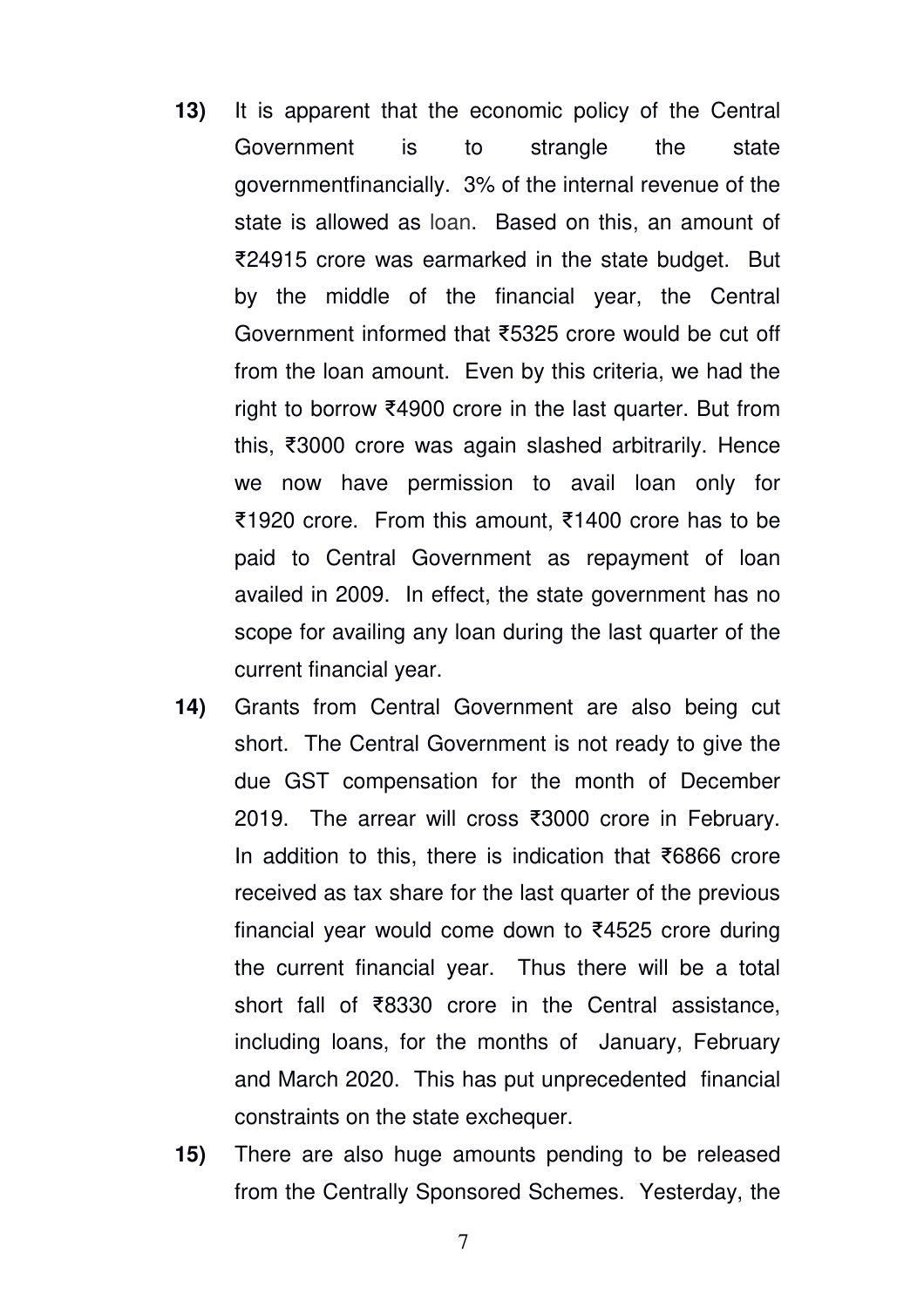**13)** It is apparent that the economic policy of the Central Government is to strangle the state governmentfinancially. 3% of the internal revenue of the state is allowed as loan. Based on this, an amount of ₹24915 crore was earmarked in the state budget. But by the middle of the financial year, the Central Government informed that ₹5325 crore would be cut off from the loan amount. Even by this criteria, we had the right to borrow ₹4900 crore in the last quarter. But from this, ₹3000 crore was again slashed arbitrarily. Hence we now have permission to avail loan only for ₹1920 crore. From this amount, ₹1400 crore has to be paid to Central Government as repayment of loan availed in 2009. In effect, the state government has no scope for availing any loan during the last quarter of the current financial year.

**14)** Grants from Central Government are also being cut short. The Central Government is not ready to give the due GST compensation for the month of December 2019. The arrear will cross ₹3000 crore in February. In addition to this, there is indication that ₹6866 crore received as tax share for the last quarter of the previous financial year would come down to ₹4525 crore during the current financial year. Thus there will be a total short fall of ₹8330 crore in the Central assistance, including loans, for the months of January, February and March 2020. This has put unprecedented financial constraints on the state exchequer.

**15)** There are also huge amounts pending to be released from the Centrally Sponsored Schemes. Yesterday, the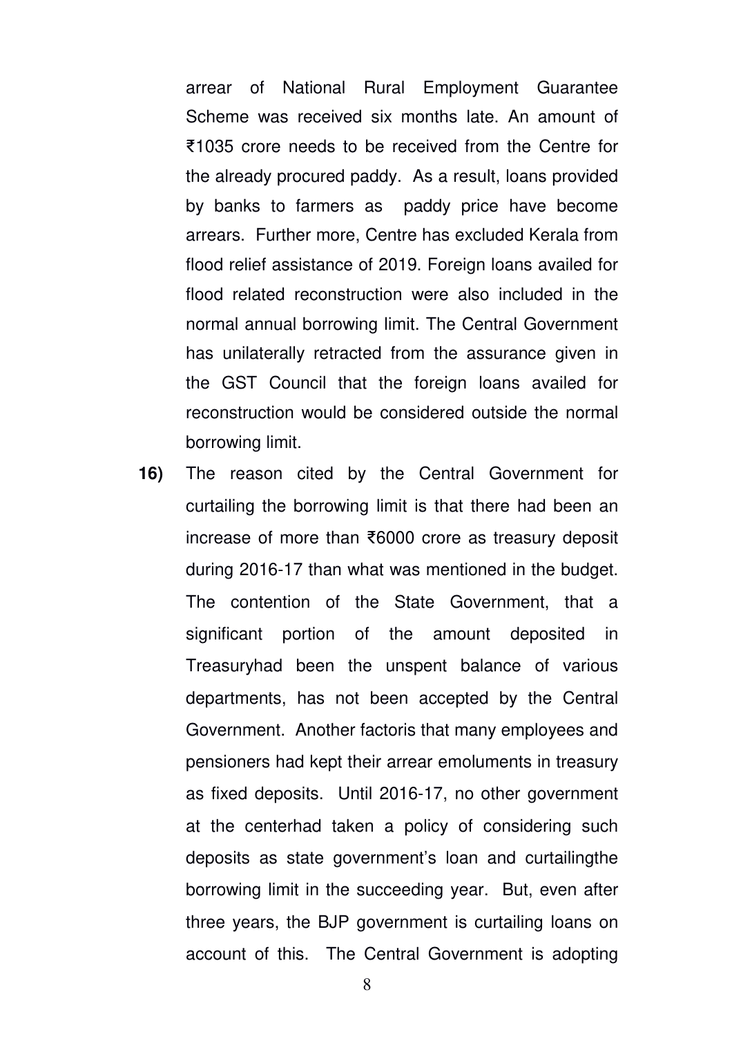arrear of National Rural Employment Guarantee Scheme was received six months late. An amount of ₹1035 crore needs to be received from the Centre for the already procured paddy. As a result, loans provided by banks to farmers as paddy price have become arrears. Further more, Centre has excluded Kerala from flood relief assistance of 2019. Foreign loans availed for flood related reconstruction were also included in the normal annual borrowing limit. The Central Government has unilaterally retracted from the assurance given in the GST Council that the foreign loans availed for reconstruction would be considered outside the normal borrowing limit.

**16)** The reason cited by the Central Government for curtailing the borrowing limit is that there had been an increase of more than ₹6000 crore as treasury deposit during 2016-17 than what was mentioned in the budget. The contention of the State Government, that a significant portion of the amount deposited in Treasuryhad been the unspent balance of various departments, has not been accepted by the Central Government. Another factoris that many employees and pensioners had kept their arrear emoluments in treasury as fixed deposits. Until 2016-17, no other government at the centerhad taken a policy of considering such deposits as state government's loan and curtailingthe borrowing limit in the succeeding year. But, even after three years, the BJP government is curtailing loans on account of this. The Central Government is adopting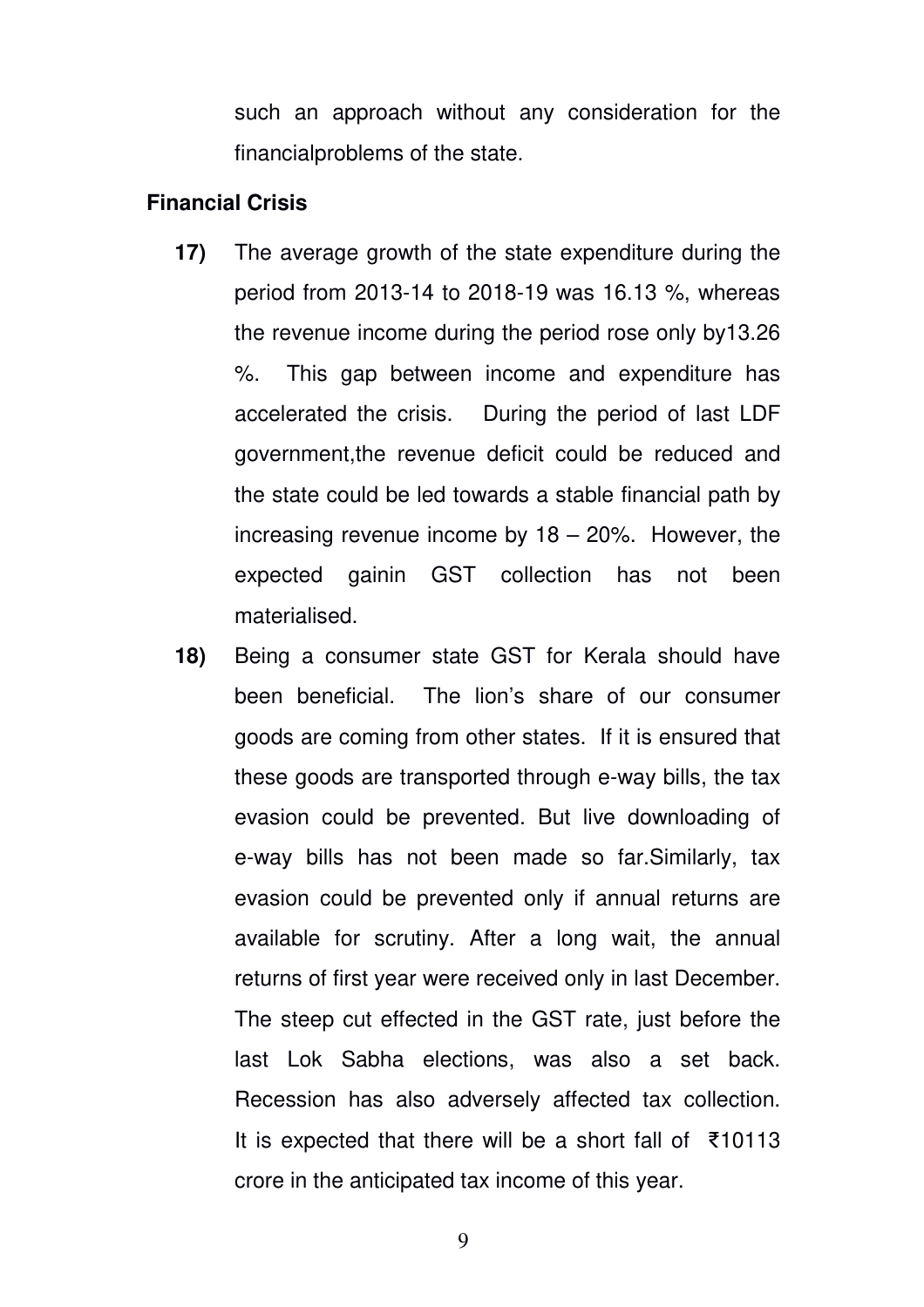such an approach without any consideration for the financialproblems of the state.

**Financial Crisis**

**17)** The average growth of the state expenditure during the period from 2013-14 to 2018-19 was 16.13 %, whereas the revenue income during the period rose only by13.26 %. This gap between income and expenditure has accelerated the crisis. During the period of last LDF government,the revenue deficit could be reduced and the state could be led towards a stable financial path by increasing revenue income by 18 – 20%. However, the expected gainin GST collection has not been materialised.

**18)** Being a consumer state GST for Kerala should have been beneficial. The lion's share of our consumer goods are coming from other states. If it is ensured that these goods are transported through e-way bills, the tax evasion could be prevented. But live downloading of e-way bills has not been made so far.Similarly, tax evasion could be prevented only if annual returns are available for scrutiny. After a long wait, the annual returns of first year were received only in last December. The steep cut effected in the GST rate, just before the last Lok Sabha elections, was also a set back. Recession has also adversely affected tax collection. It is expected that there will be a short fall of ₹10113 crore in the anticipated tax income of this year.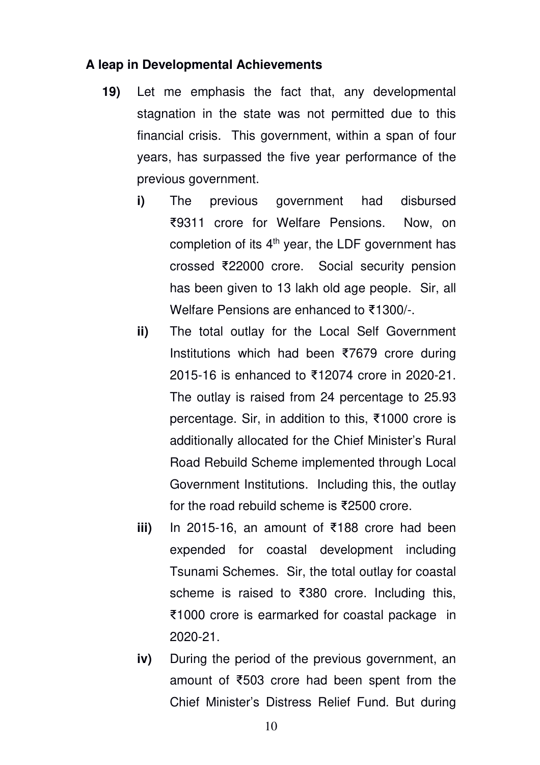## A leap in Developmental Achievements

**19)** Let me emphasis the fact that, any developmental stagnation in the state was not permitted due to this financial crisis. This government, within a span of four years, has surpassed the five year performance of the previous government.

- **i)** The previous government had disbursed ₹9311 crore for Welfare Pensions. Now, on completion of its 4th year, the LDF government has crossed ₹22000 crore. Social security pension has been given to 13 lakh old age people. Sir, all Welfare Pensions are enhanced to ₹1300/-.
- **ii)** The total outlay for the Local Self Government Institutions which had been ₹7679 crore during 2015-16 is enhanced to ₹12074 crore in 2020-21. The outlay is raised from 24 percentage to 25.93 percentage. Sir, in addition to this, ₹1000 crore is additionally allocated for the Chief Minister's Rural Road Rebuild Scheme implemented through Local Government Institutions. Including this, the outlay for the road rebuild scheme is ₹2500 crore.
- **iii)** In 2015-16, an amount of ₹188 crore had been expended for coastal development including Tsunami Schemes. Sir, the total outlay for coastal scheme is raised to ₹380 crore. Including this, ₹1000 crore is earmarked for coastal package in 2020-21.
- **iv)** During the period of the previous government, an amount of ₹503 crore had been spent from the Chief Minister's Distress Relief Fund. But during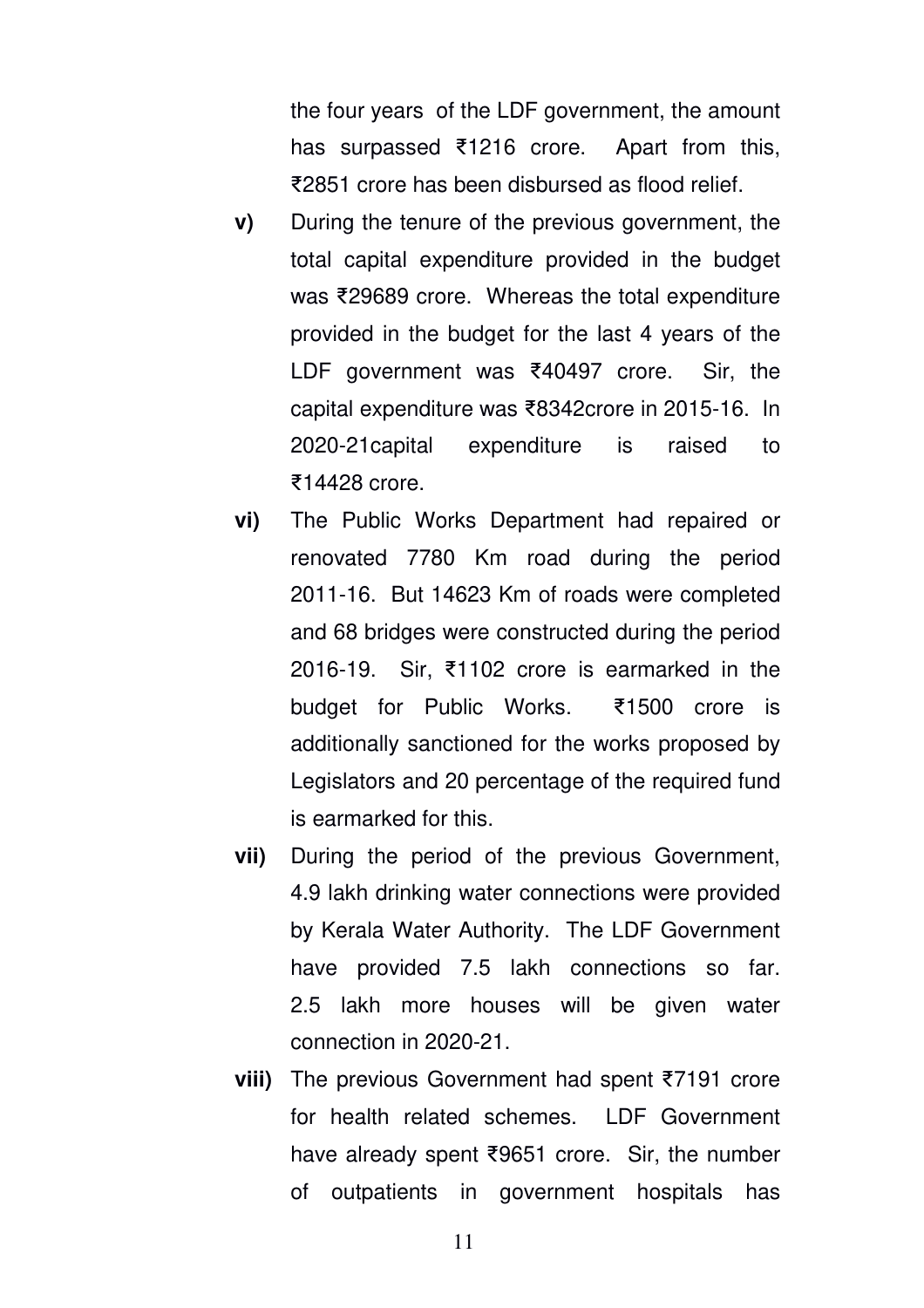the four years of the LDF government, the amount has surpassed ₹1216 crore. Apart from this, ₹2851 crore has been disbursed as flood relief.

**v)** During the tenure of the previous government, the total capital expenditure provided in the budget was ₹29689 crore. Whereas the total expenditure provided in the budget for the last 4 years of the LDF government was ₹40497 crore. Sir, the capital expenditure was ₹8342crore in 2015-16. In 2020-21capital expenditure is raised to ₹14428 crore.

**vi)** The Public Works Department had repaired or renovated 7780 Km road during the period 2011-16. But 14623 Km of roads were completed and 68 bridges were constructed during the period 2016-19. Sir, ₹1102 crore is earmarked in the budget for Public Works. ₹1500 crore is additionally sanctioned for the works proposed by Legislators and 20 percentage of the required fund is earmarked for this.

**vii)** During the period of the previous Government, 4.9 lakh drinking water connections were provided by Kerala Water Authority. The LDF Government have provided 7.5 lakh connections so far. 2.5 lakh more houses will be given water connection in 2020-21.

**viii)** The previous Government had spent ₹7191 crore for health related schemes. LDF Government have already spent ₹9651 crore. Sir, the number of outpatients in government hospitals has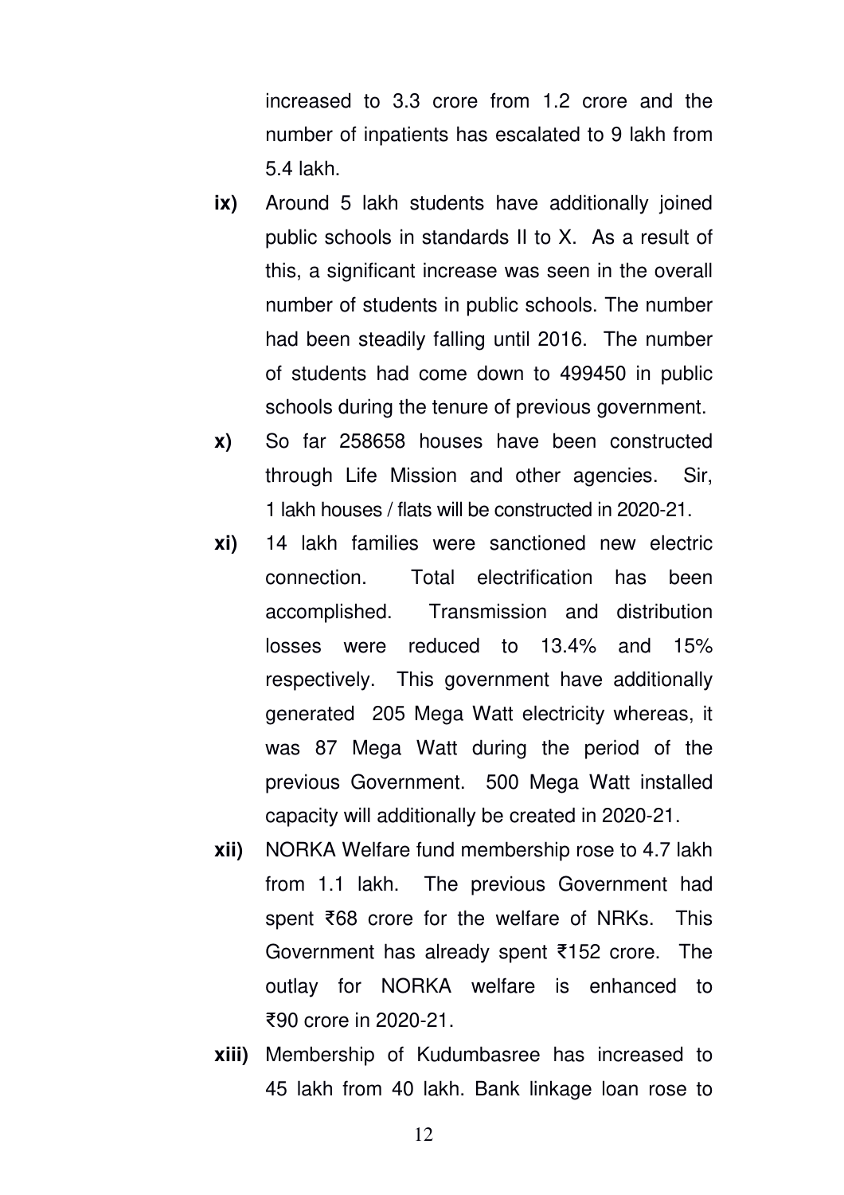increased to 3.3 crore from 1.2 crore and the number of inpatients has escalated to 9 lakh from 5.4 lakh.

**ix)** Around 5 lakh students have additionally joined public schools in standards II to X. As a result of this, a significant increase was seen in the overall number of students in public schools. The number had been steadily falling until 2016. The number of students had come down to 499450 in public schools during the tenure of previous government.

**x)** So far 258658 houses have been constructed through Life Mission and other agencies. Sir, 1 lakh houses / flats will be constructed in 2020-21.

**xi)** 14 lakh families were sanctioned new electric connection. Total electrification has been accomplished. Transmission and distribution losses were reduced to 13.4% and 15% respectively. This government have additionally generated 205 Mega Watt electricity whereas, it was 87 Mega Watt during the period of the previous Government. 500 Mega Watt installed capacity will additionally be created in 2020-21.

**xii)** NORKA Welfare fund membership rose to 4.7 lakh from 1.1 lakh. The previous Government had spent ₹68 crore for the welfare of NRKs. This Government has already spent ₹152 crore. The outlay for NORKA welfare is enhanced to ₹90 crore in 2020-21.

**xiii)** Membership of Kudumbasree has increased to 45 lakh from 40 lakh. Bank linkage loan rose to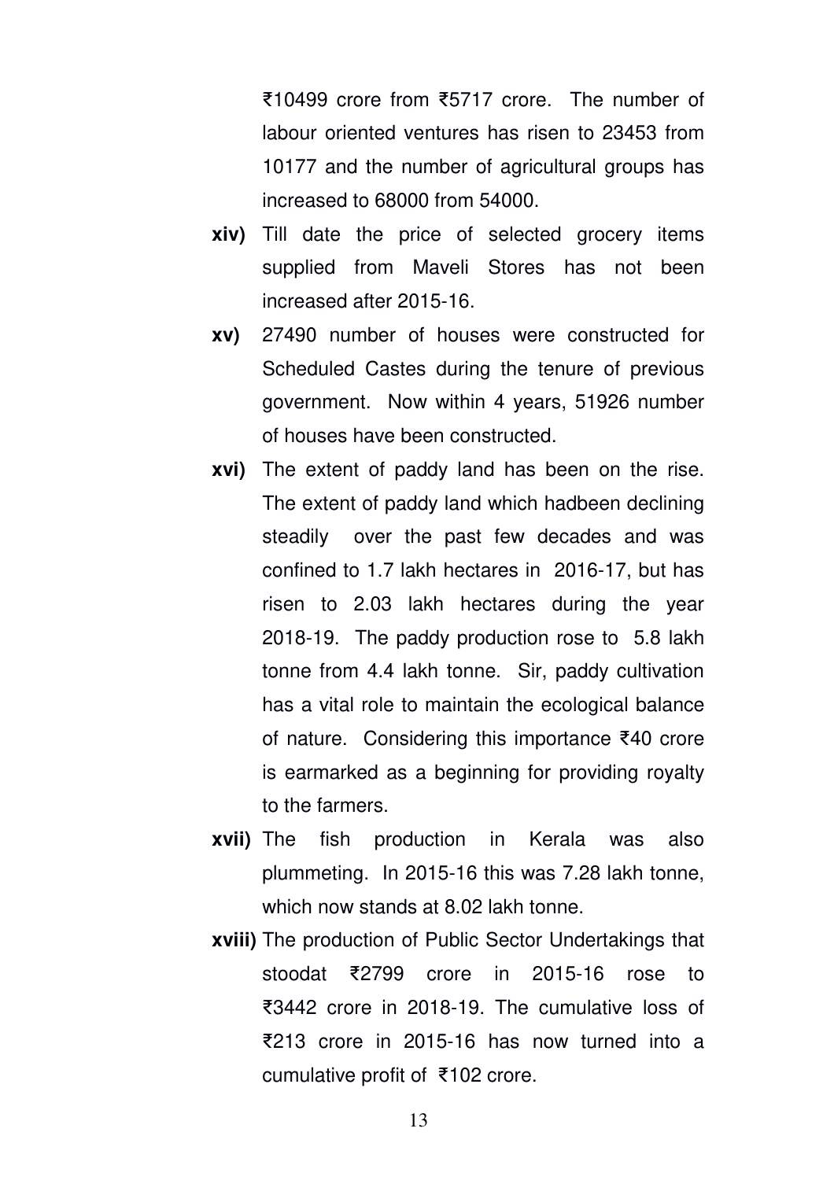₹10499 crore from ₹5717 crore. The number of labour oriented ventures has risen to 23453 from 10177 and the number of agricultural groups has increased to 68000 from 54000.

**xiv)** Till date the price of selected grocery items supplied from Maveli Stores has not been increased after 2015-16.

**xv)** 27490 number of houses were constructed for Scheduled Castes during the tenure of previous government. Now within 4 years, 51926 number of houses have been constructed.

**xvi)** The extent of paddy land has been on the rise. The extent of paddy land which hadbeen declining steadily over the past few decades and was confined to 1.7 lakh hectares in 2016-17, but has risen to 2.03 lakh hectares during the year 2018-19. The paddy production rose to 5.8 lakh tonne from 4.4 lakh tonne. Sir, paddy cultivation has a vital role to maintain the ecological balance of nature. Considering this importance ₹40 crore is earmarked as a beginning for providing royalty to the farmers.

**xvii)** The fish production in Kerala was also plummeting. In 2015-16 this was 7.28 lakh tonne, which now stands at 8.02 lakh tonne.

**xviii)** The production of Public Sector Undertakings that stoodat ₹2799 crore in 2015-16 rose to ₹3442 crore in 2018-19. The cumulative loss of ₹213 crore in 2015-16 has now turned into a cumulative profit of ₹102 crore.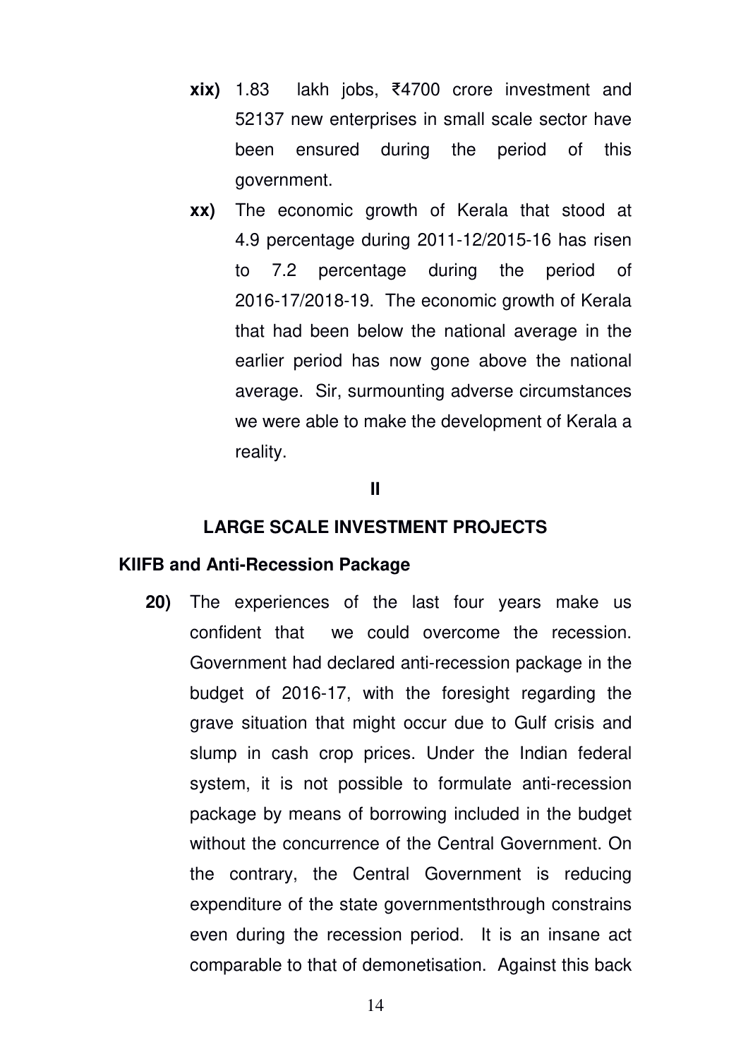**xix)** 1.83 lakh jobs, ₹4700 crore investment and 52137 new enterprises in small scale sector have been ensured during the period of this government.

**xx)** The economic growth of Kerala that stood at 4.9 percentage during 2011-12/2015-16 has risen to 7.2 percentage during the period of 2016-17/2018-19. The economic growth of Kerala that had been below the national average in the earlier period has now gone above the national average. Sir, surmounting adverse circumstances we were able to make the development of Kerala a reality.

## II

## LARGE SCALE INVESTMENT PROJECTS

### KIIFB and Anti-Recession Package

**20)** The experiences of the last four years make us confident that we could overcome the recession. Government had declared anti-recession package in the budget of 2016-17, with the foresight regarding the grave situation that might occur due to Gulf crisis and slump in cash crop prices. Under the Indian federal system, it is not possible to formulate anti-recession package by means of borrowing included in the budget without the concurrence of the Central Government. On the contrary, the Central Government is reducing expenditure of the state governmentsthrough constrains even during the recession period. It is an insane act comparable to that of demonetisation. Against this back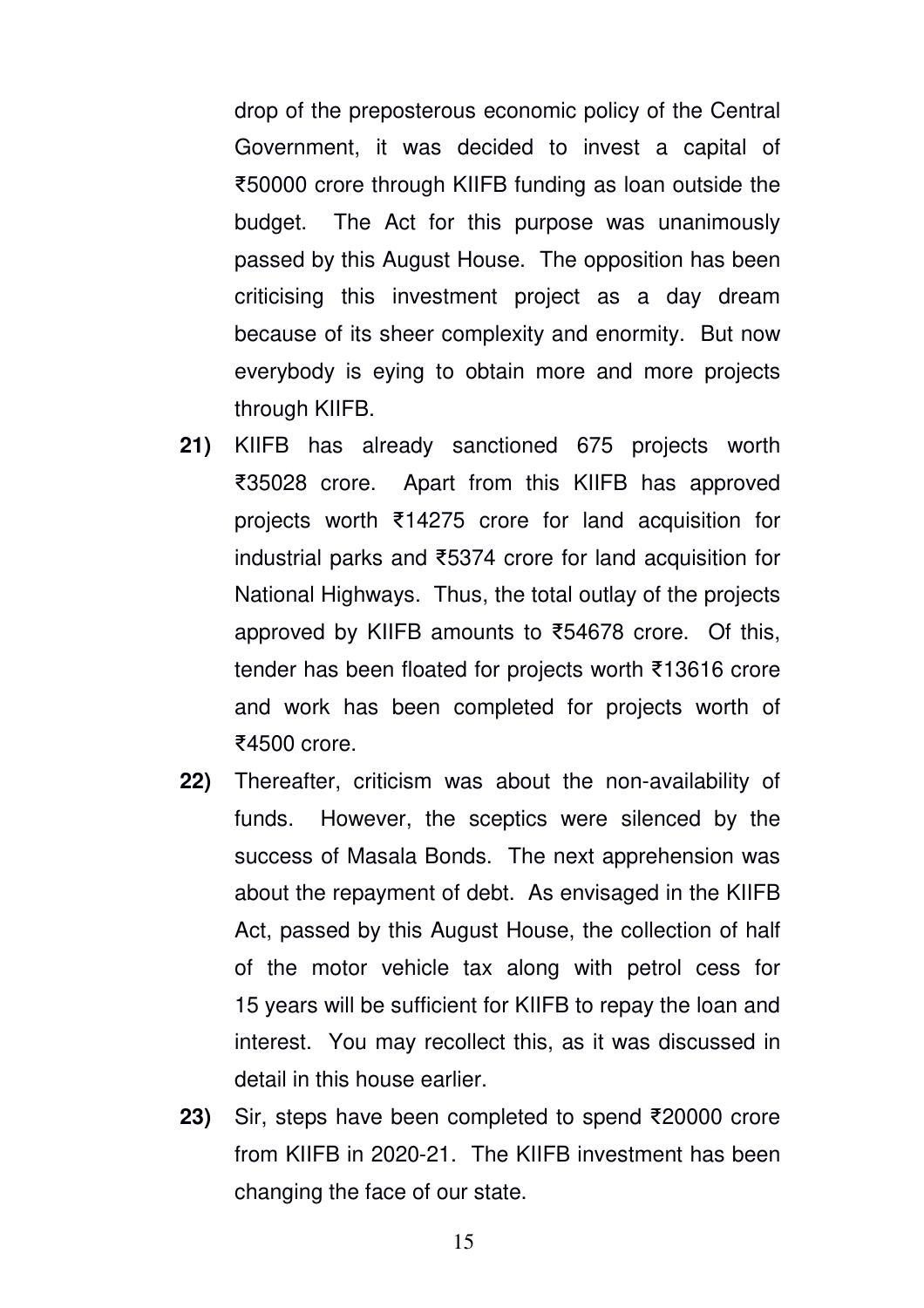drop of the preposterous economic policy of the Central Government, it was decided to invest a capital of ₹50000 crore through KIIFB funding as loan outside the budget. The Act for this purpose was unanimously passed by this August House. The opposition has been criticising this investment project as a day dream because of its sheer complexity and enormity. But now everybody is eying to obtain more and more projects through KIIFB.

**21)** KIIFB has already sanctioned 675 projects worth ₹35028 crore. Apart from this KIIFB has approved projects worth ₹14275 crore for land acquisition for industrial parks and ₹5374 crore for land acquisition for National Highways. Thus, the total outlay of the projects approved by KIIFB amounts to ₹54678 crore. Of this, tender has been floated for projects worth ₹13616 crore and work has been completed for projects worth of ₹4500 crore.

**22)** Thereafter, criticism was about the non-availability of funds. However, the sceptics were silenced by the success of Masala Bonds. The next apprehension was about the repayment of debt. As envisaged in the KIIFB Act, passed by this August House, the collection of half of the motor vehicle tax along with petrol cess for 15 years will be sufficient for KIIFB to repay the loan and interest. You may recollect this, as it was discussed in detail in this house earlier.

**23)** Sir, steps have been completed to spend ₹20000 crore from KIIFB in 2020-21. The KIIFB investment has been changing the face of our state.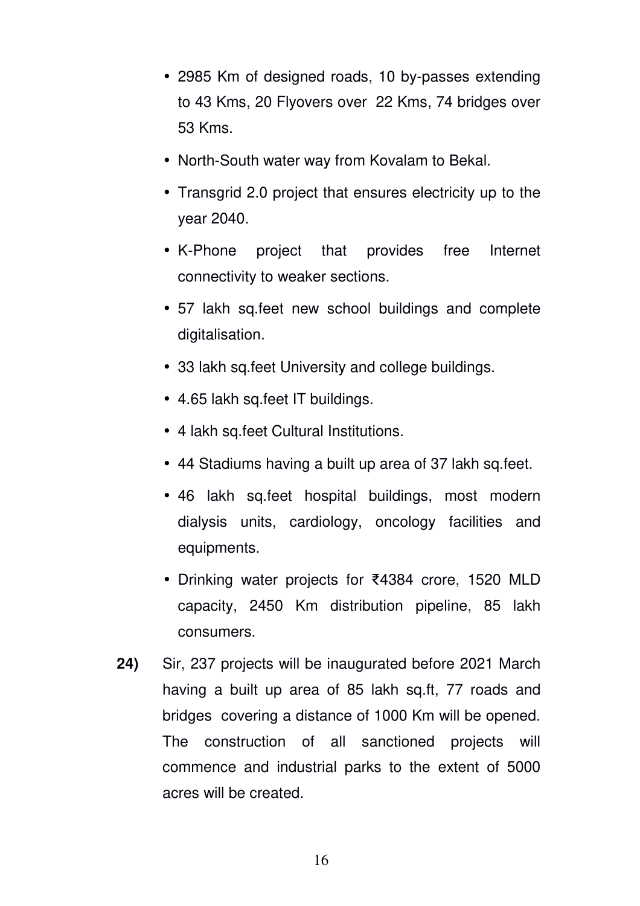- 2985 Km of designed roads, 10 by-passes extending to 43 Kms, 20 Flyovers over 22 Kms, 74 bridges over 53 Kms.
- North-South water way from Kovalam to Bekal.
- Transgrid 2.0 project that ensures electricity up to the year 2040.
- K-Phone project that provides free Internet connectivity to weaker sections.
- 57 lakh sq.feet new school buildings and complete digitalisation.
- 33 lakh sq.feet University and college buildings.
- 4.65 lakh sq.feet IT buildings.
- 4 lakh sq.feet Cultural Institutions.
- 44 Stadiums having a built up area of 37 lakh sq.feet.
- 46 lakh sq.feet hospital buildings, most modern dialysis units, cardiology, oncology facilities and equipments.
- Drinking water projects for ₹4384 crore, 1520 MLD capacity, 2450 Km distribution pipeline, 85 lakh consumers.

**24)** Sir, 237 projects will be inaugurated before 2021 March having a built up area of 85 lakh sq.ft, 77 roads and bridges covering a distance of 1000 Km will be opened. The construction of all sanctioned projects will commence and industrial parks to the extent of 5000 acres will be created.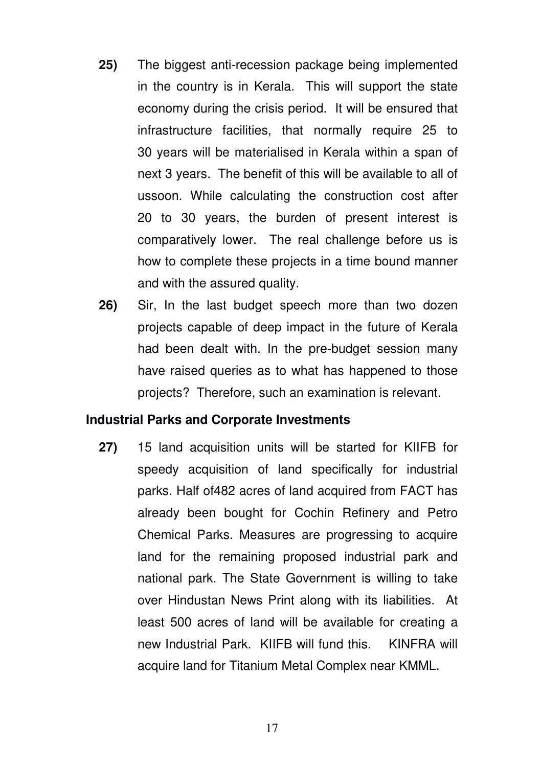25) The biggest anti-recession package being implemented in the country is in Kerala. This will support the state economy during the crisis period. It will be ensured that infrastructure facilities, that normally require 25 to 30 years will be materialised in Kerala within a span of next 3 years. The benefit of this will be available to all of ussoon. While calculating the construction cost after 20 to 30 years, the burden of present interest is comparatively lower. The real challenge before us is how to complete these projects in a time bound manner and with the assured quality.

26) Sir, In the last budget speech more than two dozen projects capable of deep impact in the future of Kerala had been dealt with. In the pre-budget session many have raised queries as to what has happened to those projects? Therefore, such an examination is relevant.

**Industrial Parks and Corporate Investments**

27) 15 land acquisition units will be started for KIIFB for speedy acquisition of land specifically for industrial parks. Half of482 acres of land acquired from FACT has already been bought for Cochin Refinery and Petro Chemical Parks. Measures are progressing to acquire land for the remaining proposed industrial park and national park. The State Government is willing to take over Hindustan News Print along with its liabilities. At least 500 acres of land will be available for creating a new Industrial Park. KIIFB will fund this. KINFRA will acquire land for Titanium Metal Complex near KMML.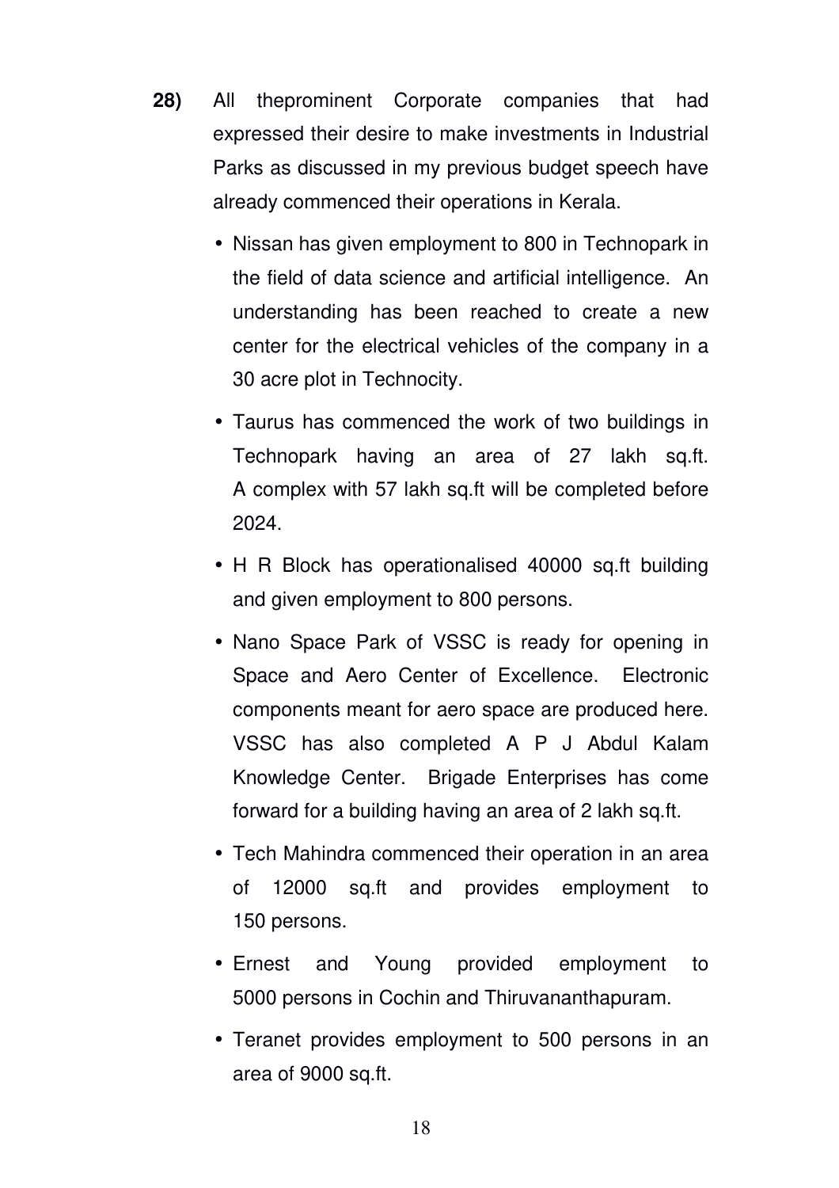**28)** All theprominent Corporate companies that had expressed their desire to make investments in Industrial Parks as discussed in my previous budget speech have already commenced their operations in Kerala.

- Nissan has given employment to 800 in Technopark in the field of data science and artificial intelligence. An understanding has been reached to create a new center for the electrical vehicles of the company in a 30 acre plot in Technocity.
- Taurus has commenced the work of two buildings in Technopark having an area of 27 lakh sq.ft. A complex with 57 lakh sq.ft will be completed before 2024.
- H R Block has operationalised 40000 sq.ft building and given employment to 800 persons.
- Nano Space Park of VSSC is ready for opening in Space and Aero Center of Excellence. Electronic components meant for aero space are produced here. VSSC has also completed A P J Abdul Kalam Knowledge Center. Brigade Enterprises has come forward for a building having an area of 2 lakh sq.ft.
- Tech Mahindra commenced their operation in an area of 12000 sq.ft and provides employment to 150 persons.
- Ernest and Young provided employment to 5000 persons in Cochin and Thiruvananthapuram.
- Teranet provides employment to 500 persons in an area of 9000 sq.ft.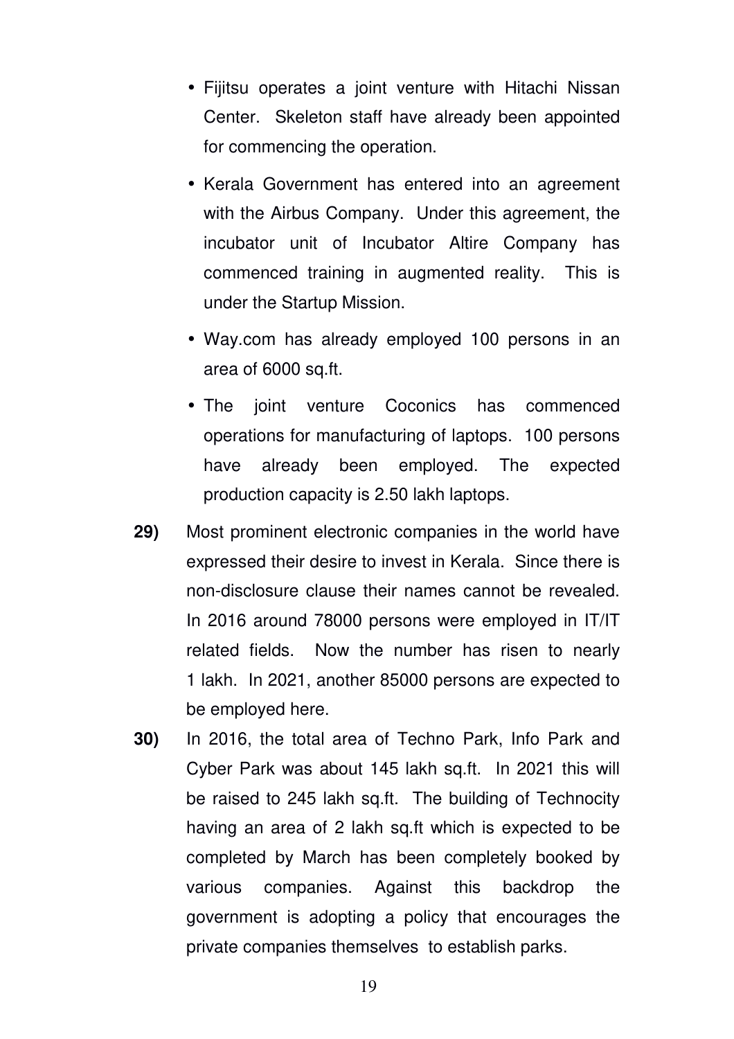- Fijitsu operates a joint venture with Hitachi Nissan Center. Skeleton staff have already been appointed for commencing the operation.
- Kerala Government has entered into an agreement with the Airbus Company. Under this agreement, the incubator unit of Incubator Altire Company has commenced training in augmented reality. This is under the Startup Mission.
- Way.com has already employed 100 persons in an area of 6000 sq.ft.
- The joint venture Coconics has commenced operations for manufacturing of laptops. 100 persons have already been employed. The expected production capacity is 2.50 lakh laptops.

**29)** Most prominent electronic companies in the world have expressed their desire to invest in Kerala. Since there is non-disclosure clause their names cannot be revealed. In 2016 around 78000 persons were employed in IT/IT related fields. Now the number has risen to nearly 1 lakh. In 2021, another 85000 persons are expected to be employed here.

**30)** In 2016, the total area of Techno Park, Info Park and Cyber Park was about 145 lakh sq.ft. In 2021 this will be raised to 245 lakh sq.ft. The building of Technocity having an area of 2 lakh sq.ft which is expected to be completed by March has been completely booked by various companies. Against this backdrop the government is adopting a policy that encourages the private companies themselves to establish parks.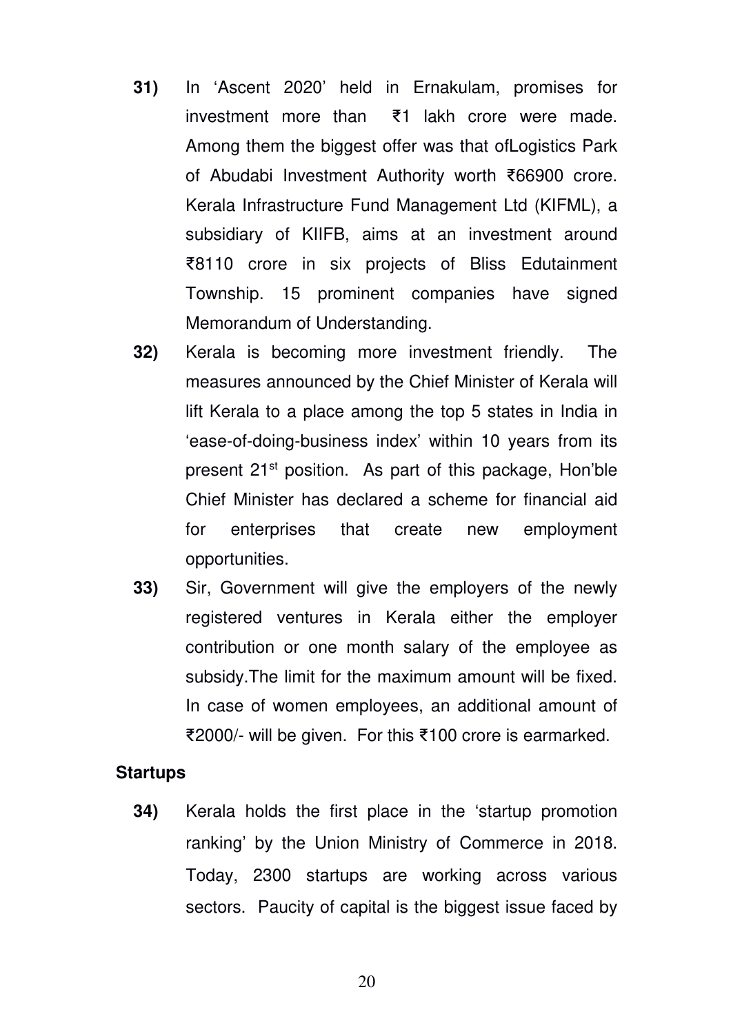**31)** In 'Ascent 2020' held in Ernakulam, promises for investment more than ₹1 lakh crore were made. Among them the biggest offer was that ofLogistics Park of Abudabi Investment Authority worth ₹66900 crore. Kerala Infrastructure Fund Management Ltd (KIFML), a subsidiary of KIIFB, aims at an investment around ₹8110 crore in six projects of Bliss Edutainment Township. 15 prominent companies have signed Memorandum of Understanding.

**32)** Kerala is becoming more investment friendly. The measures announced by the Chief Minister of Kerala will lift Kerala to a place among the top 5 states in India in 'ease-of-doing-business index' within 10 years from its present 21st position. As part of this package, Hon'ble Chief Minister has declared a scheme for financial aid for enterprises that create new employment opportunities.

**33)** Sir, Government will give the employers of the newly registered ventures in Kerala either the employer contribution or one month salary of the employee as subsidy.The limit for the maximum amount will be fixed. In case of women employees, an additional amount of ₹2000/- will be given. For this ₹100 crore is earmarked.

**Startups**

**34)** Kerala holds the first place in the 'startup promotion ranking' by the Union Ministry of Commerce in 2018. Today, 2300 startups are working across various sectors. Paucity of capital is the biggest issue faced by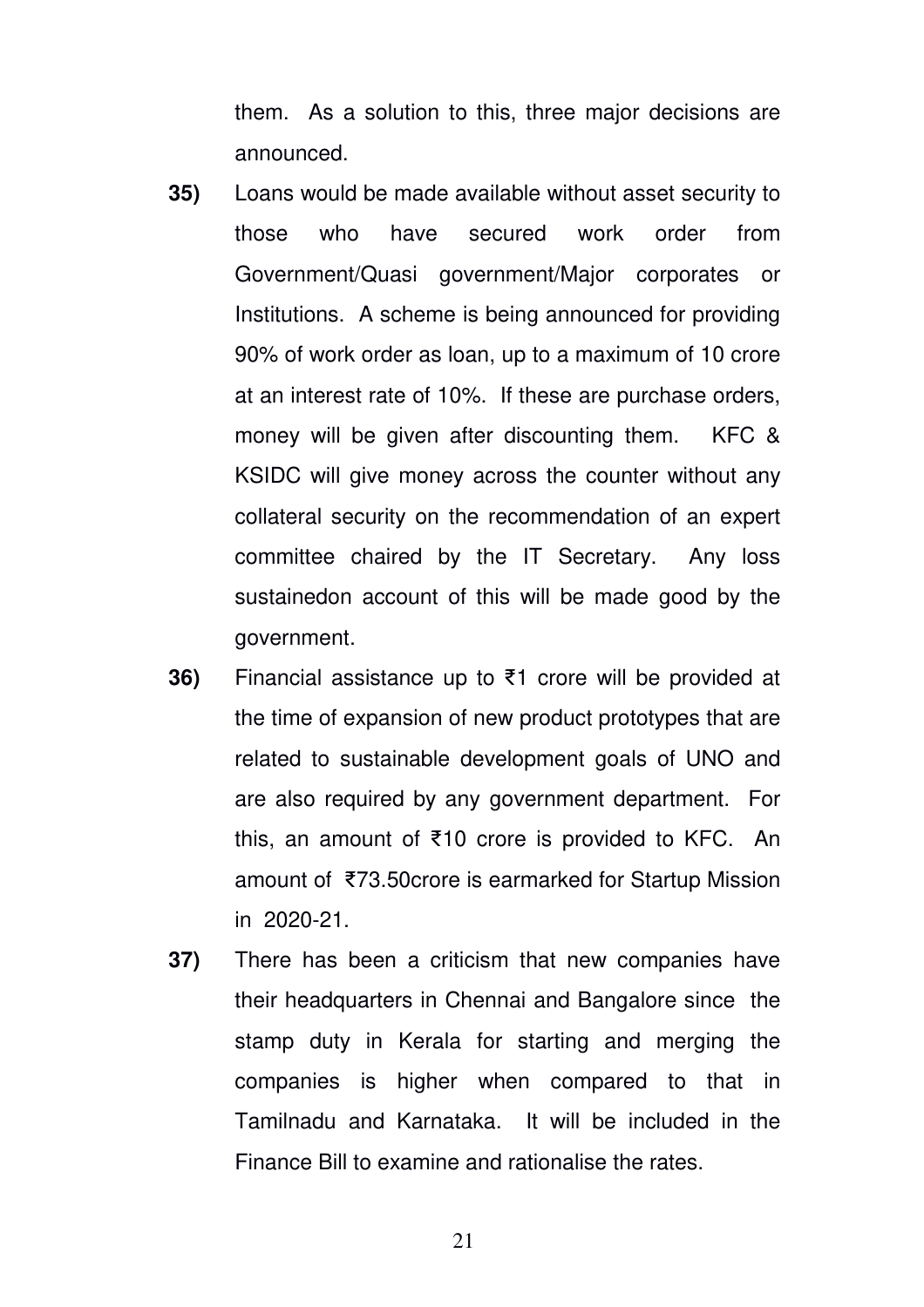them. As a solution to this, three major decisions are announced.

**35)** Loans would be made available without asset security to those who have secured work order from Government/Quasi government/Major corporates or Institutions. A scheme is being announced for providing 90% of work order as loan, up to a maximum of 10 crore at an interest rate of 10%. If these are purchase orders, money will be given after discounting them. KFC & KSIDC will give money across the counter without any collateral security on the recommendation of an expert committee chaired by the IT Secretary. Any loss sustainedon account of this will be made good by the government.

**36)** Financial assistance up to ₹1 crore will be provided at the time of expansion of new product prototypes that are related to sustainable development goals of UNO and are also required by any government department. For this, an amount of ₹10 crore is provided to KFC. An amount of ₹73.50crore is earmarked for Startup Mission in 2020-21.

**37)** There has been a criticism that new companies have their headquarters in Chennai and Bangalore since the stamp duty in Kerala for starting and merging the companies is higher when compared to that in Tamilnadu and Karnataka. It will be included in the Finance Bill to examine and rationalise the rates.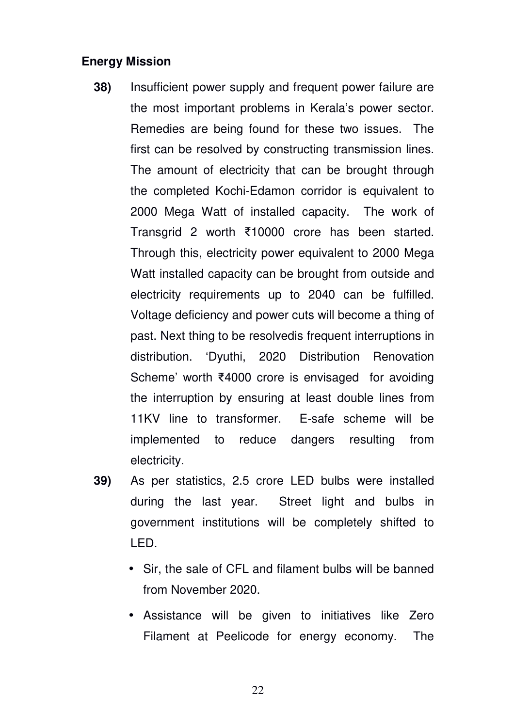**Energy Mission**

**38)** Insufficient power supply and frequent power failure are the most important problems in Kerala's power sector. Remedies are being found for these two issues. The first can be resolved by constructing transmission lines. The amount of electricity that can be brought through the completed Kochi-Edamon corridor is equivalent to 2000 Mega Watt of installed capacity. The work of Transgrid 2 worth ₹10000 crore has been started. Through this, electricity power equivalent to 2000 Mega Watt installed capacity can be brought from outside and electricity requirements up to 2040 can be fulfilled. Voltage deficiency and power cuts will become a thing of past. Next thing to be resolvedis frequent interruptions in distribution. 'Dyuthi, 2020 Distribution Renovation Scheme' worth ₹4000 crore is envisaged for avoiding the interruption by ensuring at least double lines from 11KV line to transformer. E-safe scheme will be implemented to reduce dangers resulting from electricity.

**39)** As per statistics, 2.5 crore LED bulbs were installed during the last year. Street light and bulbs in government institutions will be completely shifted to LED.

- Sir, the sale of CFL and filament bulbs will be banned from November 2020.
- Assistance will be given to initiatives like Zero Filament at Peelicode for energy economy. The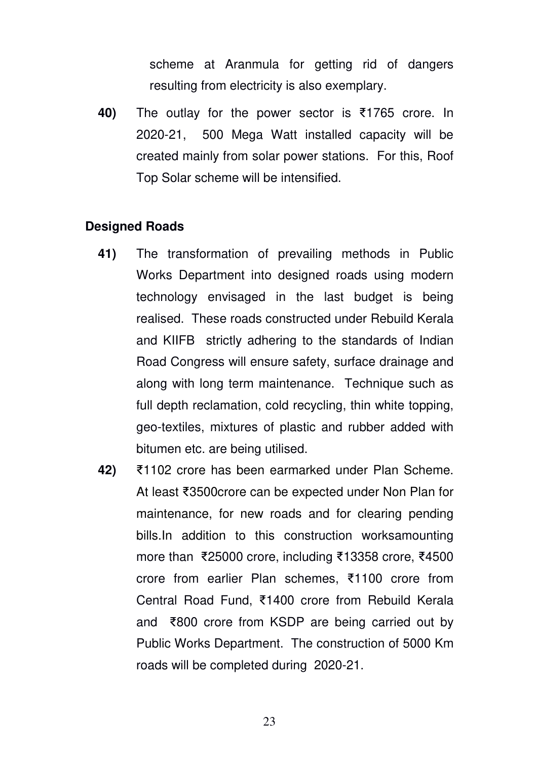scheme at Aranmula for getting rid of dangers resulting from electricity is also exemplary.

**40)** The outlay for the power sector is ₹1765 crore. In 2020-21, 500 Mega Watt installed capacity will be created mainly from solar power stations. For this, Roof Top Solar scheme will be intensified.

**Designed Roads**

**41)** The transformation of prevailing methods in Public Works Department into designed roads using modern technology envisaged in the last budget is being realised. These roads constructed under Rebuild Kerala and KIIFB strictly adhering to the standards of Indian Road Congress will ensure safety, surface drainage and along with long term maintenance. Technique such as full depth reclamation, cold recycling, thin white topping, geo-textiles, mixtures of plastic and rubber added with bitumen etc. are being utilised.

**42)** ₹1102 crore has been earmarked under Plan Scheme. At least ₹3500crore can be expected under Non Plan for maintenance, for new roads and for clearing pending bills.In addition to this construction worksamounting more than ₹25000 crore, including ₹13358 crore, ₹4500 crore from earlier Plan schemes, ₹1100 crore from Central Road Fund, ₹1400 crore from Rebuild Kerala and ₹800 crore from KSDP are being carried out by Public Works Department. The construction of 5000 Km roads will be completed during 2020-21.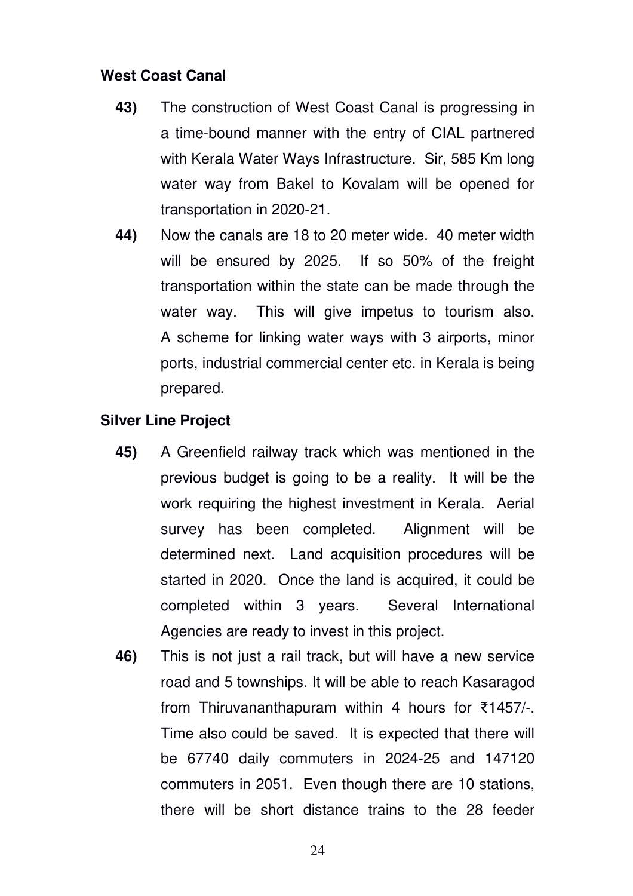**West Coast Canal**

**43)** The construction of West Coast Canal is progressing in a time-bound manner with the entry of CIAL partnered with Kerala Water Ways Infrastructure. Sir, 585 Km long water way from Bakel to Kovalam will be opened for transportation in 2020-21.

**44)** Now the canals are 18 to 20 meter wide. 40 meter width will be ensured by 2025. If so 50% of the freight transportation within the state can be made through the water way. This will give impetus to tourism also. A scheme for linking water ways with 3 airports, minor ports, industrial commercial center etc. in Kerala is being prepared.

**Silver Line Project**

**45)** A Greenfield railway track which was mentioned in the previous budget is going to be a reality. It will be the work requiring the highest investment in Kerala. Aerial survey has been completed. Alignment will be determined next. Land acquisition procedures will be started in 2020. Once the land is acquired, it could be completed within 3 years. Several International Agencies are ready to invest in this project.

**46)** This is not just a rail track, but will have a new service road and 5 townships. It will be able to reach Kasaragod from Thiruvananthapuram within 4 hours for ₹1457/-. Time also could be saved. It is expected that there will be 67740 daily commuters in 2024-25 and 147120 commuters in 2051. Even though there are 10 stations, there will be short distance trains to the 28 feeder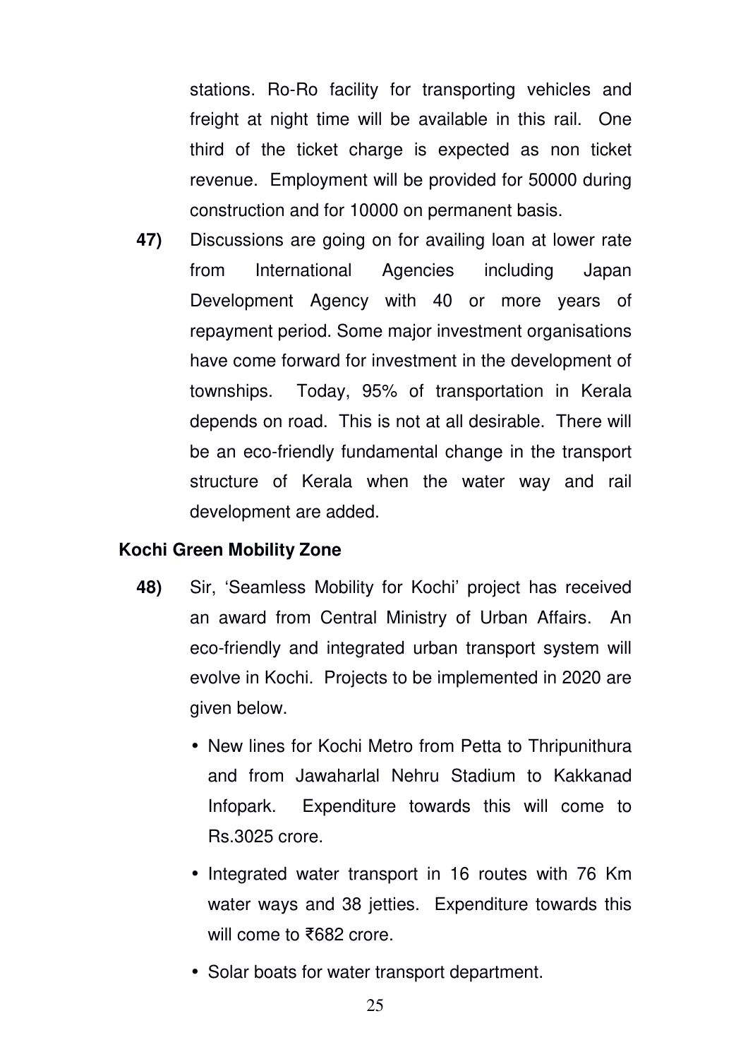stations. Ro-Ro facility for transporting vehicles and freight at night time will be available in this rail. One third of the ticket charge is expected as non ticket revenue. Employment will be provided for 50000 during construction and for 10000 on permanent basis.

**47)** Discussions are going on for availing loan at lower rate from International Agencies including Japan Development Agency with 40 or more years of repayment period. Some major investment organisations have come forward for investment in the development of townships. Today, 95% of transportation in Kerala depends on road. This is not at all desirable. There will be an eco-friendly fundamental change in the transport structure of Kerala when the water way and rail development are added.

**Kochi Green Mobility Zone**

**48)** Sir, 'Seamless Mobility for Kochi' project has received an award from Central Ministry of Urban Affairs. An eco-friendly and integrated urban transport system will evolve in Kochi. Projects to be implemented in 2020 are given below.

- New lines for Kochi Metro from Petta to Thripunithura and from Jawaharlal Nehru Stadium to Kakkanad Infopark. Expenditure towards this will come to Rs.3025 crore.
- Integrated water transport in 16 routes with 76 Km water ways and 38 jetties. Expenditure towards this will come to ₹682 crore.
- Solar boats for water transport department.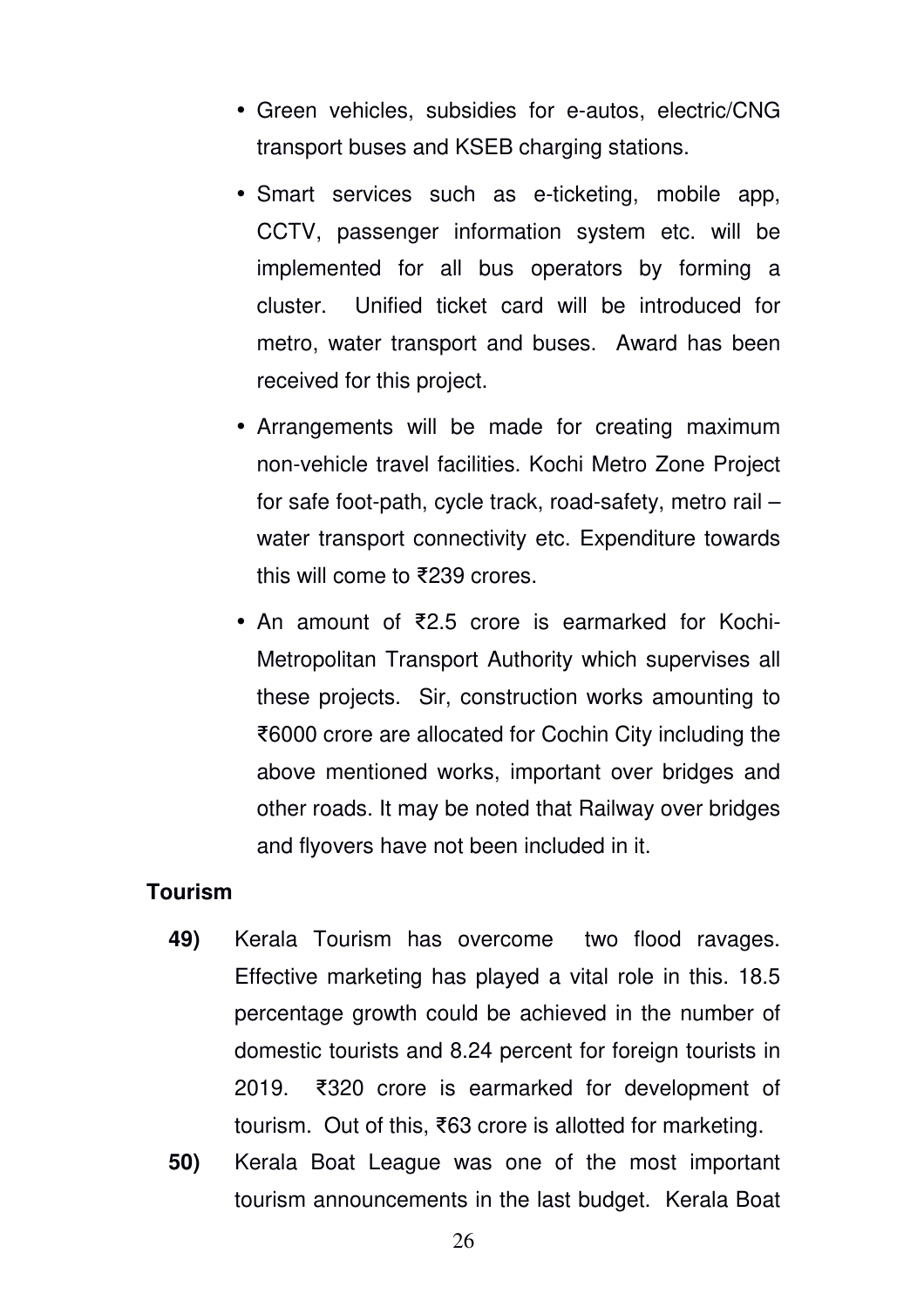- Green vehicles, subsidies for e-autos, electric/CNG transport buses and KSEB charging stations.
- Smart services such as e-ticketing, mobile app, CCTV, passenger information system etc. will be implemented for all bus operators by forming a cluster. Unified ticket card will be introduced for metro, water transport and buses. Award has been received for this project.
- Arrangements will be made for creating maximum non-vehicle travel facilities. Kochi Metro Zone Project for safe foot-path, cycle track, road-safety, metro rail – water transport connectivity etc. Expenditure towards this will come to ₹239 crores.
- An amount of ₹2.5 crore is earmarked for Kochi-Metropolitan Transport Authority which supervises all these projects. Sir, construction works amounting to ₹6000 crore are allocated for Cochin City including the above mentioned works, important over bridges and other roads. It may be noted that Railway over bridges and flyovers have not been included in it.

**Tourism**

**49)** Kerala Tourism has overcome two flood ravages. Effective marketing has played a vital role in this. 18.5 percentage growth could be achieved in the number of domestic tourists and 8.24 percent for foreign tourists in 2019. ₹320 crore is earmarked for development of tourism. Out of this, ₹63 crore is allotted for marketing.

**50)** Kerala Boat League was one of the most important tourism announcements in the last budget. Kerala Boat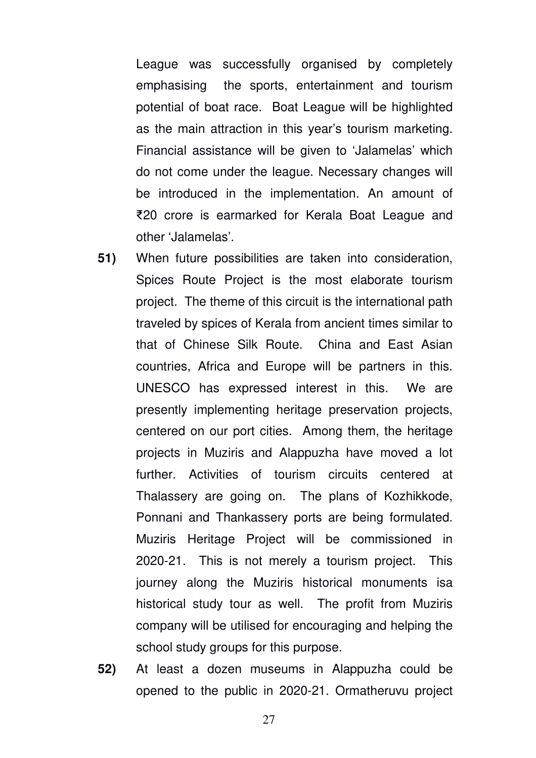League was successfully organised by completely emphasising the sports, entertainment and tourism potential of boat race. Boat League will be highlighted as the main attraction in this year's tourism marketing. Financial assistance will be given to 'Jalamelas' which do not come under the league. Necessary changes will be introduced in the implementation. An amount of ₹20 crore is earmarked for Kerala Boat League and other 'Jalamelas'.

**51)** When future possibilities are taken into consideration, Spices Route Project is the most elaborate tourism project. The theme of this circuit is the international path traveled by spices of Kerala from ancient times similar to that of Chinese Silk Route. China and East Asian countries, Africa and Europe will be partners in this. UNESCO has expressed interest in this. We are presently implementing heritage preservation projects, centered on our port cities. Among them, the heritage projects in Muziris and Alappuzha have moved a lot further. Activities of tourism circuits centered at Thalassery are going on. The plans of Kozhikkode, Ponnani and Thankassery ports are being formulated. Muziris Heritage Project will be commissioned in 2020-21. This is not merely a tourism project. This journey along the Muziris historical monuments isa historical study tour as well. The profit from Muziris company will be utilised for encouraging and helping the school study groups for this purpose.

**52)** At least a dozen museums in Alappuzha could be opened to the public in 2020-21. Ormatheruvu project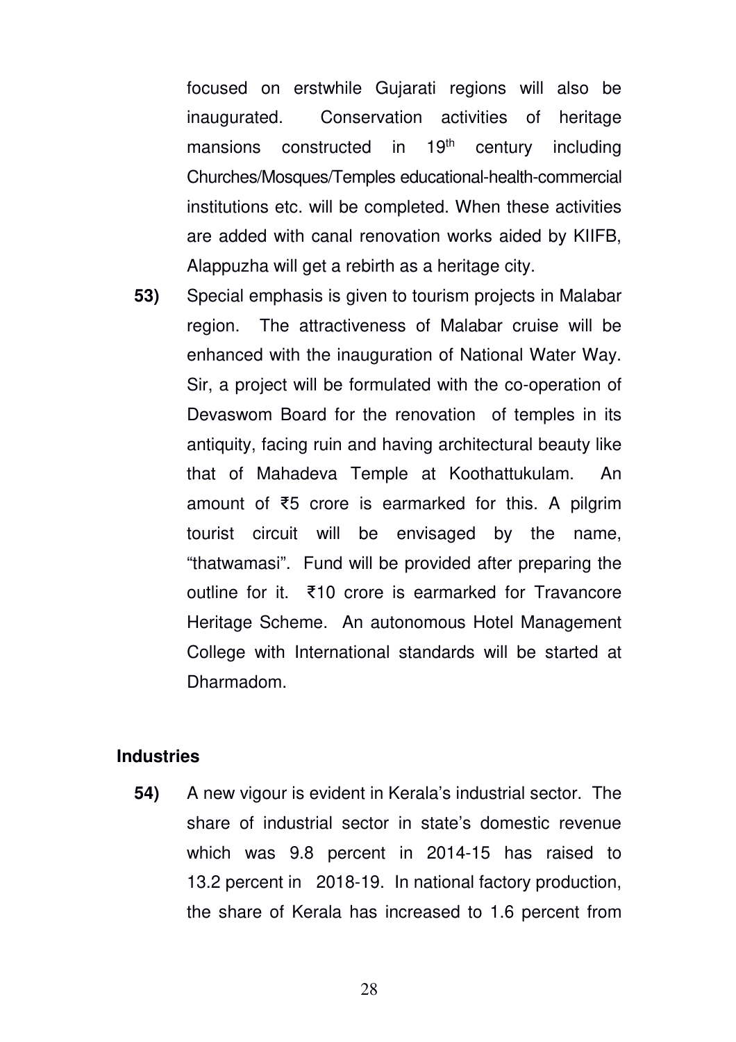focused on erstwhile Gujarati regions will also be inaugurated. Conservation activities of heritage mansions constructed in 19th century including Churches/Mosques/Temples educational-health-commercial institutions etc. will be completed. When these activities are added with canal renovation works aided by KIIFB, Alappuzha will get a rebirth as a heritage city.

**53)** Special emphasis is given to tourism projects in Malabar region. The attractiveness of Malabar cruise will be enhanced with the inauguration of National Water Way. Sir, a project will be formulated with the co-operation of Devaswom Board for the renovation of temples in its antiquity, facing ruin and having architectural beauty like that of Mahadeva Temple at Koothattukulam. An amount of ₹5 crore is earmarked for this. A pilgrim tourist circuit will be envisaged by the name, “thatwamasi”. Fund will be provided after preparing the outline for it. ₹10 crore is earmarked for Travancore Heritage Scheme. An autonomous Hotel Management College with International standards will be started at Dharmadom.

## Industries

**54)** A new vigour is evident in Kerala’s industrial sector. The share of industrial sector in state’s domestic revenue which was 9.8 percent in 2014-15 has raised to 13.2 percent in 2018-19. In national factory production, the share of Kerala has increased to 1.6 percent from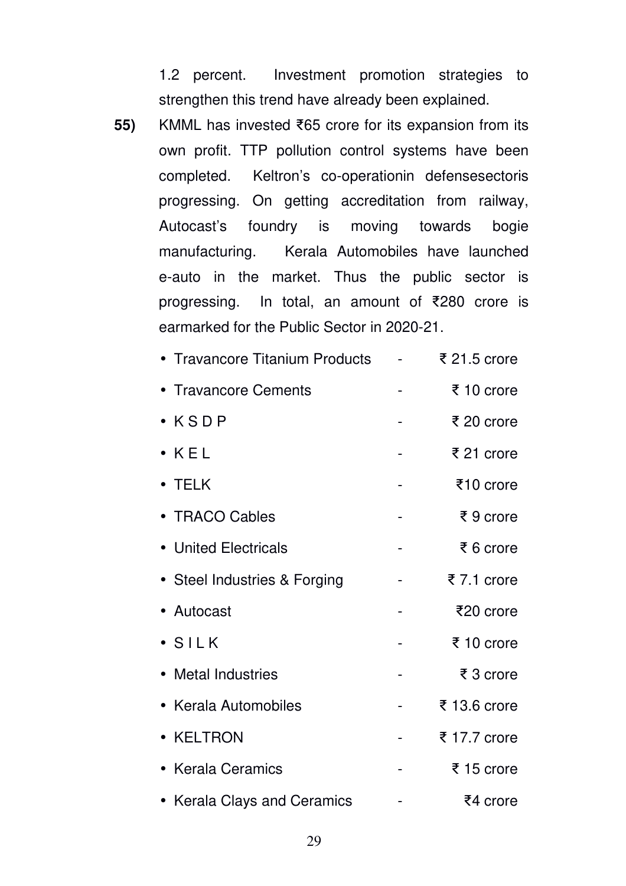1.2 percent. Investment promotion strategies to strengthen this trend have already been explained.

**55)** KMML has invested ₹65 crore for its expansion from its own profit. TTP pollution control systems have been completed. Keltron's co-operationin defensesectoris progressing. On getting accreditation from railway, Autocast's foundry is moving towards bogie manufacturing. Kerala Automobiles have launched e-auto in the market. Thus the public sector is progressing. In total, an amount of ₹280 crore is earmarked for the Public Sector in 2020-21.

- Travancore Titanium Products - ₹ 21.5 crore
- Travancore Cements - ₹ 10 crore
- K S D P - ₹ 20 crore
- K E L - ₹ 21 crore
- TELK - ₹10 crore
- TRACO Cables - ₹ 9 crore
- United Electricals - ₹ 6 crore
- Steel Industries & Forging - ₹ 7.1 crore
- Autocast - ₹20 crore
- S I L K - ₹ 10 crore
- Metal Industries - ₹ 3 crore
- Kerala Automobiles - ₹ 13.6 crore
- KELTRON - ₹ 17.7 crore
- Kerala Ceramics - ₹ 15 crore
- Kerala Clays and Ceramics - ₹4 crore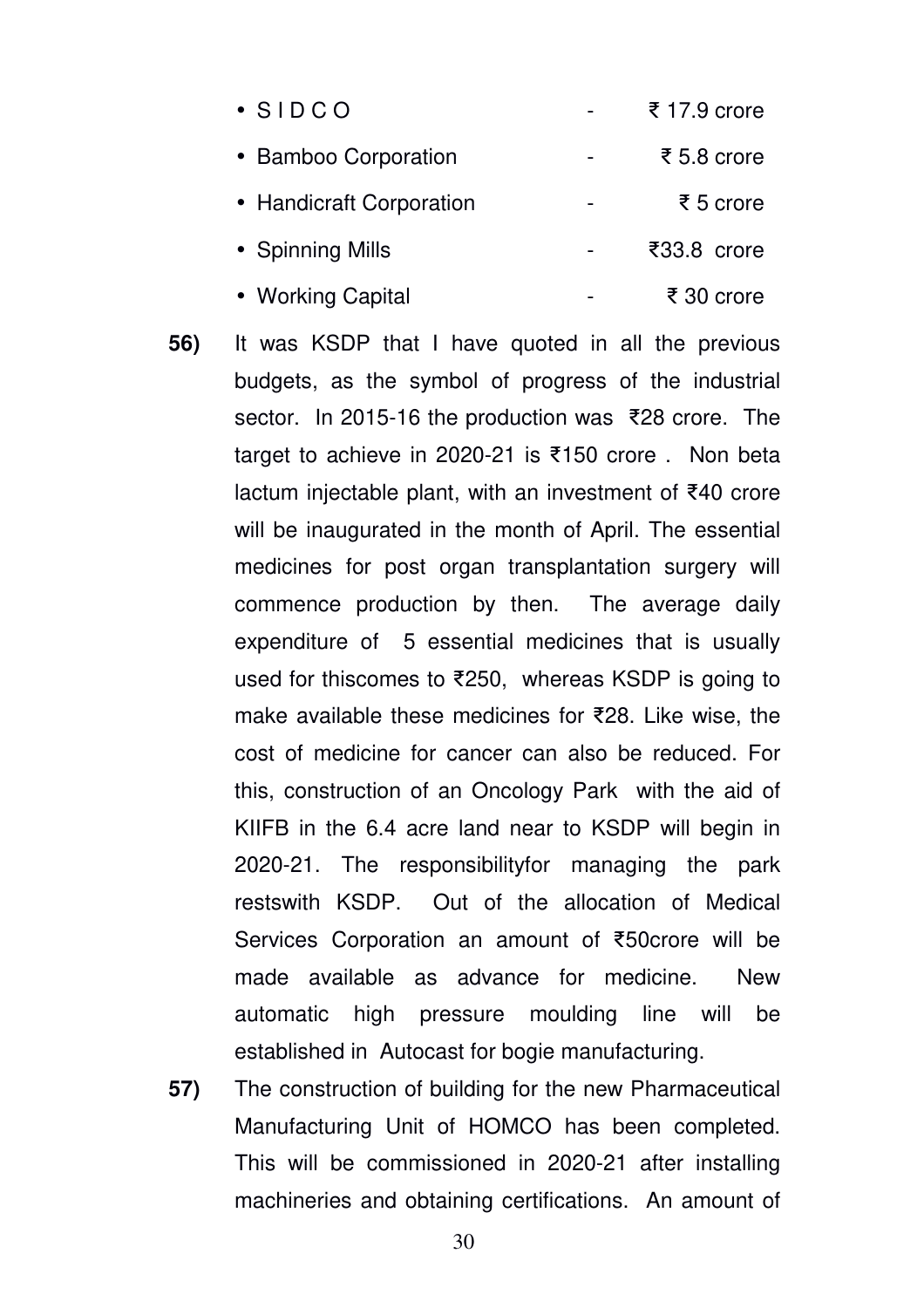- S I D C O - ₹ 17.9 crore
- Bamboo Corporation - ₹ 5.8 crore
- Handicraft Corporation - ₹ 5 crore
- Spinning Mills - ₹33.8 crore
- Working Capital - ₹ 30 crore

**56)** It was KSDP that I have quoted in all the previous budgets, as the symbol of progress of the industrial sector. In 2015-16 the production was ₹28 crore. The target to achieve in 2020-21 is ₹150 crore . Non beta lactum injectable plant, with an investment of ₹40 crore will be inaugurated in the month of April. The essential medicines for post organ transplantation surgery will commence production by then. The average daily expenditure of 5 essential medicines that is usually used for thiscomes to ₹250, whereas KSDP is going to make available these medicines for ₹28. Like wise, the cost of medicine for cancer can also be reduced. For this, construction of an Oncology Park with the aid of KIIFB in the 6.4 acre land near to KSDP will begin in 2020-21. The responsibilityfor managing the park restswith KSDP. Out of the allocation of Medical Services Corporation an amount of ₹50crore will be made available as advance for medicine. New automatic high pressure moulding line will be established in Autocast for bogie manufacturing.

**57)** The construction of building for the new Pharmaceutical Manufacturing Unit of HOMCO has been completed. This will be commissioned in 2020-21 after installing machineries and obtaining certifications. An amount of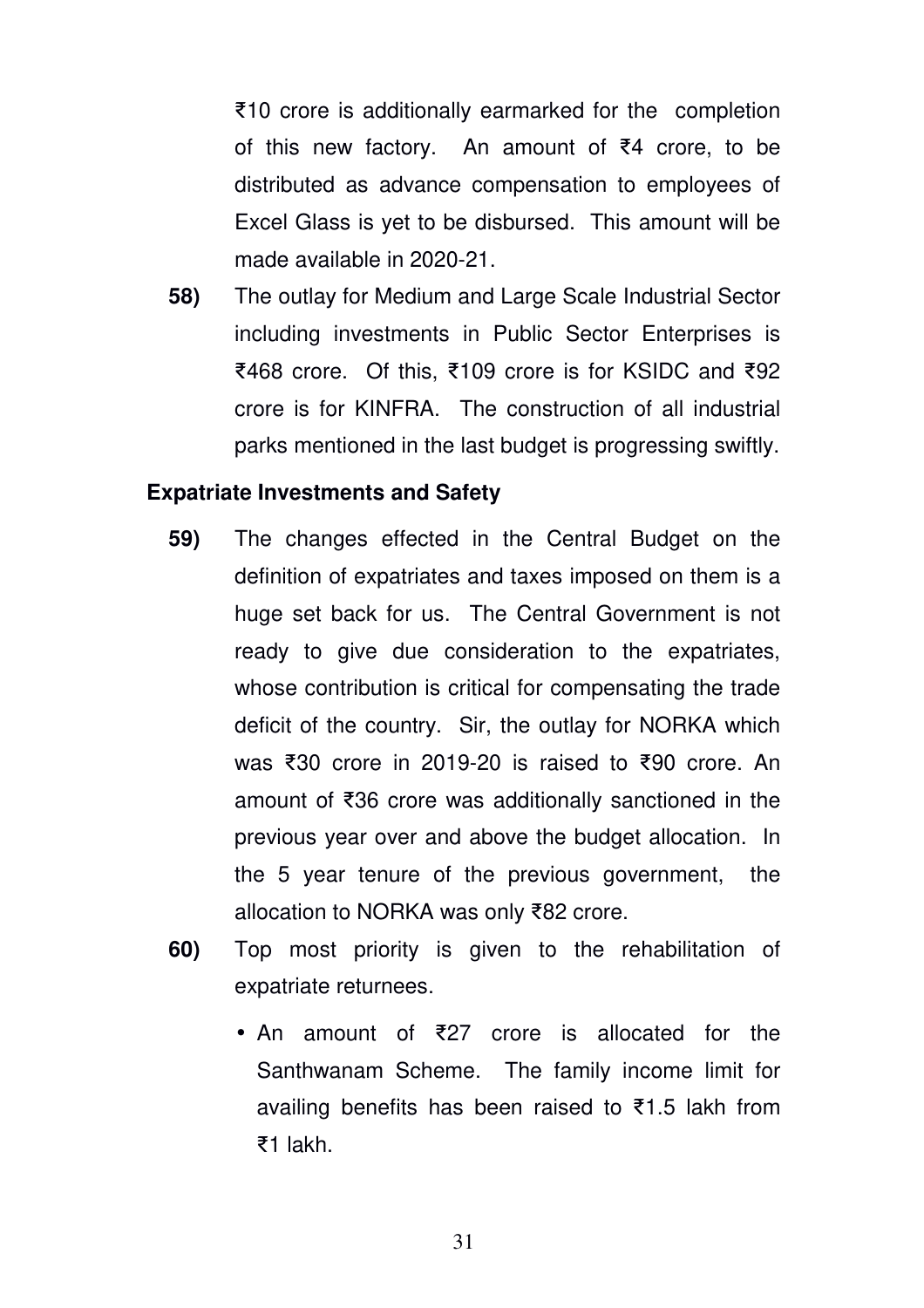₹10 crore is additionally earmarked for the completion of this new factory. An amount of ₹4 crore, to be distributed as advance compensation to employees of Excel Glass is yet to be disbursed. This amount will be made available in 2020-21.

**58)** The outlay for Medium and Large Scale Industrial Sector including investments in Public Sector Enterprises is ₹468 crore. Of this, ₹109 crore is for KSIDC and ₹92 crore is for KINFRA. The construction of all industrial parks mentioned in the last budget is progressing swiftly.

**Expatriate Investments and Safety**

**59)** The changes effected in the Central Budget on the definition of expatriates and taxes imposed on them is a huge set back for us. The Central Government is not ready to give due consideration to the expatriates, whose contribution is critical for compensating the trade deficit of the country. Sir, the outlay for NORKA which was ₹30 crore in 2019-20 is raised to ₹90 crore. An amount of ₹36 crore was additionally sanctioned in the previous year over and above the budget allocation. In the 5 year tenure of the previous government, the allocation to NORKA was only ₹82 crore.

**60)** Top most priority is given to the rehabilitation of expatriate returnees.

- An amount of ₹27 crore is allocated for the Santhwanam Scheme. The family income limit for availing benefits has been raised to ₹1.5 lakh from ₹1 lakh.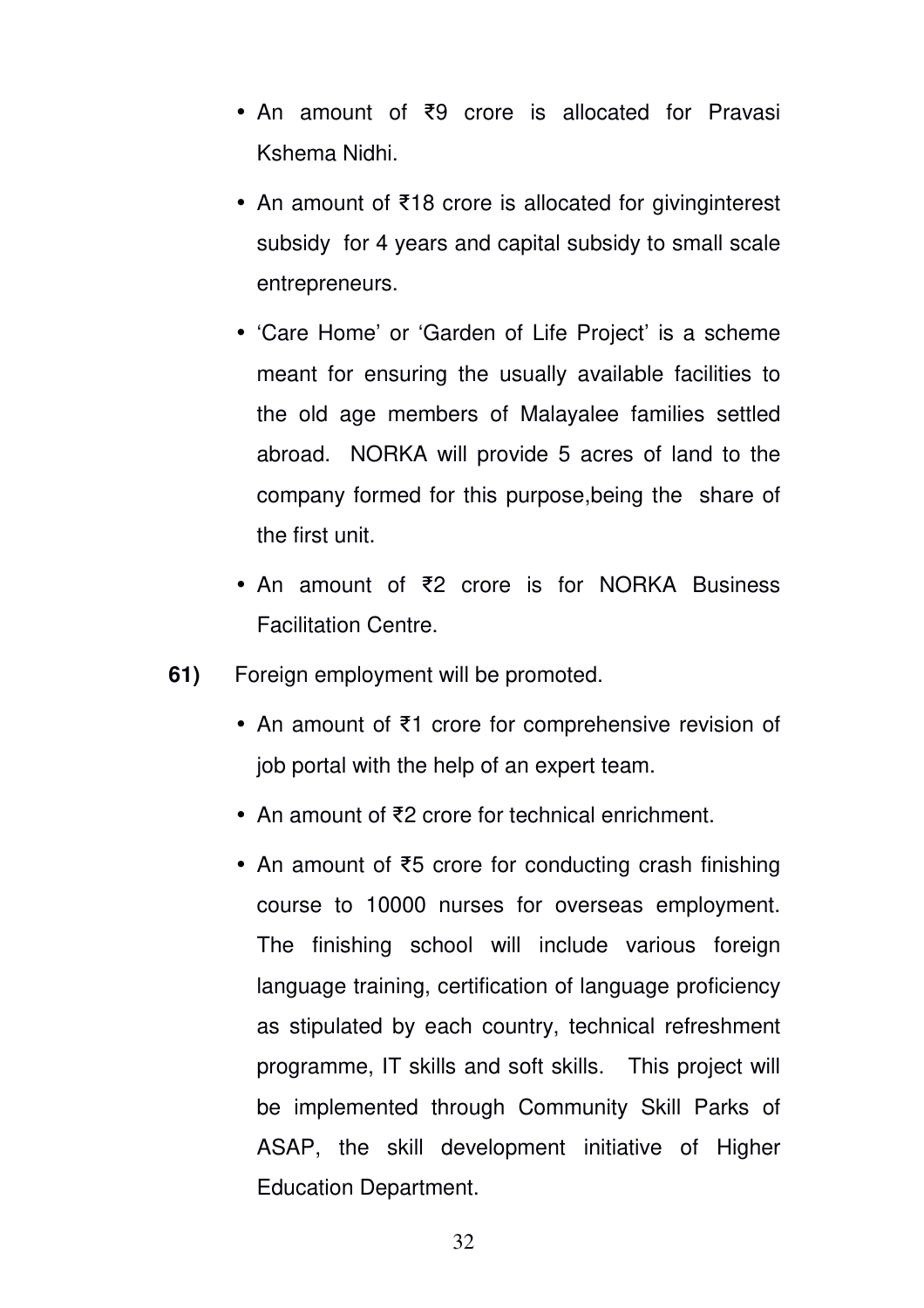- An amount of ₹9 crore is allocated for Pravasi Kshema Nidhi.
- An amount of ₹18 crore is allocated for givinginterest subsidy for 4 years and capital subsidy to small scale entrepreneurs.
- 'Care Home' or 'Garden of Life Project' is a scheme meant for ensuring the usually available facilities to the old age members of Malayalee families settled abroad. NORKA will provide 5 acres of land to the company formed for this purpose,being the share of the first unit.
- An amount of ₹2 crore is for NORKA Business Facilitation Centre.

**61)** Foreign employment will be promoted.

- An amount of ₹1 crore for comprehensive revision of job portal with the help of an expert team.
- An amount of ₹2 crore for technical enrichment.
- An amount of ₹5 crore for conducting crash finishing course to 10000 nurses for overseas employment. The finishing school will include various foreign language training, certification of language proficiency as stipulated by each country, technical refreshment programme, IT skills and soft skills. This project will be implemented through Community Skill Parks of ASAP, the skill development initiative of Higher Education Department.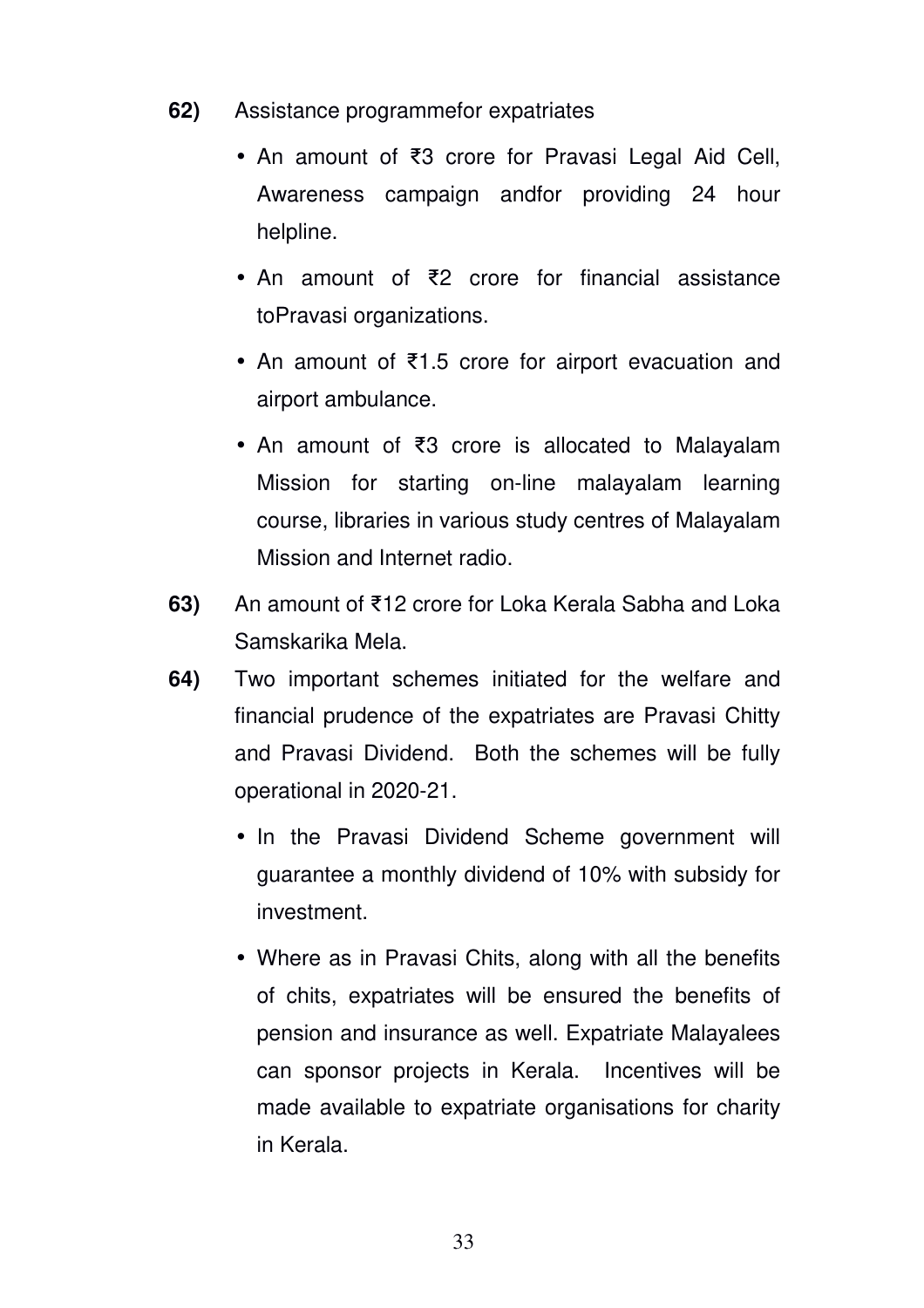**62)** Assistance programmefor expatriates

- An amount of ₹3 crore for Pravasi Legal Aid Cell, Awareness campaign andfor providing 24 hour helpline.
- An amount of ₹2 crore for financial assistance toPravasi organizations.
- An amount of ₹1.5 crore for airport evacuation and airport ambulance.
- An amount of ₹3 crore is allocated to Malayalam Mission for starting on-line malayalam learning course, libraries in various study centres of Malayalam Mission and Internet radio.

**63)** An amount of ₹12 crore for Loka Kerala Sabha and Loka Samskarika Mela.

**64)** Two important schemes initiated for the welfare and financial prudence of the expatriates are Pravasi Chitty and Pravasi Dividend. Both the schemes will be fully operational in 2020-21.

- In the Pravasi Dividend Scheme government will guarantee a monthly dividend of 10% with subsidy for investment.
- Where as in Pravasi Chits, along with all the benefits of chits, expatriates will be ensured the benefits of pension and insurance as well. Expatriate Malayalees can sponsor projects in Kerala. Incentives will be made available to expatriate organisations for charity in Kerala.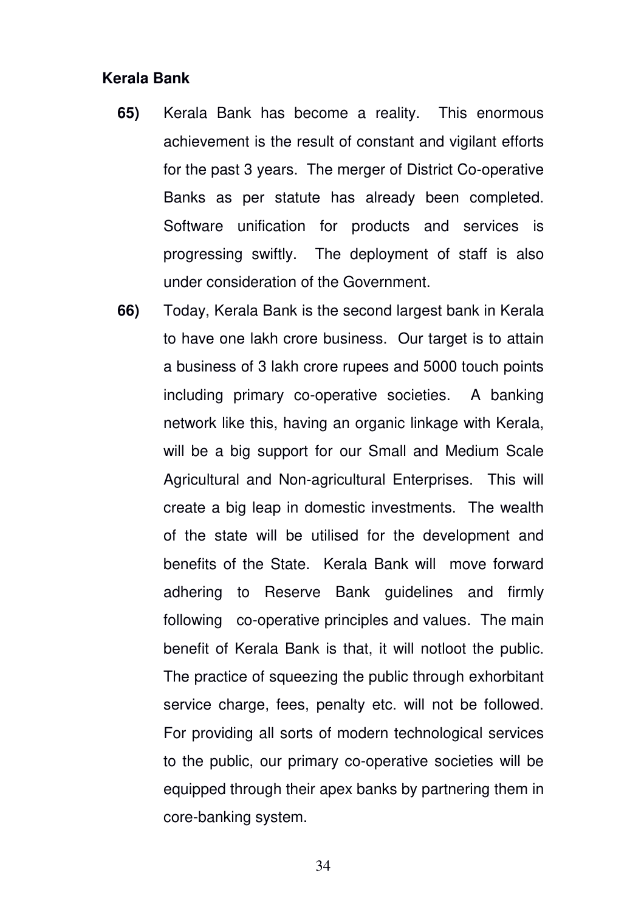**Kerala Bank**

**65)** Kerala Bank has become a reality. This enormous achievement is the result of constant and vigilant efforts for the past 3 years. The merger of District Co-operative Banks as per statute has already been completed. Software unification for products and services is progressing swiftly. The deployment of staff is also under consideration of the Government.

**66)** Today, Kerala Bank is the second largest bank in Kerala to have one lakh crore business. Our target is to attain a business of 3 lakh crore rupees and 5000 touch points including primary co-operative societies. A banking network like this, having an organic linkage with Kerala, will be a big support for our Small and Medium Scale Agricultural and Non-agricultural Enterprises. This will create a big leap in domestic investments. The wealth of the state will be utilised for the development and benefits of the State. Kerala Bank will move forward adhering to Reserve Bank guidelines and firmly following co-operative principles and values. The main benefit of Kerala Bank is that, it will notloot the public. The practice of squeezing the public through exhorbitant service charge, fees, penalty etc. will not be followed. For providing all sorts of modern technological services to the public, our primary co-operative societies will be equipped through their apex banks by partnering them in core-banking system.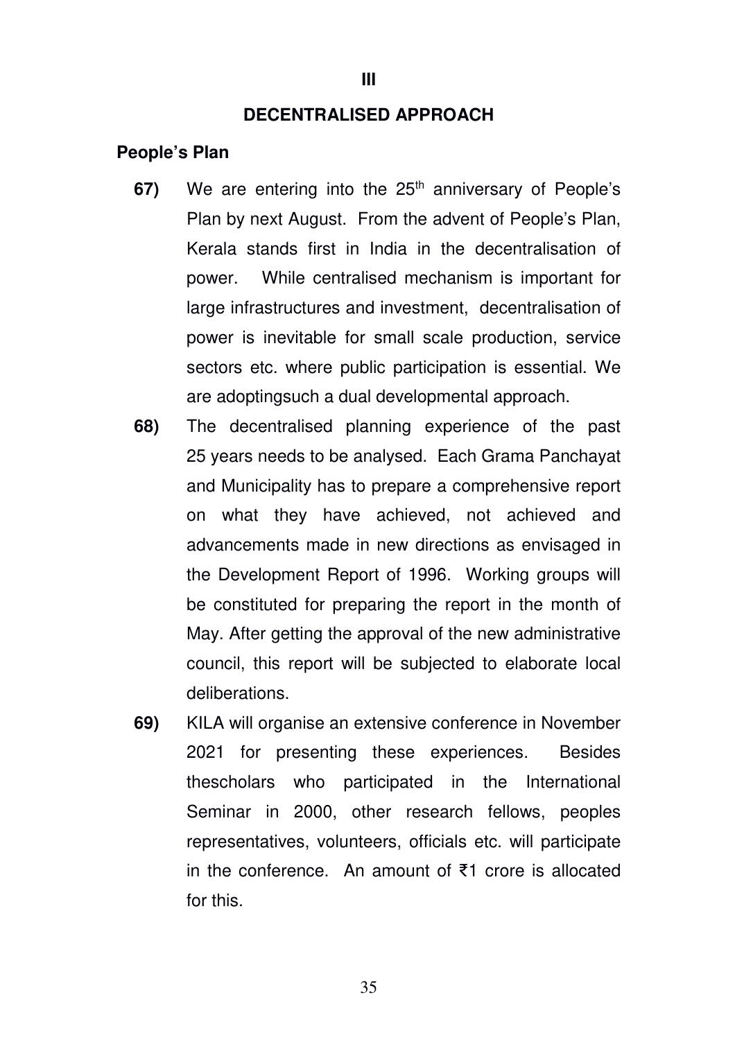## III

## DECENTRALISED APPROACH

### People's Plan

**67)** We are entering into the 25th anniversary of People's Plan by next August. From the advent of People's Plan, Kerala stands first in India in the decentralisation of power. While centralised mechanism is important for large infrastructures and investment, decentralisation of power is inevitable for small scale production, service sectors etc. where public participation is essential. We are adoptingsuch a dual developmental approach.

**68)** The decentralised planning experience of the past 25 years needs to be analysed. Each Grama Panchayat and Municipality has to prepare a comprehensive report on what they have achieved, not achieved and advancements made in new directions as envisaged in the Development Report of 1996. Working groups will be constituted for preparing the report in the month of May. After getting the approval of the new administrative council, this report will be subjected to elaborate local deliberations.

**69)** KILA will organise an extensive conference in November 2021 for presenting these experiences. Besides thescholars who participated in the International Seminar in 2000, other research fellows, peoples representatives, volunteers, officials etc. will participate in the conference. An amount of ₹1 crore is allocated for this.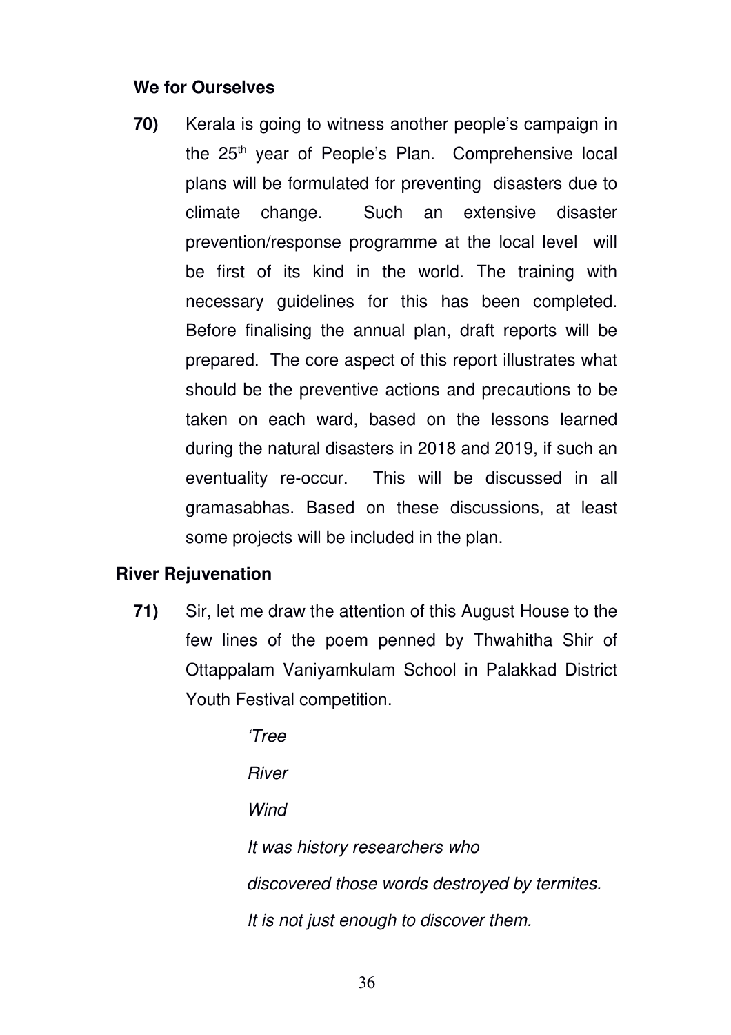**We for Ourselves**

**70)** Kerala is going to witness another people's campaign in the 25th year of People's Plan. Comprehensive local plans will be formulated for preventing disasters due to climate change. Such an extensive disaster prevention/response programme at the local level will be first of its kind in the world. The training with necessary guidelines for this has been completed. Before finalising the annual plan, draft reports will be prepared. The core aspect of this report illustrates what should be the preventive actions and precautions to be taken on each ward, based on the lessons learned during the natural disasters in 2018 and 2019, if such an eventuality re-occur. This will be discussed in all gramasabhas. Based on these discussions, at least some projects will be included in the plan.

**River Rejuvenation**

**71)** Sir, let me draw the attention of this August House to the few lines of the poem penned by Thwahitha Shir of Ottappalam Vaniyamkulam School in Palakkad District Youth Festival competition.

> *'Tree*
>
> *River*
>
> *Wind*
>
> *It was history researchers who*
>
> *discovered those words destroyed by termites.*
>
> *It is not just enough to discover them.*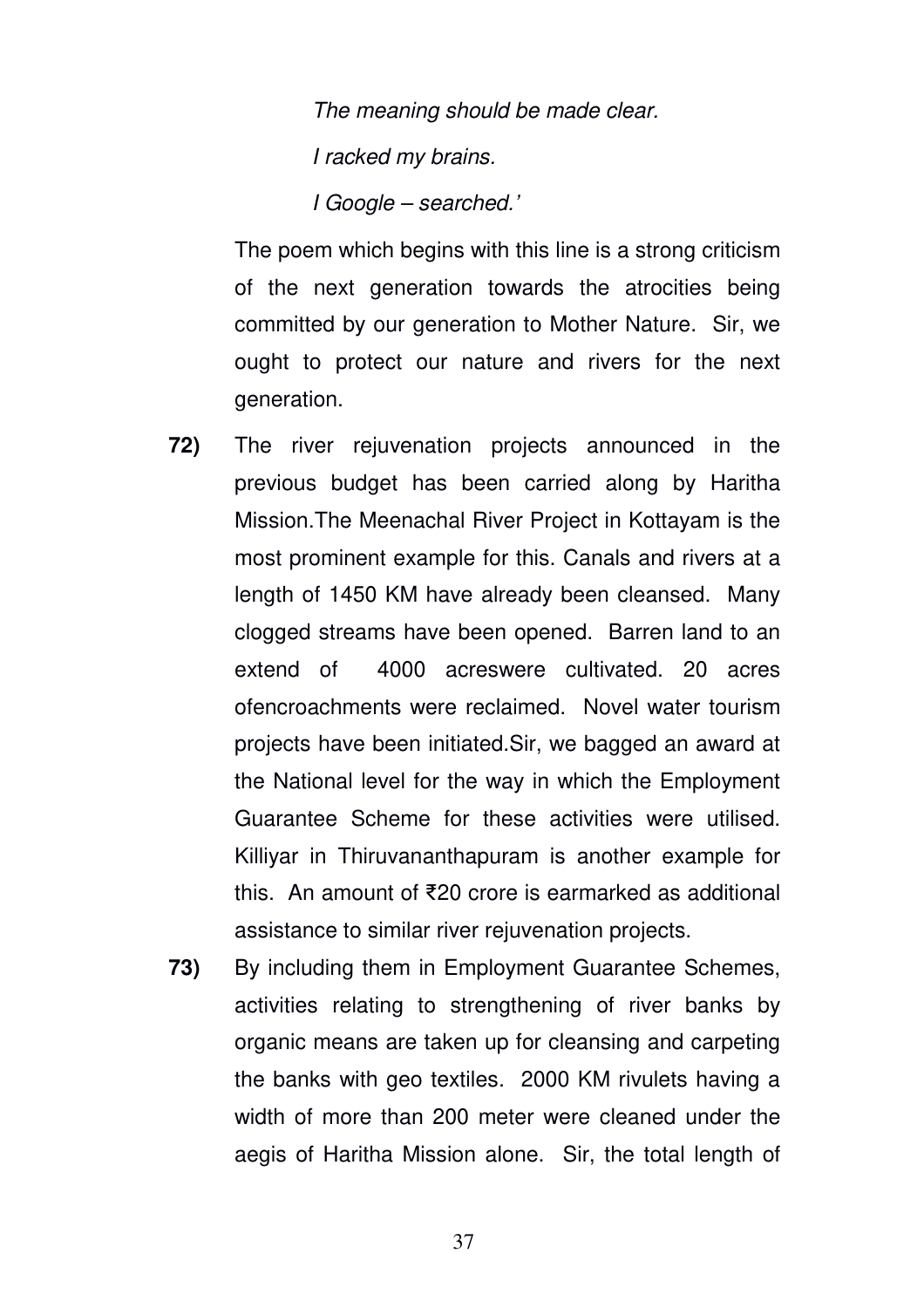*The meaning should be made clear.*

*I racked my brains.*

*I Google – searched.'*

The poem which begins with this line is a strong criticism of the next generation towards the atrocities being committed by our generation to Mother Nature. Sir, we ought to protect our nature and rivers for the next generation.

**72)** The river rejuvenation projects announced in the previous budget has been carried along by Haritha Mission.The Meenachal River Project in Kottayam is the most prominent example for this. Canals and rivers at a length of 1450 KM have already been cleansed. Many clogged streams have been opened. Barren land to an extend of 4000 acreswere cultivated. 20 acres ofencroachments were reclaimed. Novel water tourism projects have been initiated.Sir, we bagged an award at the National level for the way in which the Employment Guarantee Scheme for these activities were utilised. Killiyar in Thiruvananthapuram is another example for this. An amount of ₹20 crore is earmarked as additional assistance to similar river rejuvenation projects.

**73)** By including them in Employment Guarantee Schemes, activities relating to strengthening of river banks by organic means are taken up for cleansing and carpeting the banks with geo textiles. 2000 KM rivulets having a width of more than 200 meter were cleaned under the aegis of Haritha Mission alone. Sir, the total length of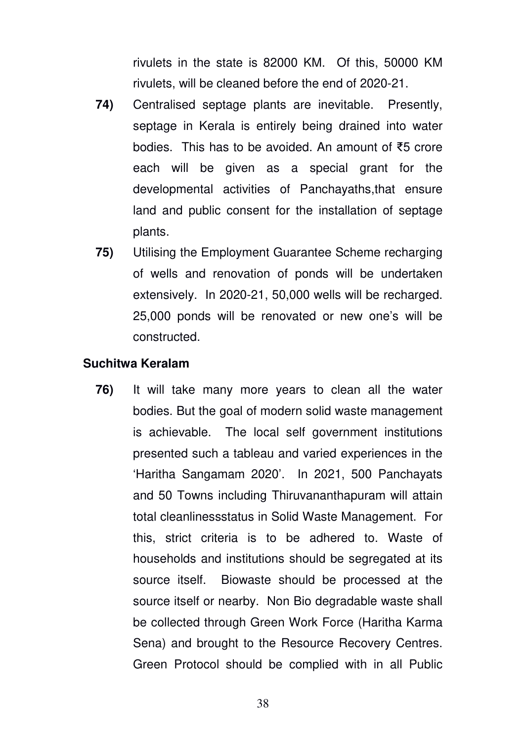rivulets in the state is 82000 KM. Of this, 50000 KM rivulets, will be cleaned before the end of 2020-21.

**74)** Centralised septage plants are inevitable. Presently, septage in Kerala is entirely being drained into water bodies. This has to be avoided. An amount of ₹5 crore each will be given as a special grant for the developmental activities of Panchayaths,that ensure land and public consent for the installation of septage plants.

**75)** Utilising the Employment Guarantee Scheme recharging of wells and renovation of ponds will be undertaken extensively. In 2020-21, 50,000 wells will be recharged. 25,000 ponds will be renovated or new one's will be constructed.

**Suchitwa Keralam**

**76)** It will take many more years to clean all the water bodies. But the goal of modern solid waste management is achievable. The local self government institutions presented such a tableau and varied experiences in the 'Haritha Sangamam 2020'. In 2021, 500 Panchayats and 50 Towns including Thiruvananthapuram will attain total cleanlinessstatus in Solid Waste Management. For this, strict criteria is to be adhered to. Waste of households and institutions should be segregated at its source itself. Biowaste should be processed at the source itself or nearby. Non Bio degradable waste shall be collected through Green Work Force (Haritha Karma Sena) and brought to the Resource Recovery Centres. Green Protocol should be complied with in all Public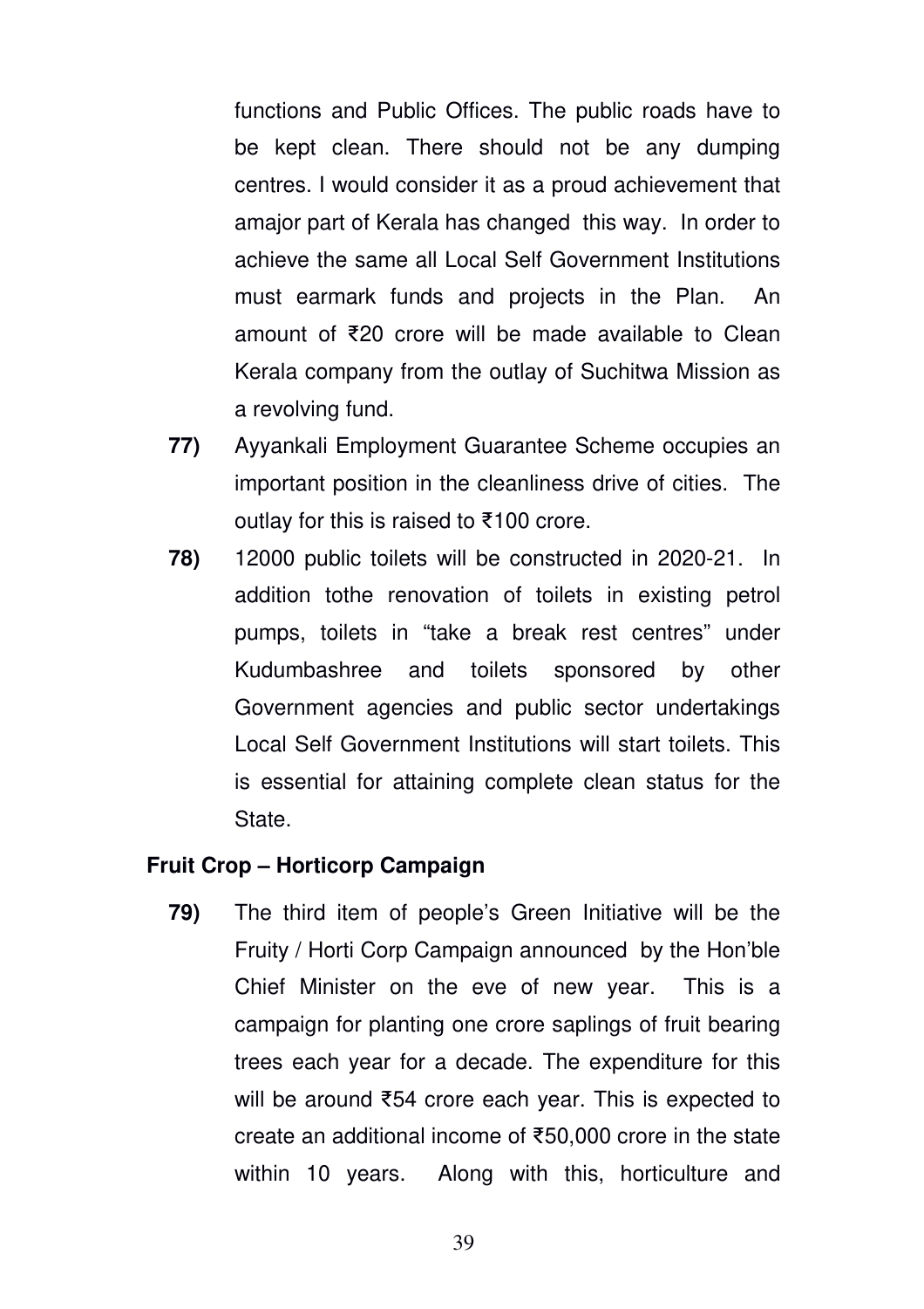functions and Public Offices. The public roads have to be kept clean. There should not be any dumping centres. I would consider it as a proud achievement that amajor part of Kerala has changed this way. In order to achieve the same all Local Self Government Institutions must earmark funds and projects in the Plan. An amount of ₹20 crore will be made available to Clean Kerala company from the outlay of Suchitwa Mission as a revolving fund.

**77)** Ayyankali Employment Guarantee Scheme occupies an important position in the cleanliness drive of cities. The outlay for this is raised to ₹100 crore.

**78)** 12000 public toilets will be constructed in 2020-21. In addition tothe renovation of toilets in existing petrol pumps, toilets in "take a break rest centres" under Kudumbashree and toilets sponsored by other Government agencies and public sector undertakings Local Self Government Institutions will start toilets. This is essential for attaining complete clean status for the State.

### Fruit Crop – Horticorp Campaign

**79)** The third item of people's Green Initiative will be the Fruity / Horti Corp Campaign announced by the Hon'ble Chief Minister on the eve of new year. This is a campaign for planting one crore saplings of fruit bearing trees each year for a decade. The expenditure for this will be around ₹54 crore each year. This is expected to create an additional income of ₹50,000 crore in the state within 10 years. Along with this, horticulture and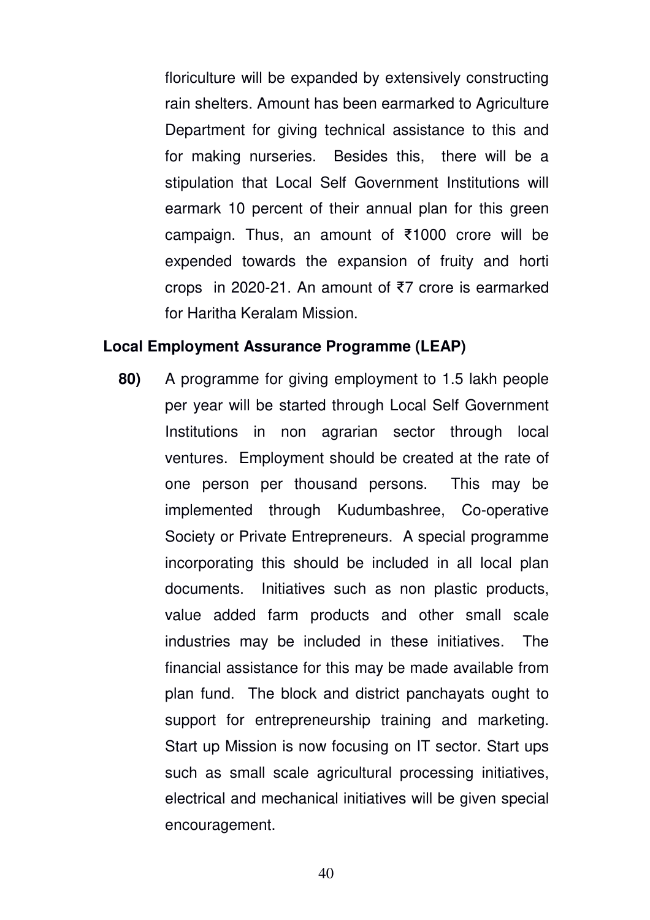floriculture will be expanded by extensively constructing rain shelters. Amount has been earmarked to Agriculture Department for giving technical assistance to this and for making nurseries. Besides this, there will be a stipulation that Local Self Government Institutions will earmark 10 percent of their annual plan for this green campaign. Thus, an amount of ₹1000 crore will be expended towards the expansion of fruity and horti crops in 2020-21. An amount of ₹7 crore is earmarked for Haritha Keralam Mission.

**Local Employment Assurance Programme (LEAP)**

**80)** A programme for giving employment to 1.5 lakh people per year will be started through Local Self Government Institutions in non agrarian sector through local ventures. Employment should be created at the rate of one person per thousand persons. This may be implemented through Kudumbashree, Co-operative Society or Private Entrepreneurs. A special programme incorporating this should be included in all local plan documents. Initiatives such as non plastic products, value added farm products and other small scale industries may be included in these initiatives. The financial assistance for this may be made available from plan fund. The block and district panchayats ought to support for entrepreneurship training and marketing. Start up Mission is now focusing on IT sector. Start ups such as small scale agricultural processing initiatives, electrical and mechanical initiatives will be given special encouragement.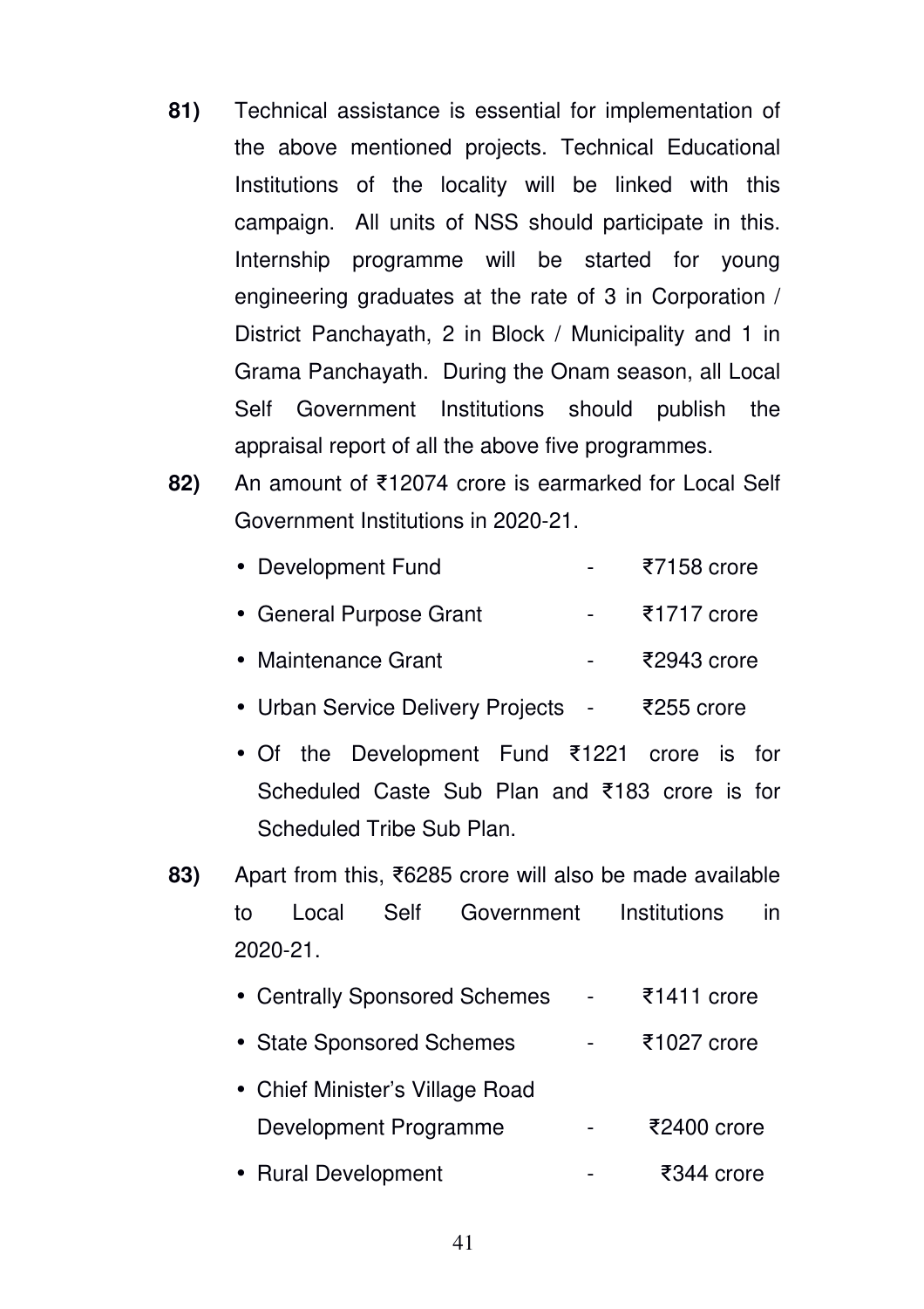**81)** Technical assistance is essential for implementation of the above mentioned projects. Technical Educational Institutions of the locality will be linked with this campaign. All units of NSS should participate in this. Internship programme will be started for young engineering graduates at the rate of 3 in Corporation / District Panchayath, 2 in Block / Municipality and 1 in Grama Panchayath. During the Onam season, all Local Self Government Institutions should publish the appraisal report of all the above five programmes.

**82)** An amount of ₹12074 crore is earmarked for Local Self Government Institutions in 2020-21.

- Development Fund - ₹7158 crore
- General Purpose Grant - ₹1717 crore
- Maintenance Grant - ₹2943 crore
- Urban Service Delivery Projects - ₹255 crore
- Of the Development Fund ₹1221 crore is for Scheduled Caste Sub Plan and ₹183 crore is for Scheduled Tribe Sub Plan.

**83)** Apart from this, ₹6285 crore will also be made available to Local Self Government Institutions in 2020-21.

- Centrally Sponsored Schemes - ₹1411 crore
- State Sponsored Schemes - ₹1027 crore
- Chief Minister's Village Road Development Programme - ₹2400 crore
- Rural Development - ₹344 crore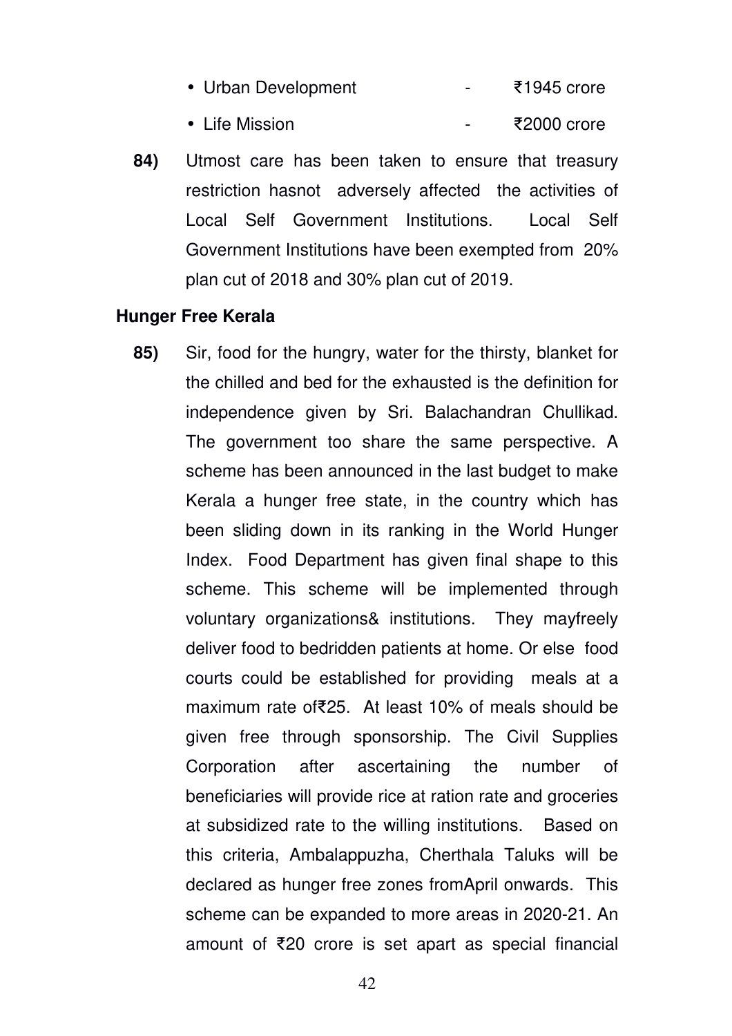- Urban Development - ₹1945 crore
- Life Mission - ₹2000 crore

**84)** Utmost care has been taken to ensure that treasury restriction hasnot adversely affected the activities of Local Self Government Institutions. Local Self Government Institutions have been exempted from 20% plan cut of 2018 and 30% plan cut of 2019.

**Hunger Free Kerala**

**85)** Sir, food for the hungry, water for the thirsty, blanket for the chilled and bed for the exhausted is the definition for independence given by Sri. Balachandran Chullikad. The government too share the same perspective. A scheme has been announced in the last budget to make Kerala a hunger free state, in the country which has been sliding down in its ranking in the World Hunger Index. Food Department has given final shape to this scheme. This scheme will be implemented through voluntary organizations& institutions. They mayfreely deliver food to bedridden patients at home. Or else food courts could be established for providing meals at a maximum rate of₹25. At least 10% of meals should be given free through sponsorship. The Civil Supplies Corporation after ascertaining the number of beneficiaries will provide rice at ration rate and groceries at subsidized rate to the willing institutions. Based on this criteria, Ambalappuzha, Cherthala Taluks will be declared as hunger free zones fromApril onwards. This scheme can be expanded to more areas in 2020-21. An amount of ₹20 crore is set apart as special financial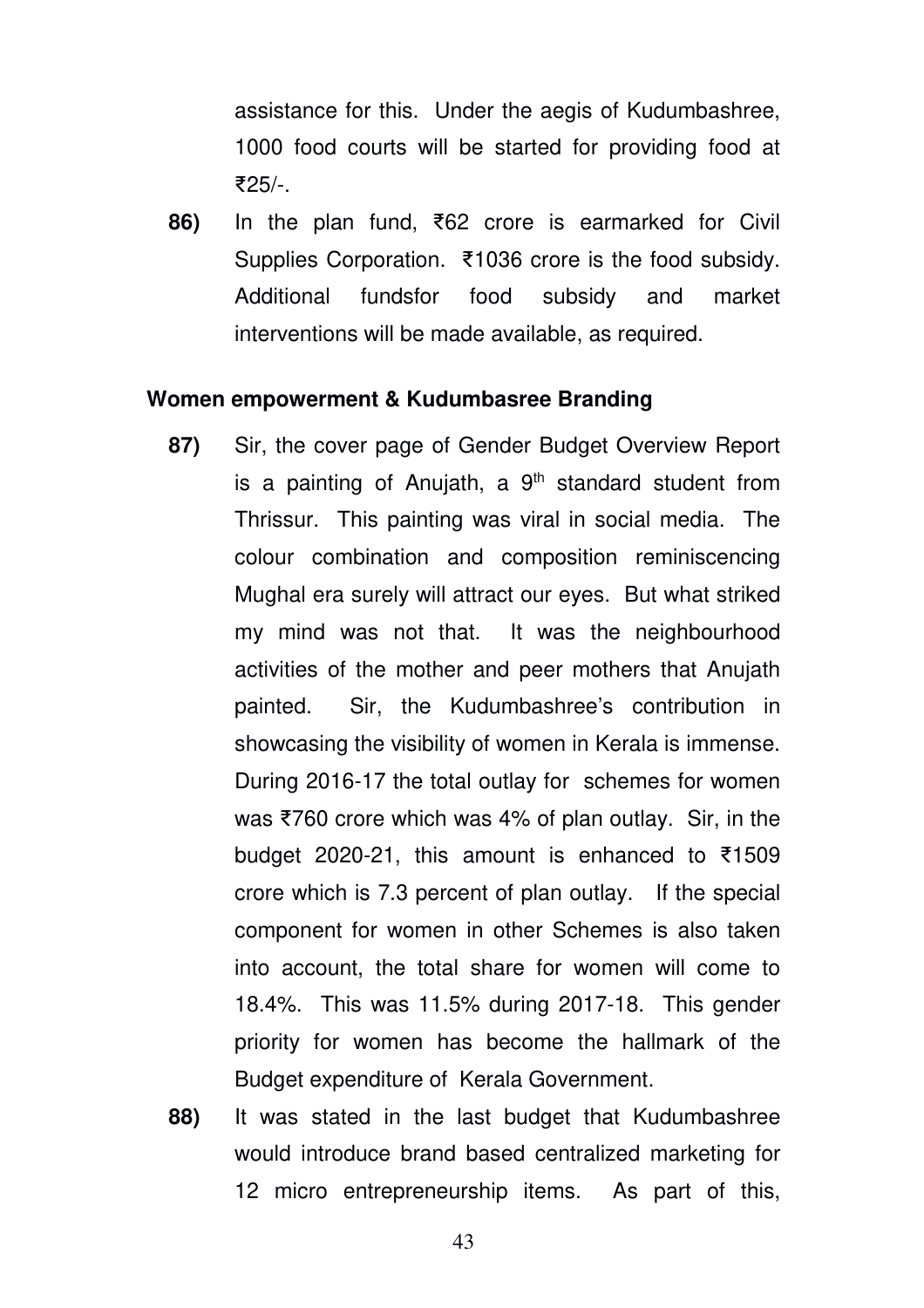assistance for this. Under the aegis of Kudumbashree, 1000 food courts will be started for providing food at ₹25/-.

**86)** In the plan fund, ₹62 crore is earmarked for Civil Supplies Corporation. ₹1036 crore is the food subsidy. Additional fundsfor food subsidy and market interventions will be made available, as required.

**Women empowerment & Kudumbasree Branding**

**87)** Sir, the cover page of Gender Budget Overview Report is a painting of Anujath, a 9th standard student from Thrissur. This painting was viral in social media. The colour combination and composition reminiscencing Mughal era surely will attract our eyes. But what striked my mind was not that. It was the neighbourhood activities of the mother and peer mothers that Anujath painted. Sir, the Kudumbashree's contribution in showcasing the visibility of women in Kerala is immense. During 2016-17 the total outlay for schemes for women was ₹760 crore which was 4% of plan outlay. Sir, in the budget 2020-21, this amount is enhanced to ₹1509 crore which is 7.3 percent of plan outlay. If the special component for women in other Schemes is also taken into account, the total share for women will come to 18.4%. This was 11.5% during 2017-18. This gender priority for women has become the hallmark of the Budget expenditure of Kerala Government.

**88)** It was stated in the last budget that Kudumbashree would introduce brand based centralized marketing for 12 micro entrepreneurship items. As part of this,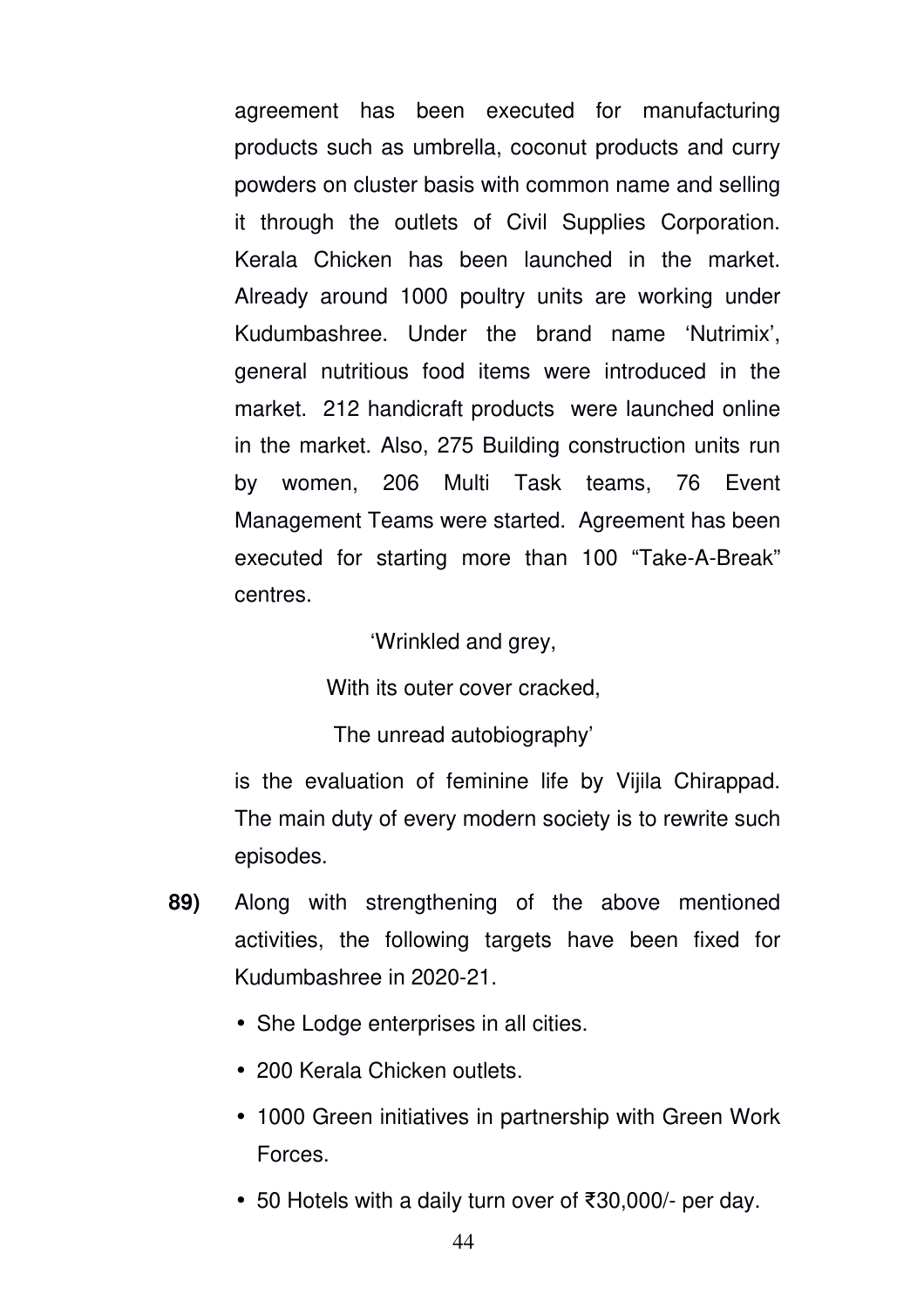agreement has been executed for manufacturing products such as umbrella, coconut products and curry powders on cluster basis with common name and selling it through the outlets of Civil Supplies Corporation. Kerala Chicken has been launched in the market. Already around 1000 poultry units are working under Kudumbashree. Under the brand name 'Nutrimix', general nutritious food items were introduced in the market. 212 handicraft products were launched online in the market. Also, 275 Building construction units run by women, 206 Multi Task teams, 76 Event Management Teams were started. Agreement has been executed for starting more than 100 "Take-A-Break" centres.

'Wrinkled and grey,

With its outer cover cracked,

The unread autobiography'

is the evaluation of feminine life by Vijila Chirappad. The main duty of every modern society is to rewrite such episodes.

**89)** Along with strengthening of the above mentioned activities, the following targets have been fixed for Kudumbashree in 2020-21.

- She Lodge enterprises in all cities.
- 200 Kerala Chicken outlets.
- 1000 Green initiatives in partnership with Green Work Forces.
- 50 Hotels with a daily turn over of ₹30,000/- per day.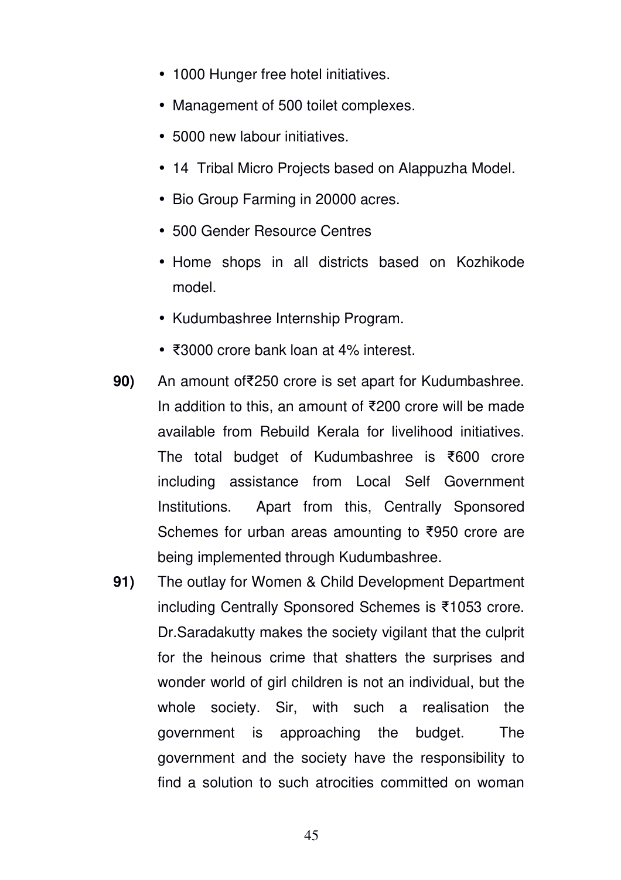- 1000 Hunger free hotel initiatives.
- Management of 500 toilet complexes.
- 5000 new labour initiatives.
- 14 Tribal Micro Projects based on Alappuzha Model.
- Bio Group Farming in 20000 acres.
- 500 Gender Resource Centres
- Home shops in all districts based on Kozhikode model.
- Kudumbashree Internship Program.
- ₹3000 crore bank loan at 4% interest.

**90)** An amount of₹250 crore is set apart for Kudumbashree. In addition to this, an amount of ₹200 crore will be made available from Rebuild Kerala for livelihood initiatives. The total budget of Kudumbashree is ₹600 crore including assistance from Local Self Government Institutions. Apart from this, Centrally Sponsored Schemes for urban areas amounting to ₹950 crore are being implemented through Kudumbashree.

**91)** The outlay for Women & Child Development Department including Centrally Sponsored Schemes is ₹1053 crore. Dr.Saradakutty makes the society vigilant that the culprit for the heinous crime that shatters the surprises and wonder world of girl children is not an individual, but the whole society. Sir, with such a realisation the government is approaching the budget. The government and the society have the responsibility to find a solution to such atrocities committed on woman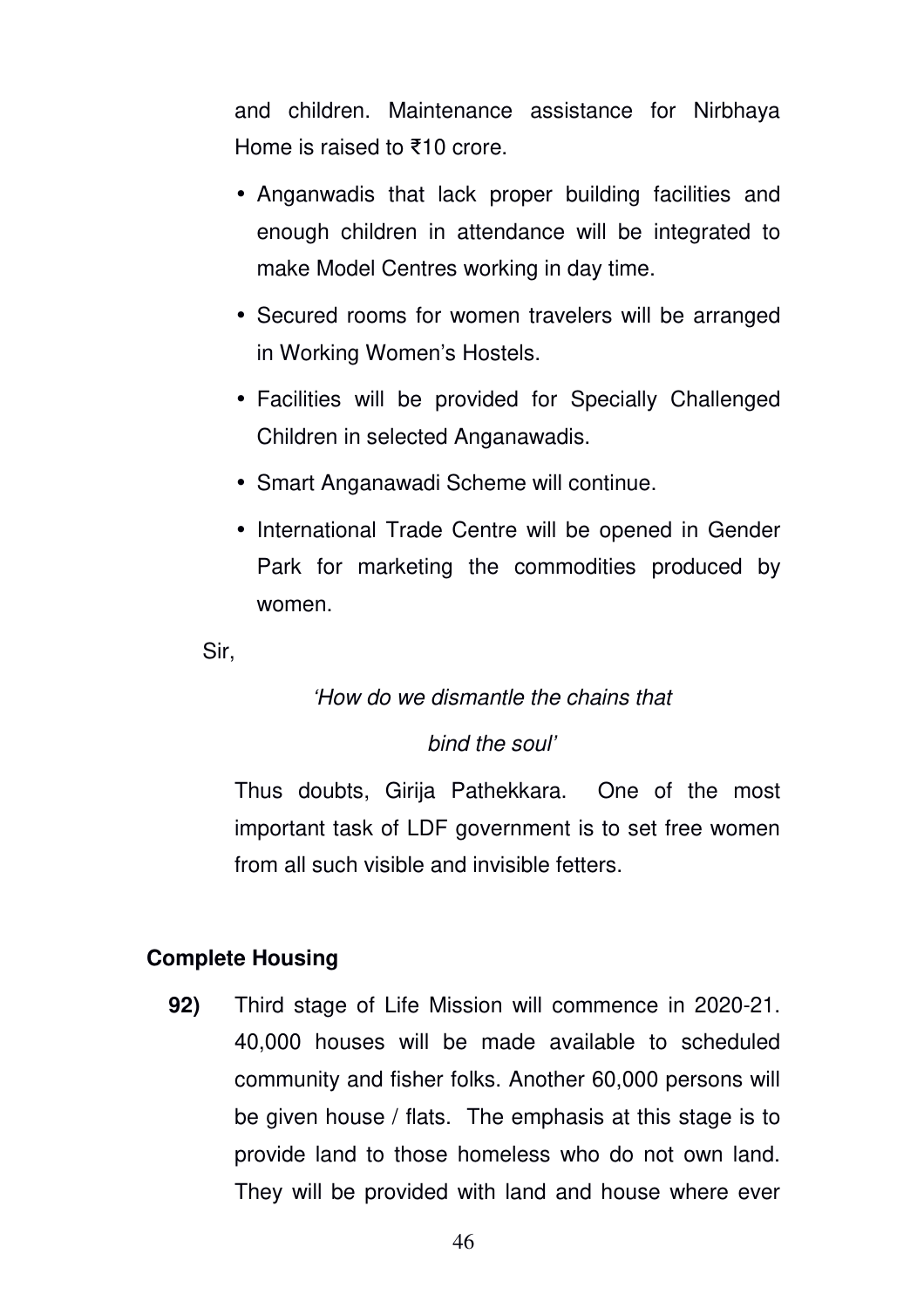and children. Maintenance assistance for Nirbhaya Home is raised to ₹10 crore.

- Anganwadis that lack proper building facilities and enough children in attendance will be integrated to make Model Centres working in day time.
- Secured rooms for women travelers will be arranged in Working Women's Hostels.
- Facilities will be provided for Specially Challenged Children in selected Anganawadis.
- Smart Anganawadi Scheme will continue.
- International Trade Centre will be opened in Gender Park for marketing the commodities produced by women.

Sir,

*'How do we dismantle the chains that*

*bind the soul'*

Thus doubts, Girija Pathekkara. One of the most important task of LDF government is to set free women from all such visible and invisible fetters.

**Complete Housing**

**92)** Third stage of Life Mission will commence in 2020-21. 40,000 houses will be made available to scheduled community and fisher folks. Another 60,000 persons will be given house / flats. The emphasis at this stage is to provide land to those homeless who do not own land. They will be provided with land and house where ever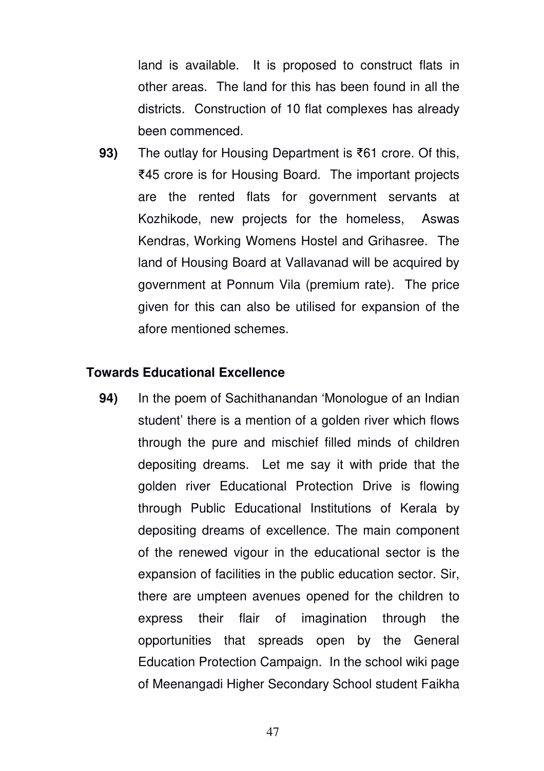land is available. It is proposed to construct flats in other areas. The land for this has been found in all the districts. Construction of 10 flat complexes has already been commenced.

**93)** The outlay for Housing Department is ₹61 crore. Of this, ₹45 crore is for Housing Board. The important projects are the rented flats for government servants at Kozhikode, new projects for the homeless, Aswas Kendras, Working Womens Hostel and Grihasree. The land of Housing Board at Vallavanad will be acquired by government at Ponnum Vila (premium rate). The price given for this can also be utilised for expansion of the afore mentioned schemes.

### Towards Educational Excellence

**94)** In the poem of Sachithanandan 'Monologue of an Indian student' there is a mention of a golden river which flows through the pure and mischief filled minds of children depositing dreams. Let me say it with pride that the golden river Educational Protection Drive is flowing through Public Educational Institutions of Kerala by depositing dreams of excellence. The main component of the renewed vigour in the educational sector is the expansion of facilities in the public education sector. Sir, there are umpteen avenues opened for the children to express their flair of imagination through the opportunities that spreads open by the General Education Protection Campaign. In the school wiki page of Meenangadi Higher Secondary School student Faikha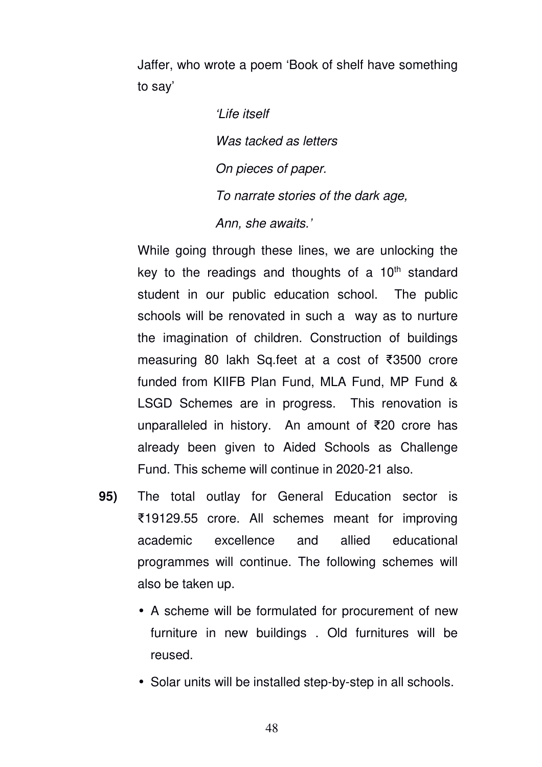Jaffer, who wrote a poem 'Book of shelf have something to say'

> *'Life itself*
>
> *Was tacked as letters*
>
> *On pieces of paper.*
>
> *To narrate stories of the dark age,*
>
> *Ann, she awaits.'*

While going through these lines, we are unlocking the key to the readings and thoughts of a 10th standard student in our public education school. The public schools will be renovated in such a way as to nurture the imagination of children. Construction of buildings measuring 80 lakh Sq.feet at a cost of ₹3500 crore funded from KIIFB Plan Fund, MLA Fund, MP Fund & LSGD Schemes are in progress. This renovation is unparalleled in history. An amount of ₹20 crore has already been given to Aided Schools as Challenge Fund. This scheme will continue in 2020-21 also.

**95)** The total outlay for General Education sector is ₹19129.55 crore. All schemes meant for improving academic excellence and allied educational programmes will continue. The following schemes will also be taken up.

- A scheme will be formulated for procurement of new furniture in new buildings . Old furnitures will be reused.
- Solar units will be installed step-by-step in all schools.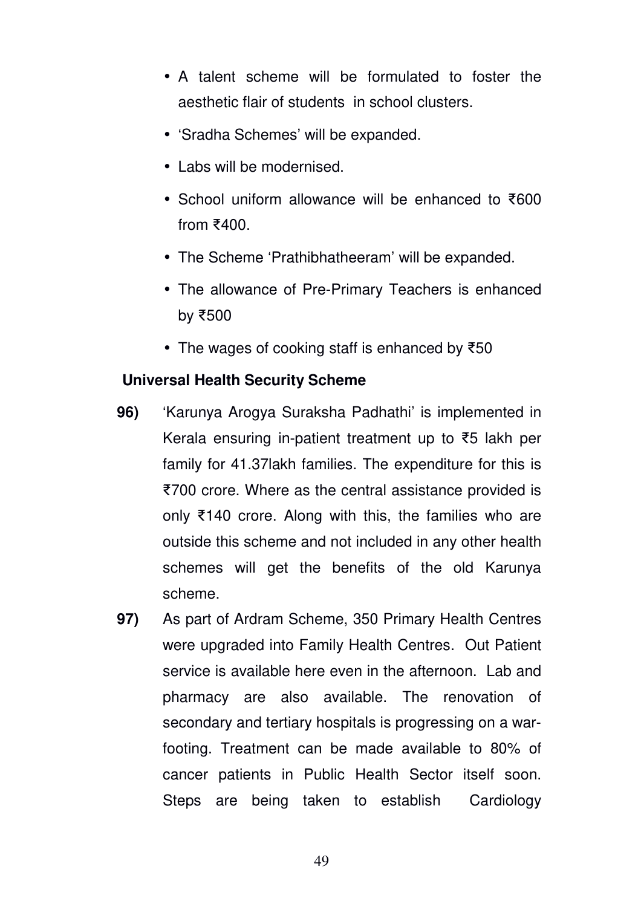- A talent scheme will be formulated to foster the aesthetic flair of students in school clusters.
- 'Sradha Schemes' will be expanded.
- Labs will be modernised.
- School uniform allowance will be enhanced to ₹600 from ₹400.
- The Scheme 'Prathibhatheeram' will be expanded.
- The allowance of Pre-Primary Teachers is enhanced by ₹500
- The wages of cooking staff is enhanced by ₹50

**Universal Health Security Scheme**

**96)** 'Karunya Arogya Suraksha Padhathi' is implemented in Kerala ensuring in-patient treatment up to ₹5 lakh per family for 41.37lakh families. The expenditure for this is ₹700 crore. Where as the central assistance provided is only ₹140 crore. Along with this, the families who are outside this scheme and not included in any other health schemes will get the benefits of the old Karunya scheme.

**97)** As part of Ardram Scheme, 350 Primary Health Centres were upgraded into Family Health Centres. Out Patient service is available here even in the afternoon. Lab and pharmacy are also available. The renovation of secondary and tertiary hospitals is progressing on a war-footing. Treatment can be made available to 80% of cancer patients in Public Health Sector itself soon. Steps are being taken to establish Cardiology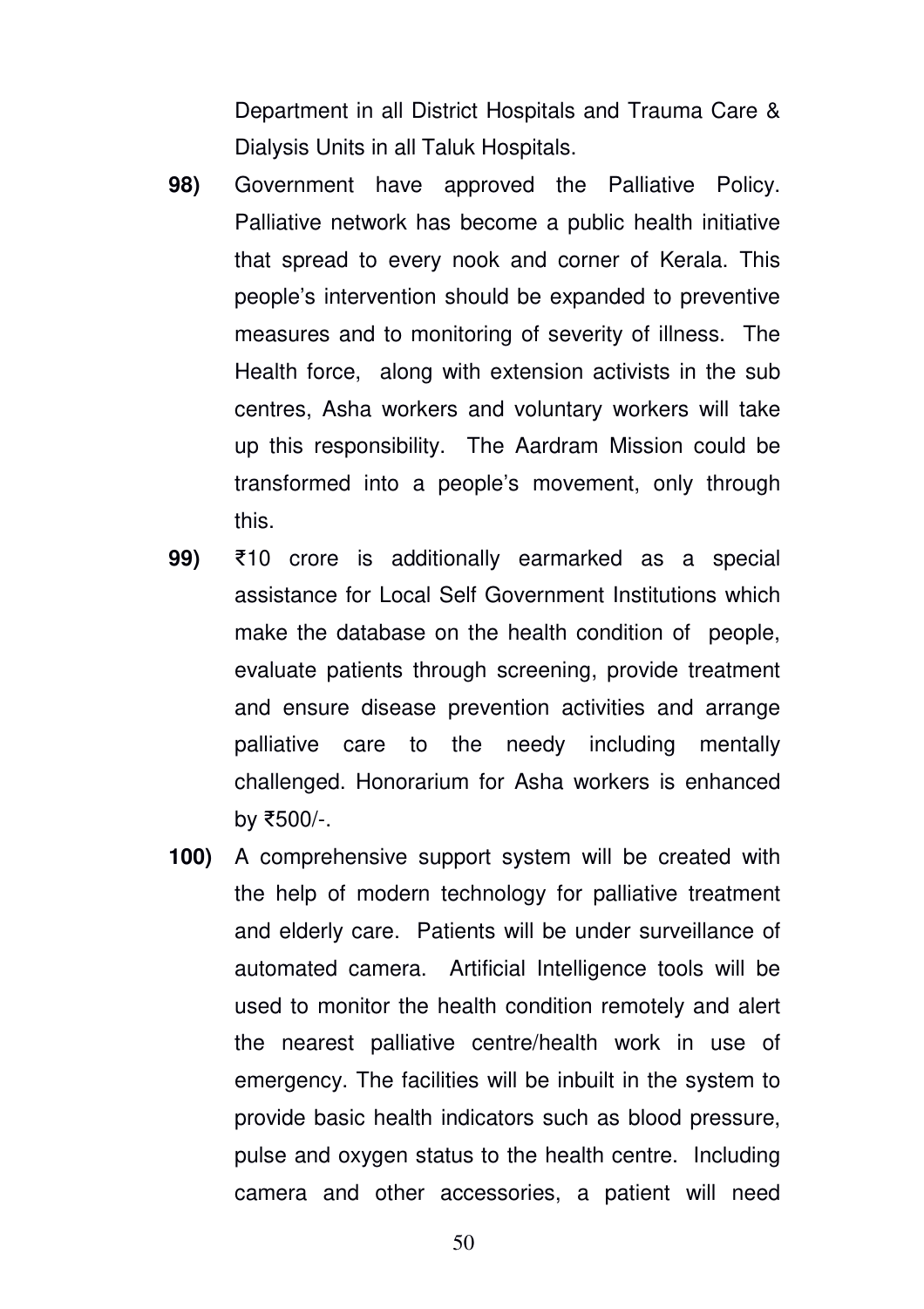Department in all District Hospitals and Trauma Care & Dialysis Units in all Taluk Hospitals.

**98)** Government have approved the Palliative Policy. Palliative network has become a public health initiative that spread to every nook and corner of Kerala. This people's intervention should be expanded to preventive measures and to monitoring of severity of illness. The Health force, along with extension activists in the sub centres, Asha workers and voluntary workers will take up this responsibility. The Aardram Mission could be transformed into a people's movement, only through this.

**99)** ₹10 crore is additionally earmarked as a special assistance for Local Self Government Institutions which make the database on the health condition of people, evaluate patients through screening, provide treatment and ensure disease prevention activities and arrange palliative care to the needy including mentally challenged. Honorarium for Asha workers is enhanced by ₹500/-.

**100)** A comprehensive support system will be created with the help of modern technology for palliative treatment and elderly care. Patients will be under surveillance of automated camera. Artificial Intelligence tools will be used to monitor the health condition remotely and alert the nearest palliative centre/health work in use of emergency. The facilities will be inbuilt in the system to provide basic health indicators such as blood pressure, pulse and oxygen status to the health centre. Including camera and other accessories, a patient will need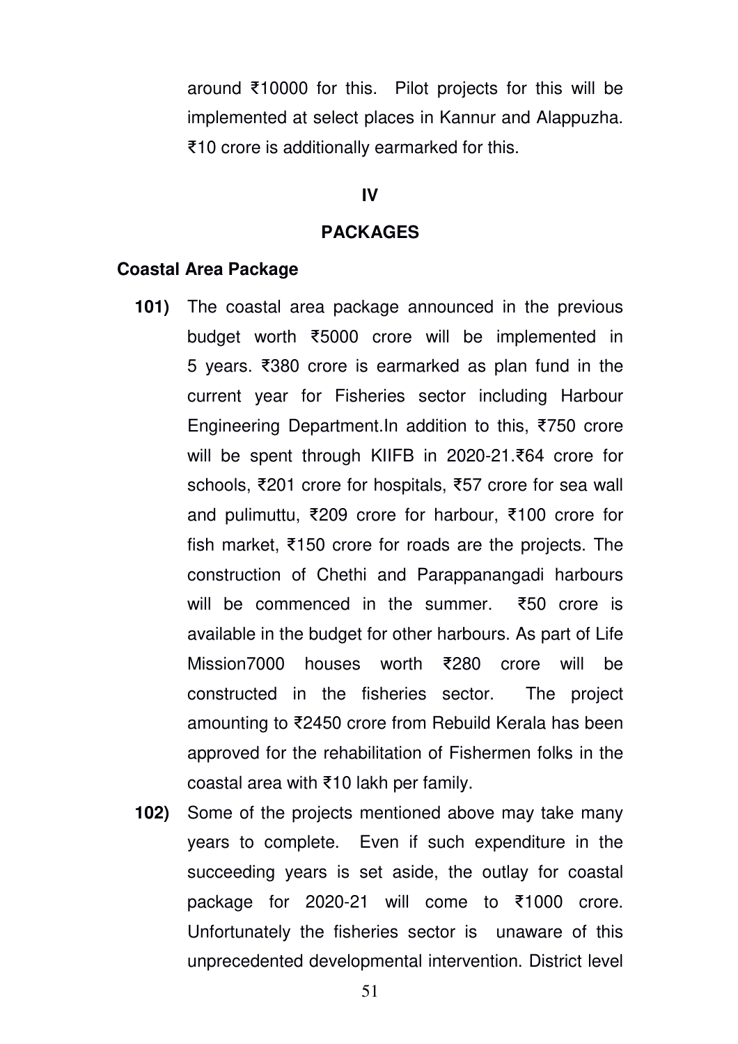around ₹10000 for this. Pilot projects for this will be implemented at select places in Kannur and Alappuzha. ₹10 crore is additionally earmarked for this.

## IV

## PACKAGES

### Coastal Area Package

**101)** The coastal area package announced in the previous budget worth ₹5000 crore will be implemented in 5 years. ₹380 crore is earmarked as plan fund in the current year for Fisheries sector including Harbour Engineering Department.In addition to this, ₹750 crore will be spent through KIIFB in 2020-21.₹64 crore for schools, ₹201 crore for hospitals, ₹57 crore for sea wall and pulimuttu, ₹209 crore for harbour, ₹100 crore for fish market, ₹150 crore for roads are the projects. The construction of Chethi and Parappanangadi harbours will be commenced in the summer. ₹50 crore is available in the budget for other harbours. As part of Life Mission7000 houses worth ₹280 crore will be constructed in the fisheries sector. The project amounting to ₹2450 crore from Rebuild Kerala has been approved for the rehabilitation of Fishermen folks in the coastal area with ₹10 lakh per family.

**102)** Some of the projects mentioned above may take many years to complete. Even if such expenditure in the succeeding years is set aside, the outlay for coastal package for 2020-21 will come to ₹1000 crore. Unfortunately the fisheries sector is unaware of this unprecedented developmental intervention. District level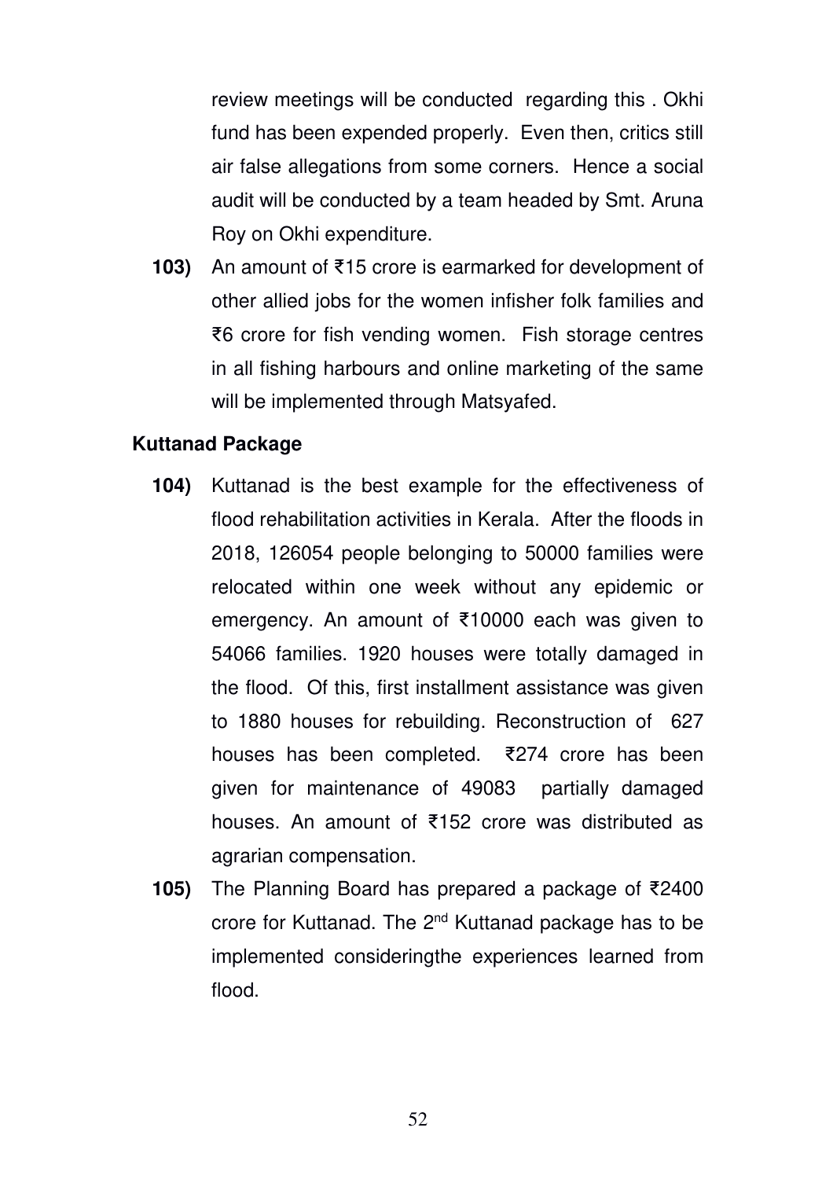review meetings will be conducted regarding this . Okhi fund has been expended properly. Even then, critics still air false allegations from some corners. Hence a social audit will be conducted by a team headed by Smt. Aruna Roy on Okhi expenditure.

**103)** An amount of ₹15 crore is earmarked for development of other allied jobs for the women infisher folk families and ₹6 crore for fish vending women. Fish storage centres in all fishing harbours and online marketing of the same will be implemented through Matsyafed.

**Kuttanad Package**

**104)** Kuttanad is the best example for the effectiveness of flood rehabilitation activities in Kerala. After the floods in 2018, 126054 people belonging to 50000 families were relocated within one week without any epidemic or emergency. An amount of ₹10000 each was given to 54066 families. 1920 houses were totally damaged in the flood. Of this, first installment assistance was given to 1880 houses for rebuilding. Reconstruction of 627 houses has been completed. ₹274 crore has been given for maintenance of 49083 partially damaged houses. An amount of ₹152 crore was distributed as agrarian compensation.

**105)** The Planning Board has prepared a package of ₹2400 crore for Kuttanad. The 2nd Kuttanad package has to be implemented consideringthe experiences learned from flood.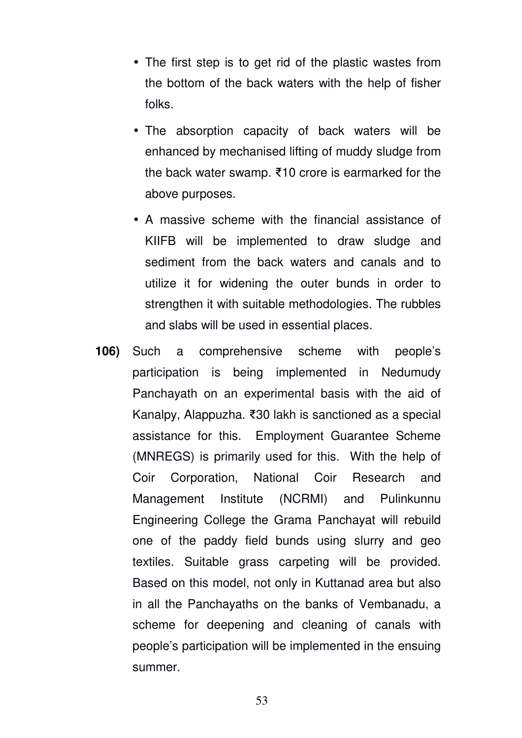- The first step is to get rid of the plastic wastes from the bottom of the back waters with the help of fisher folks.
- The absorption capacity of back waters will be enhanced by mechanised lifting of muddy sludge from the back water swamp. ₹10 crore is earmarked for the above purposes.
- A massive scheme with the financial assistance of KIIFB will be implemented to draw sludge and sediment from the back waters and canals and to utilize it for widening the outer bunds in order to strengthen it with suitable methodologies. The rubbles and slabs will be used in essential places.

**106)** Such a comprehensive scheme with people's participation is being implemented in Nedumudy Panchayath on an experimental basis with the aid of Kanalpy, Alappuzha. ₹30 lakh is sanctioned as a special assistance for this. Employment Guarantee Scheme (MNREGS) is primarily used for this. With the help of Coir Corporation, National Coir Research and Management Institute (NCRMI) and Pulinkunnu Engineering College the Grama Panchayat will rebuild one of the paddy field bunds using slurry and geo textiles. Suitable grass carpeting will be provided. Based on this model, not only in Kuttanad area but also in all the Panchayaths on the banks of Vembanadu, a scheme for deepening and cleaning of canals with people's participation will be implemented in the ensuing summer.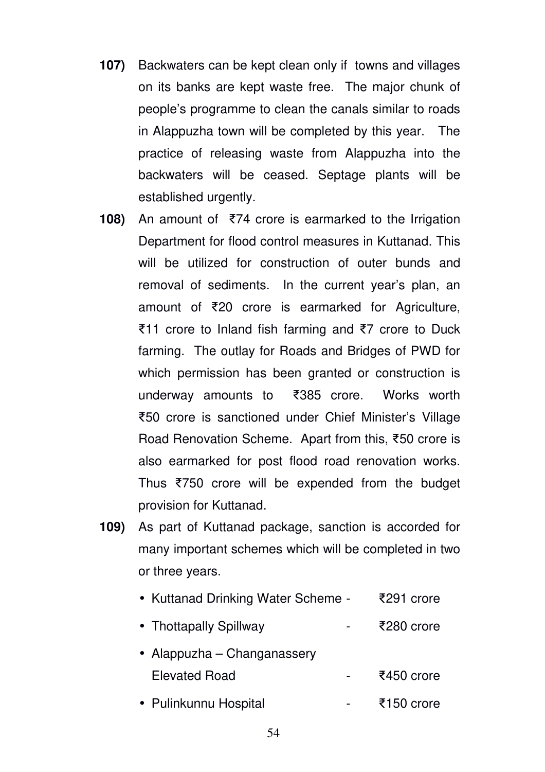**107)** Backwaters can be kept clean only if towns and villages on its banks are kept waste free. The major chunk of people's programme to clean the canals similar to roads in Alappuzha town will be completed by this year. The practice of releasing waste from Alappuzha into the backwaters will be ceased. Septage plants will be established urgently.

**108)** An amount of ₹74 crore is earmarked to the Irrigation Department for flood control measures in Kuttanad. This will be utilized for construction of outer bunds and removal of sediments. In the current year's plan, an amount of ₹20 crore is earmarked for Agriculture, ₹11 crore to Inland fish farming and ₹7 crore to Duck farming. The outlay for Roads and Bridges of PWD for which permission has been granted or construction is underway amounts to ₹385 crore. Works worth ₹50 crore is sanctioned under Chief Minister's Village Road Renovation Scheme. Apart from this, ₹50 crore is also earmarked for post flood road renovation works. Thus ₹750 crore will be expended from the budget provision for Kuttanad.

**109)** As part of Kuttanad package, sanction is accorded for many important schemes which will be completed in two or three years.

- Kuttanad Drinking Water Scheme - ₹291 crore
- Thottapally Spillway - ₹280 crore
- Alappuzha – Changanassery Elevated Road - ₹450 crore
- Pulinkunnu Hospital - ₹150 crore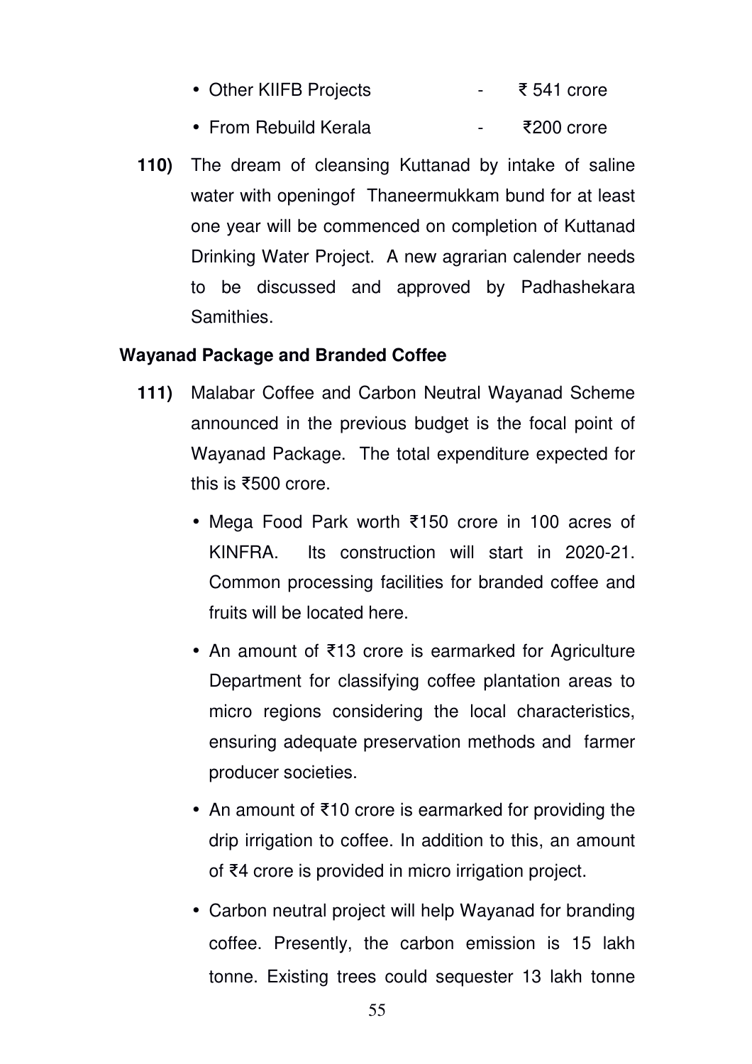- Other KIIFB Projects - ₹ 541 crore
- From Rebuild Kerala - ₹200 crore

**110)** The dream of cleansing Kuttanad by intake of saline water with openingof Thaneermukkam bund for at least one year will be commenced on completion of Kuttanad Drinking Water Project. A new agrarian calender needs to be discussed and approved by Padhashekara Samithies.

**Wayanad Package and Branded Coffee**

**111)** Malabar Coffee and Carbon Neutral Wayanad Scheme announced in the previous budget is the focal point of Wayanad Package. The total expenditure expected for this is ₹500 crore.

- Mega Food Park worth ₹150 crore in 100 acres of KINFRA. Its construction will start in 2020-21. Common processing facilities for branded coffee and fruits will be located here.
- An amount of ₹13 crore is earmarked for Agriculture Department for classifying coffee plantation areas to micro regions considering the local characteristics, ensuring adequate preservation methods and farmer producer societies.
- An amount of ₹10 crore is earmarked for providing the drip irrigation to coffee. In addition to this, an amount of ₹4 crore is provided in micro irrigation project.
- Carbon neutral project will help Wayanad for branding coffee. Presently, the carbon emission is 15 lakh tonne. Existing trees could sequester 13 lakh tonne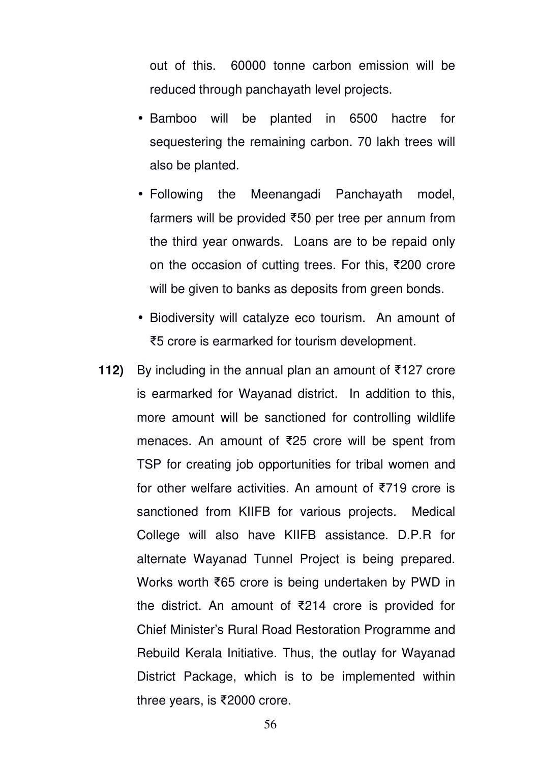out of this. 60000 tonne carbon emission will be reduced through panchayath level projects.

- Bamboo will be planted in 6500 hactre for sequestering the remaining carbon. 70 lakh trees will also be planted.
- Following the Meenangadi Panchayath model, farmers will be provided ₹50 per tree per annum from the third year onwards. Loans are to be repaid only on the occasion of cutting trees. For this, ₹200 crore will be given to banks as deposits from green bonds.
- Biodiversity will catalyze eco tourism. An amount of ₹5 crore is earmarked for tourism development.

**112)** By including in the annual plan an amount of ₹127 crore is earmarked for Wayanad district. In addition to this, more amount will be sanctioned for controlling wildlife menaces. An amount of ₹25 crore will be spent from TSP for creating job opportunities for tribal women and for other welfare activities. An amount of ₹719 crore is sanctioned from KIIFB for various projects. Medical College will also have KIIFB assistance. D.P.R for alternate Wayanad Tunnel Project is being prepared. Works worth ₹65 crore is being undertaken by PWD in the district. An amount of ₹214 crore is provided for Chief Minister's Rural Road Restoration Programme and Rebuild Kerala Initiative. Thus, the outlay for Wayanad District Package, which is to be implemented within three years, is ₹2000 crore.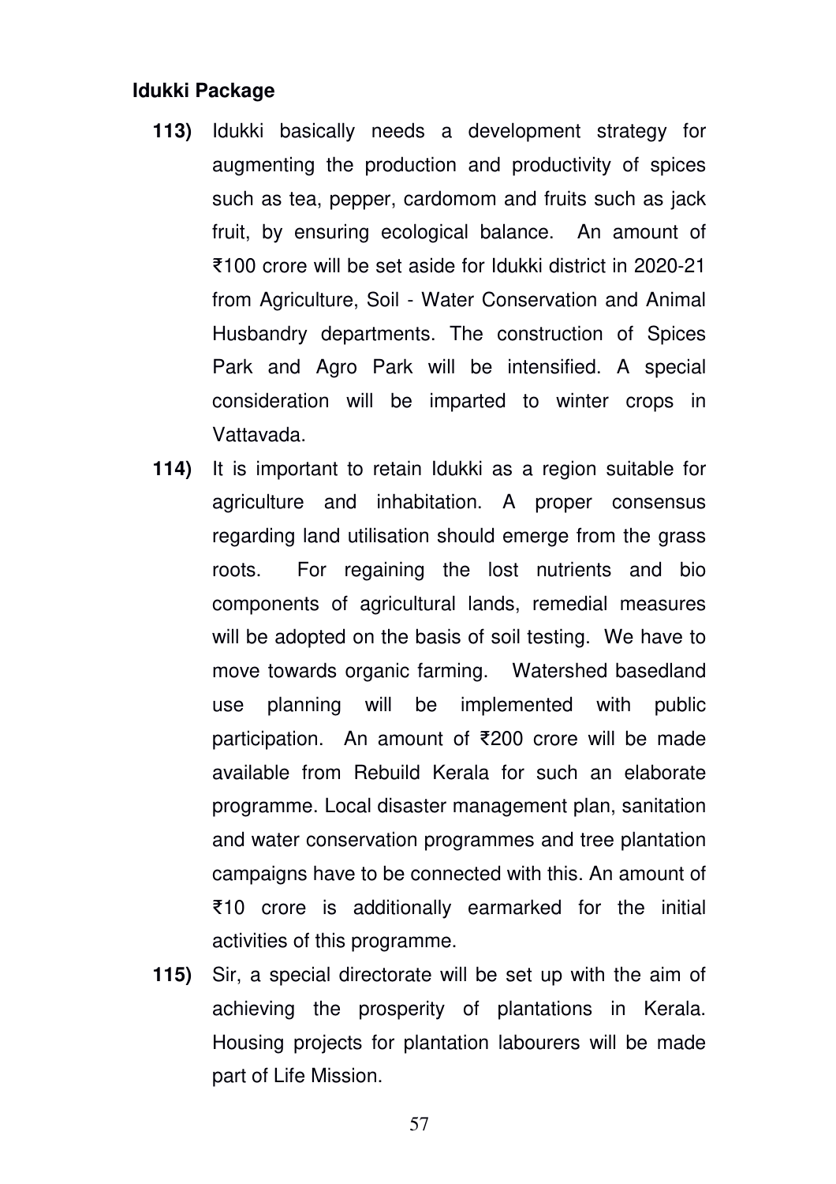**Idukki Package**

**113)** Idukki basically needs a development strategy for augmenting the production and productivity of spices such as tea, pepper, cardomom and fruits such as jack fruit, by ensuring ecological balance. An amount of ₹100 crore will be set aside for Idukki district in 2020-21 from Agriculture, Soil - Water Conservation and Animal Husbandry departments. The construction of Spices Park and Agro Park will be intensified. A special consideration will be imparted to winter crops in Vattavada.

**114)** It is important to retain Idukki as a region suitable for agriculture and inhabitation. A proper consensus regarding land utilisation should emerge from the grass roots. For regaining the lost nutrients and bio components of agricultural lands, remedial measures will be adopted on the basis of soil testing. We have to move towards organic farming. Watershed basedland use planning will be implemented with public participation. An amount of ₹200 crore will be made available from Rebuild Kerala for such an elaborate programme. Local disaster management plan, sanitation and water conservation programmes and tree plantation campaigns have to be connected with this. An amount of ₹10 crore is additionally earmarked for the initial activities of this programme.

**115)** Sir, a special directorate will be set up with the aim of achieving the prosperity of plantations in Kerala. Housing projects for plantation labourers will be made part of Life Mission.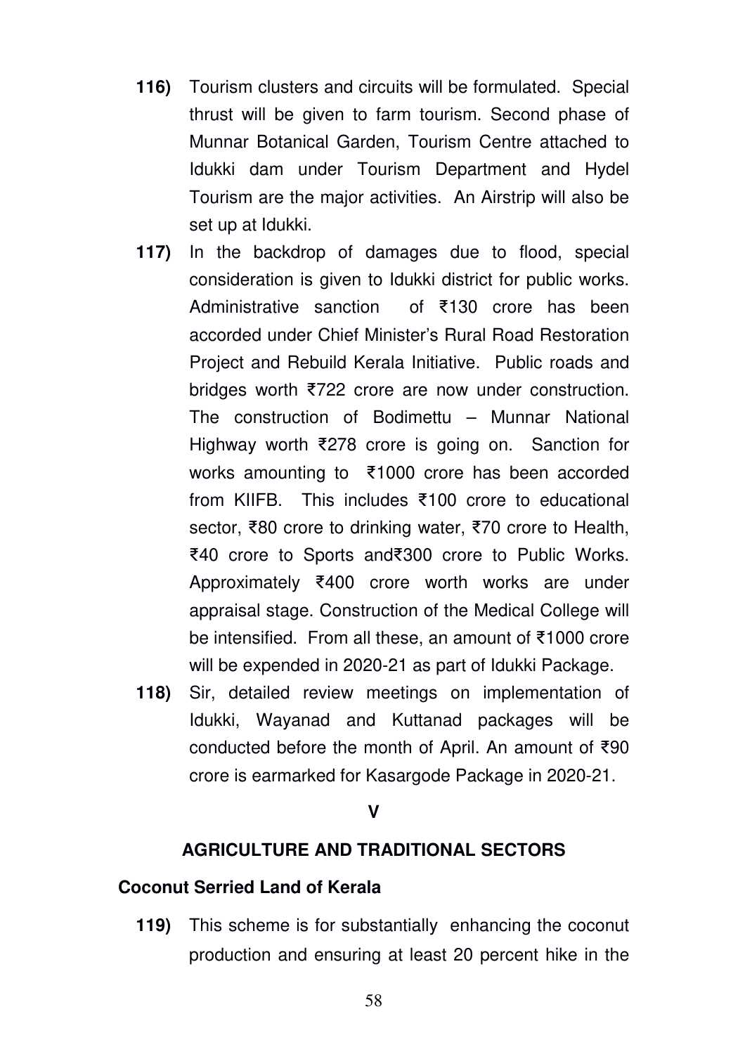**116)** Tourism clusters and circuits will be formulated. Special thrust will be given to farm tourism. Second phase of Munnar Botanical Garden, Tourism Centre attached to Idukki dam under Tourism Department and Hydel Tourism are the major activities. An Airstrip will also be set up at Idukki.

**117)** In the backdrop of damages due to flood, special consideration is given to Idukki district for public works. Administrative sanction of ₹130 crore has been accorded under Chief Minister's Rural Road Restoration Project and Rebuild Kerala Initiative. Public roads and bridges worth ₹722 crore are now under construction. The construction of Bodimettu – Munnar National Highway worth ₹278 crore is going on. Sanction for works amounting to ₹1000 crore has been accorded from KIIFB. This includes ₹100 crore to educational sector, ₹80 crore to drinking water, ₹70 crore to Health, ₹40 crore to Sports and₹300 crore to Public Works. Approximately ₹400 crore worth works are under appraisal stage. Construction of the Medical College will be intensified. From all these, an amount of ₹1000 crore will be expended in 2020-21 as part of Idukki Package.

**118)** Sir, detailed review meetings on implementation of Idukki, Wayanad and Kuttanad packages will be conducted before the month of April. An amount of ₹90 crore is earmarked for Kasargode Package in 2020-21.

## V

## AGRICULTURE AND TRADITIONAL SECTORS

### Coconut Serried Land of Kerala

**119)** This scheme is for substantially enhancing the coconut production and ensuring at least 20 percent hike in the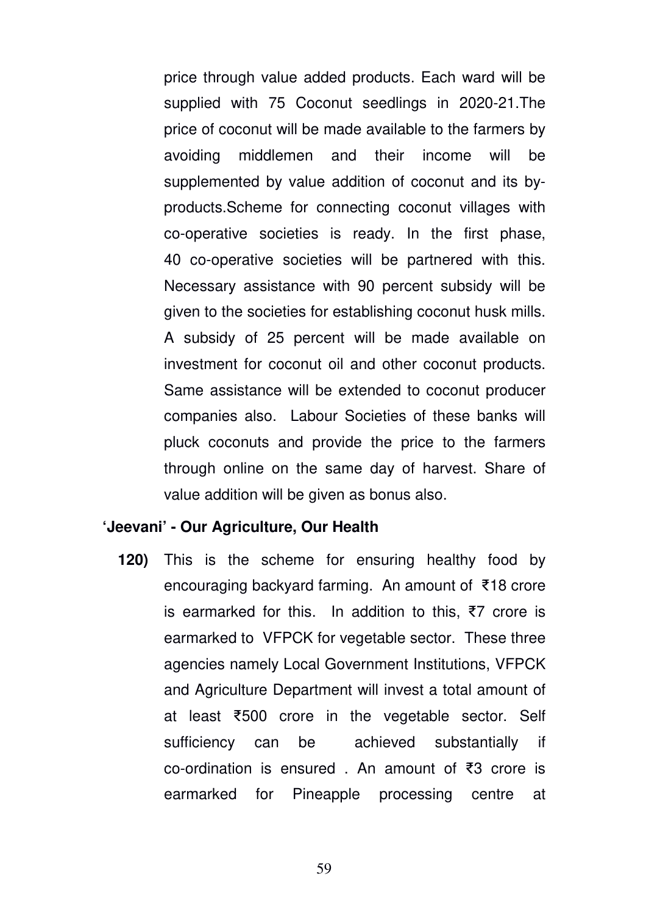price through value added products. Each ward will be supplied with 75 Coconut seedlings in 2020-21.The price of coconut will be made available to the farmers by avoiding middlemen and their income will be supplemented by value addition of coconut and its by-products.Scheme for connecting coconut villages with co-operative societies is ready. In the first phase, 40 co-operative societies will be partnered with this. Necessary assistance with 90 percent subsidy will be given to the societies for establishing coconut husk mills. A subsidy of 25 percent will be made available on investment for coconut oil and other coconut products. Same assistance will be extended to coconut producer companies also. Labour Societies of these banks will pluck coconuts and provide the price to the farmers through online on the same day of harvest. Share of value addition will be given as bonus also.

**'Jeevani' - Our Agriculture, Our Health**

**120)** This is the scheme for ensuring healthy food by encouraging backyard farming. An amount of ₹18 crore is earmarked for this. In addition to this, ₹7 crore is earmarked to VFPCK for vegetable sector. These three agencies namely Local Government Institutions, VFPCK and Agriculture Department will invest a total amount of at least ₹500 crore in the vegetable sector. Self sufficiency can be achieved substantially if co-ordination is ensured . An amount of ₹3 crore is earmarked for Pineapple processing centre at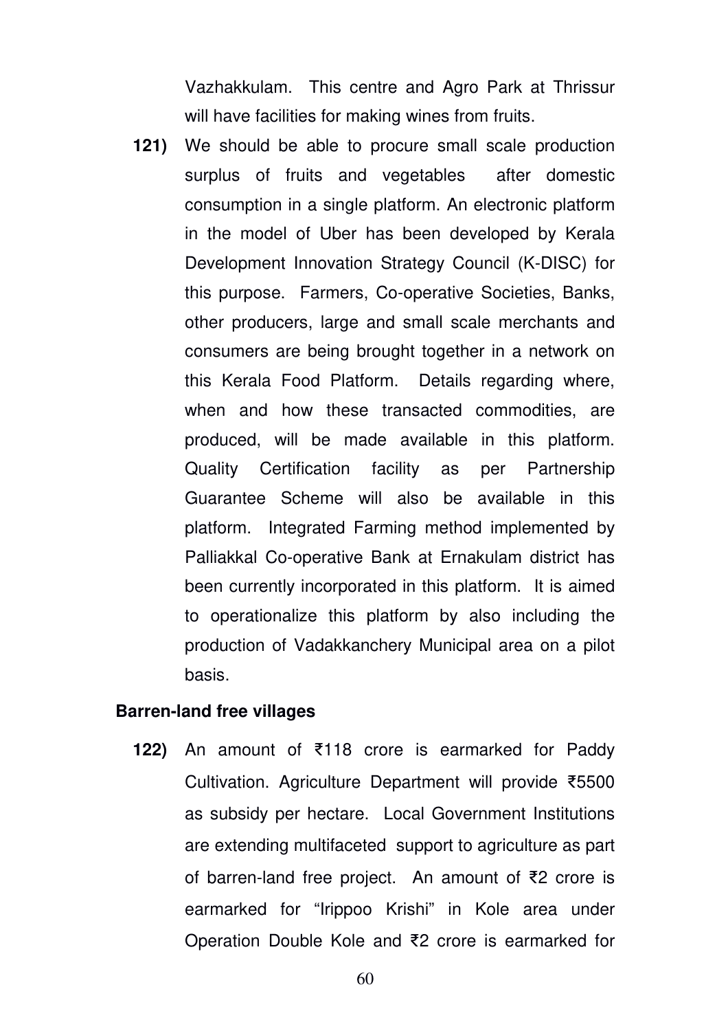Vazhakkulam. This centre and Agro Park at Thrissur will have facilities for making wines from fruits.

**121)** We should be able to procure small scale production surplus of fruits and vegetables after domestic consumption in a single platform. An electronic platform in the model of Uber has been developed by Kerala Development Innovation Strategy Council (K-DISC) for this purpose. Farmers, Co-operative Societies, Banks, other producers, large and small scale merchants and consumers are being brought together in a network on this Kerala Food Platform. Details regarding where, when and how these transacted commodities, are produced, will be made available in this platform. Quality Certification facility as per Partnership Guarantee Scheme will also be available in this platform. Integrated Farming method implemented by Palliakkal Co-operative Bank at Ernakulam district has been currently incorporated in this platform. It is aimed to operationalize this platform by also including the production of Vadakkanchery Municipal area on a pilot basis.

**Barren-land free villages**

**122)** An amount of ₹118 crore is earmarked for Paddy Cultivation. Agriculture Department will provide ₹5500 as subsidy per hectare. Local Government Institutions are extending multifaceted support to agriculture as part of barren-land free project. An amount of ₹2 crore is earmarked for "Irippoo Krishi" in Kole area under Operation Double Kole and ₹2 crore is earmarked for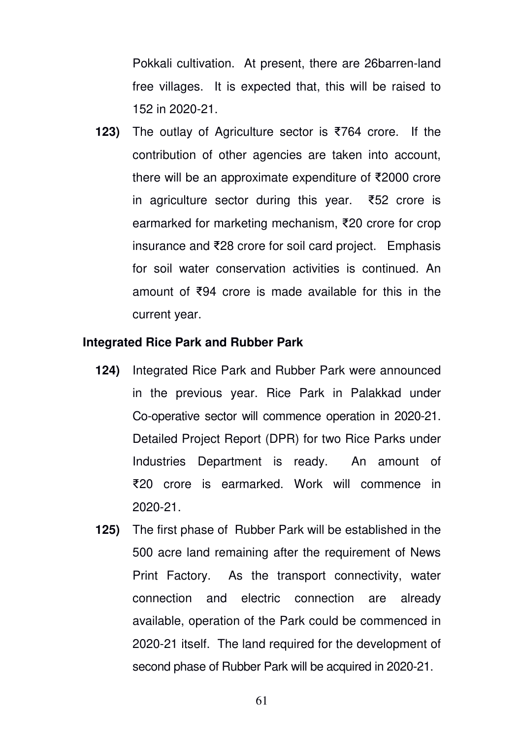Pokkali cultivation. At present, there are 26barren-land free villages. It is expected that, this will be raised to 152 in 2020-21.

**123)** The outlay of Agriculture sector is ₹764 crore. If the contribution of other agencies are taken into account, there will be an approximate expenditure of ₹2000 crore in agriculture sector during this year. ₹52 crore is earmarked for marketing mechanism, ₹20 crore for crop insurance and ₹28 crore for soil card project. Emphasis for soil water conservation activities is continued. An amount of ₹94 crore is made available for this in the current year.

**Integrated Rice Park and Rubber Park**

**124)** Integrated Rice Park and Rubber Park were announced in the previous year. Rice Park in Palakkad under Co-operative sector will commence operation in 2020-21. Detailed Project Report (DPR) for two Rice Parks under Industries Department is ready. An amount of ₹20 crore is earmarked. Work will commence in 2020-21.

**125)** The first phase of Rubber Park will be established in the 500 acre land remaining after the requirement of News Print Factory. As the transport connectivity, water connection and electric connection are already available, operation of the Park could be commenced in 2020-21 itself. The land required for the development of second phase of Rubber Park will be acquired in 2020-21.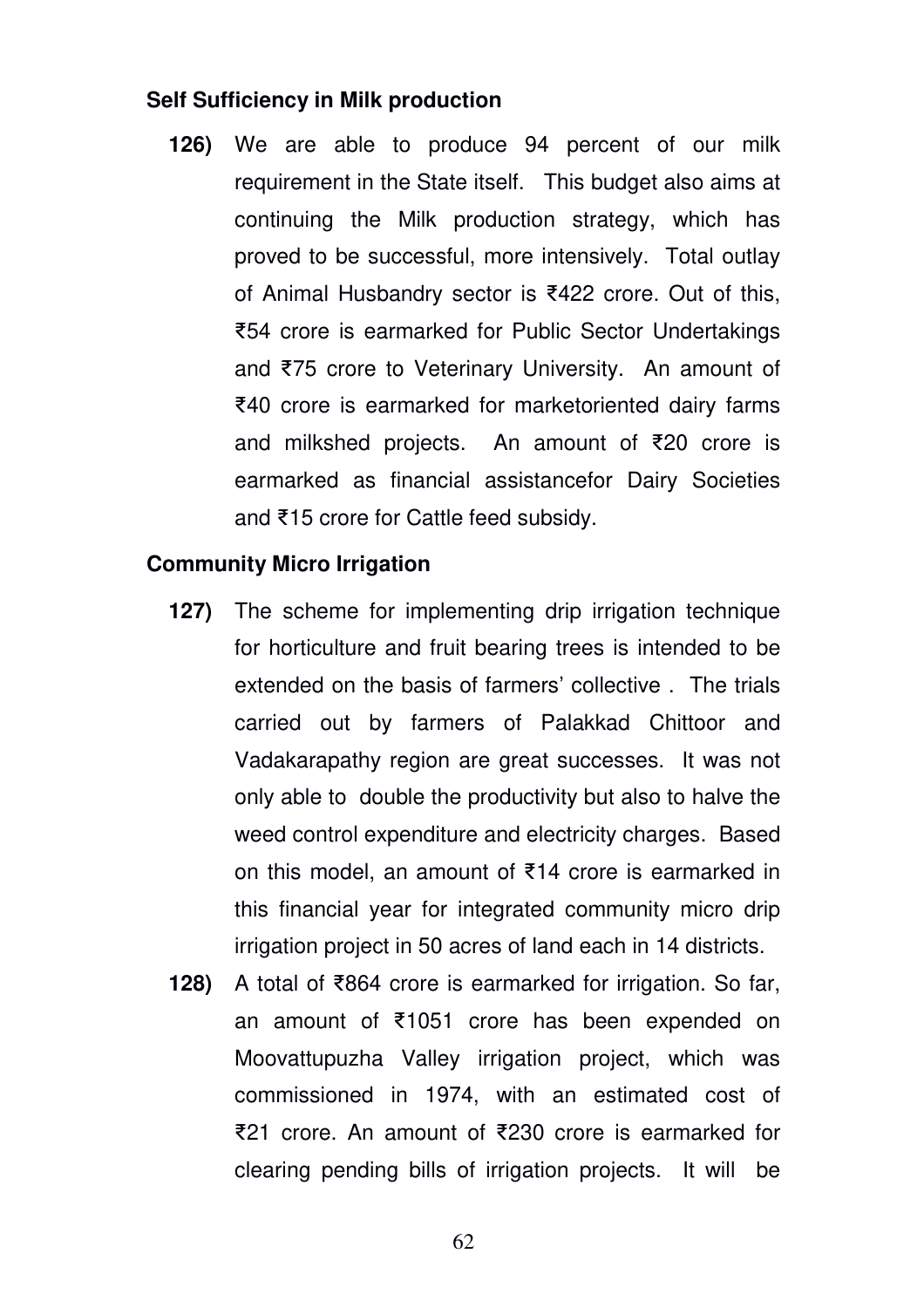**Self Sufficiency in Milk production**

**126)** We are able to produce 94 percent of our milk requirement in the State itself. This budget also aims at continuing the Milk production strategy, which has proved to be successful, more intensively. Total outlay of Animal Husbandry sector is ₹422 crore. Out of this, ₹54 crore is earmarked for Public Sector Undertakings and ₹75 crore to Veterinary University. An amount of ₹40 crore is earmarked for marketoriented dairy farms and milkshed projects. An amount of ₹20 crore is earmarked as financial assistancefor Dairy Societies and ₹15 crore for Cattle feed subsidy.

**Community Micro Irrigation**

**127)** The scheme for implementing drip irrigation technique for horticulture and fruit bearing trees is intended to be extended on the basis of farmers' collective . The trials carried out by farmers of Palakkad Chittoor and Vadakarapathy region are great successes. It was not only able to double the productivity but also to halve the weed control expenditure and electricity charges. Based on this model, an amount of ₹14 crore is earmarked in this financial year for integrated community micro drip irrigation project in 50 acres of land each in 14 districts.

**128)** A total of ₹864 crore is earmarked for irrigation. So far, an amount of ₹1051 crore has been expended on Moovattupuzha Valley irrigation project, which was commissioned in 1974, with an estimated cost of ₹21 crore. An amount of ₹230 crore is earmarked for clearing pending bills of irrigation projects. It will be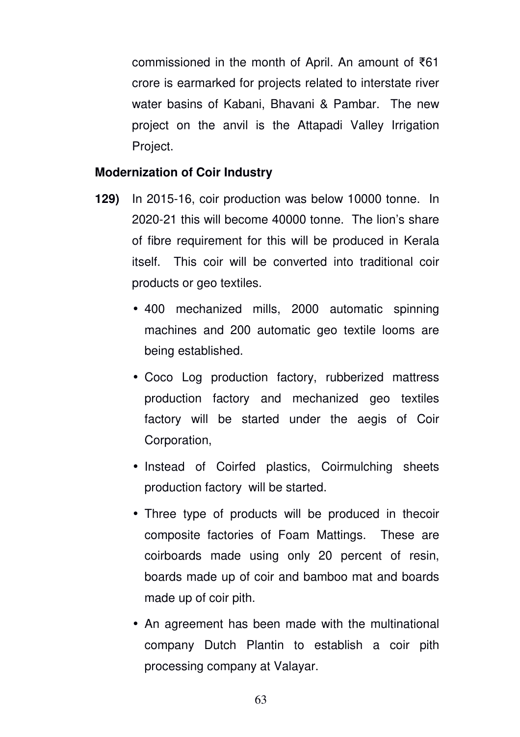commissioned in the month of April. An amount of ₹61 crore is earmarked for projects related to interstate river water basins of Kabani, Bhavani & Pambar. The new project on the anvil is the Attapadi Valley Irrigation Project.

**Modernization of Coir Industry**

**129)** In 2015-16, coir production was below 10000 tonne. In 2020-21 this will become 40000 tonne. The lion's share of fibre requirement for this will be produced in Kerala itself. This coir will be converted into traditional coir products or geo textiles.

- 400 mechanized mills, 2000 automatic spinning machines and 200 automatic geo textile looms are being established.
- Coco Log production factory, rubberized mattress production factory and mechanized geo textiles factory will be started under the aegis of Coir Corporation,
- Instead of Coirfed plastics, Coirmulching sheets production factory will be started.
- Three type of products will be produced in thecoir composite factories of Foam Mattings. These are coirboards made using only 20 percent of resin, boards made up of coir and bamboo mat and boards made up of coir pith.
- An agreement has been made with the multinational company Dutch Plantin to establish a coir pith processing company at Valayar.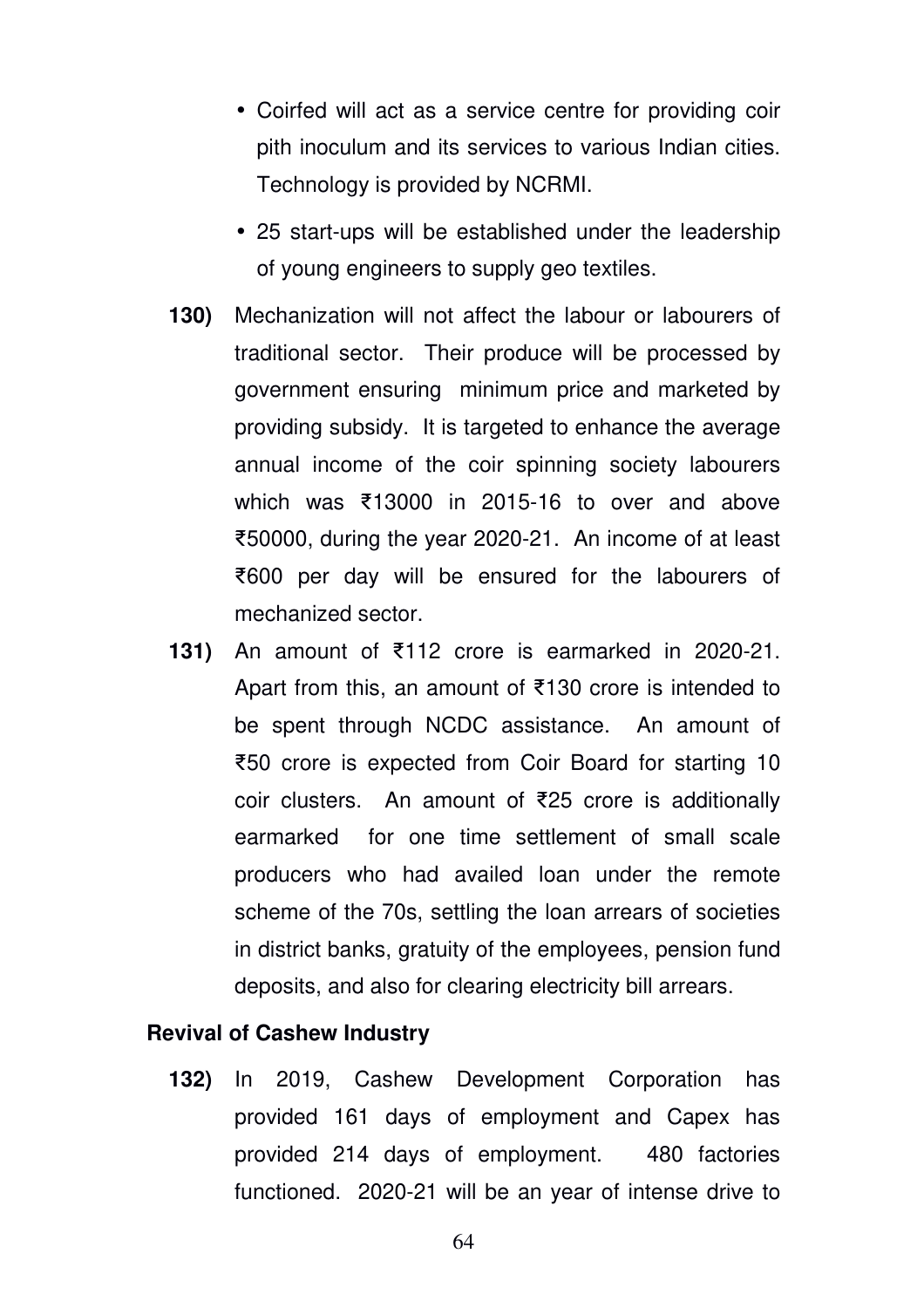- Coirfed will act as a service centre for providing coir pith inoculum and its services to various Indian cities. Technology is provided by NCRMI.
- 25 start-ups will be established under the leadership of young engineers to supply geo textiles.

**130)** Mechanization will not affect the labour or labourers of traditional sector. Their produce will be processed by government ensuring minimum price and marketed by providing subsidy. It is targeted to enhance the average annual income of the coir spinning society labourers which was ₹13000 in 2015-16 to over and above ₹50000, during the year 2020-21. An income of at least ₹600 per day will be ensured for the labourers of mechanized sector.

**131)** An amount of ₹112 crore is earmarked in 2020-21. Apart from this, an amount of ₹130 crore is intended to be spent through NCDC assistance. An amount of ₹50 crore is expected from Coir Board for starting 10 coir clusters. An amount of ₹25 crore is additionally earmarked for one time settlement of small scale producers who had availed loan under the remote scheme of the 70s, settling the loan arrears of societies in district banks, gratuity of the employees, pension fund deposits, and also for clearing electricity bill arrears.

**Revival of Cashew Industry**

**132)** In 2019, Cashew Development Corporation has provided 161 days of employment and Capex has provided 214 days of employment. 480 factories functioned. 2020-21 will be an year of intense drive to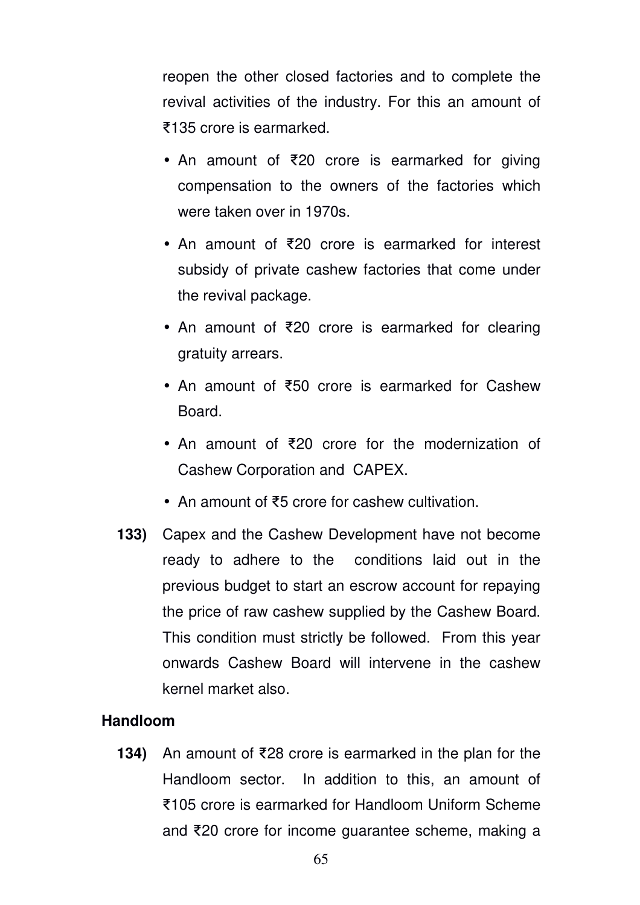reopen the other closed factories and to complete the revival activities of the industry. For this an amount of ₹135 crore is earmarked.

- An amount of ₹20 crore is earmarked for giving compensation to the owners of the factories which were taken over in 1970s.
- An amount of ₹20 crore is earmarked for interest subsidy of private cashew factories that come under the revival package.
- An amount of ₹20 crore is earmarked for clearing gratuity arrears.
- An amount of ₹50 crore is earmarked for Cashew Board.
- An amount of ₹20 crore for the modernization of Cashew Corporation and CAPEX.
- An amount of ₹5 crore for cashew cultivation.

**133)** Capex and the Cashew Development have not become ready to adhere to the conditions laid out in the previous budget to start an escrow account for repaying the price of raw cashew supplied by the Cashew Board. This condition must strictly be followed. From this year onwards Cashew Board will intervene in the cashew kernel market also.

**Handloom**

**134)** An amount of ₹28 crore is earmarked in the plan for the Handloom sector. In addition to this, an amount of ₹105 crore is earmarked for Handloom Uniform Scheme and ₹20 crore for income guarantee scheme, making a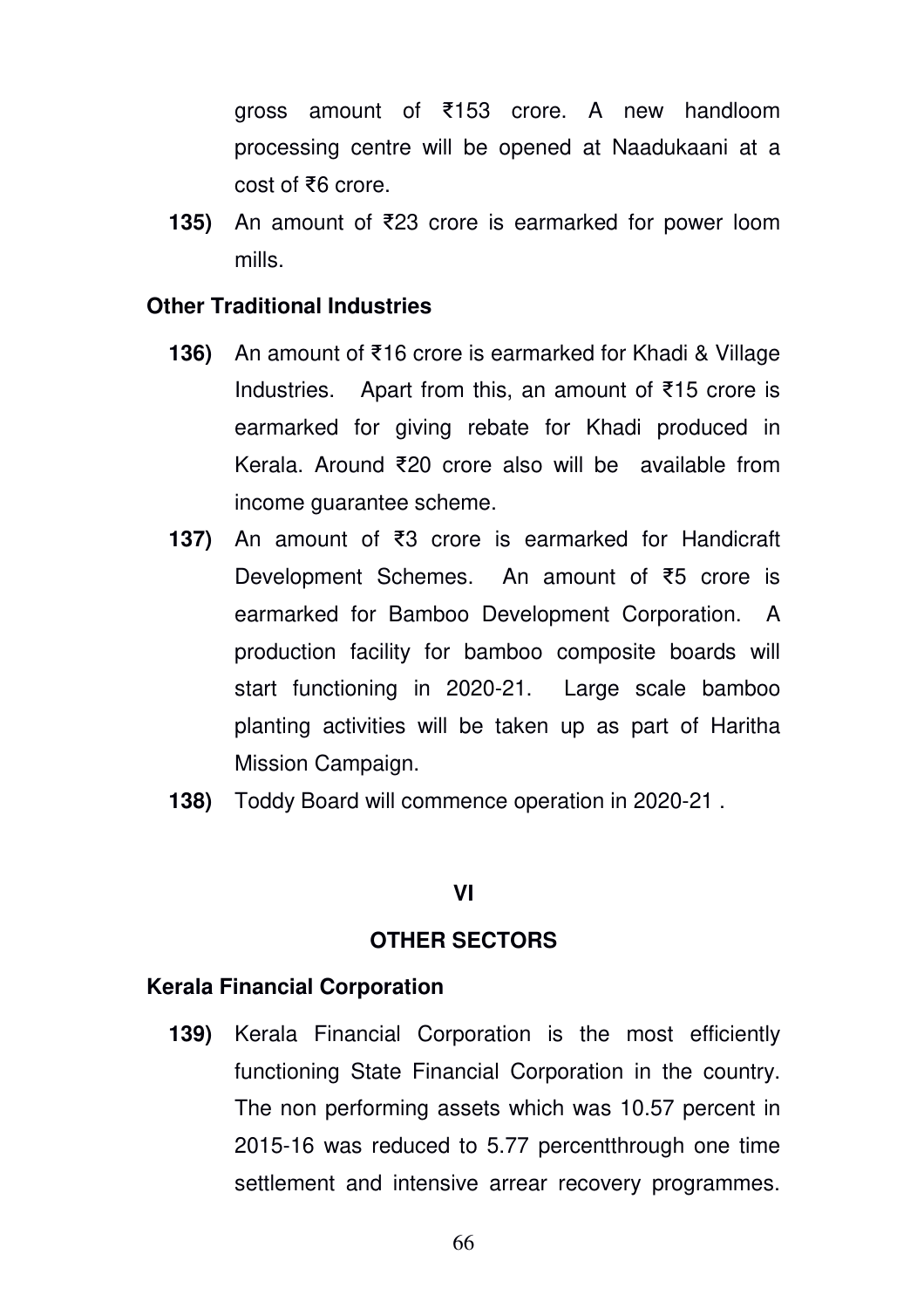gross amount of ₹153 crore. A new handloom processing centre will be opened at Naadukaani at a cost of ₹6 crore.

**135)** An amount of ₹23 crore is earmarked for power loom mills.

### Other Traditional Industries

**136)** An amount of ₹16 crore is earmarked for Khadi & Village Industries. Apart from this, an amount of ₹15 crore is earmarked for giving rebate for Khadi produced in Kerala. Around ₹20 crore also will be available from income guarantee scheme.

**137)** An amount of ₹3 crore is earmarked for Handicraft Development Schemes. An amount of ₹5 crore is earmarked for Bamboo Development Corporation. A production facility for bamboo composite boards will start functioning in 2020-21. Large scale bamboo planting activities will be taken up as part of Haritha Mission Campaign.

**138)** Toddy Board will commence operation in 2020-21 .

## VI

## OTHER SECTORS

### Kerala Financial Corporation

**139)** Kerala Financial Corporation is the most efficiently functioning State Financial Corporation in the country. The non performing assets which was 10.57 percent in 2015-16 was reduced to 5.77 percentthrough one time settlement and intensive arrear recovery programmes.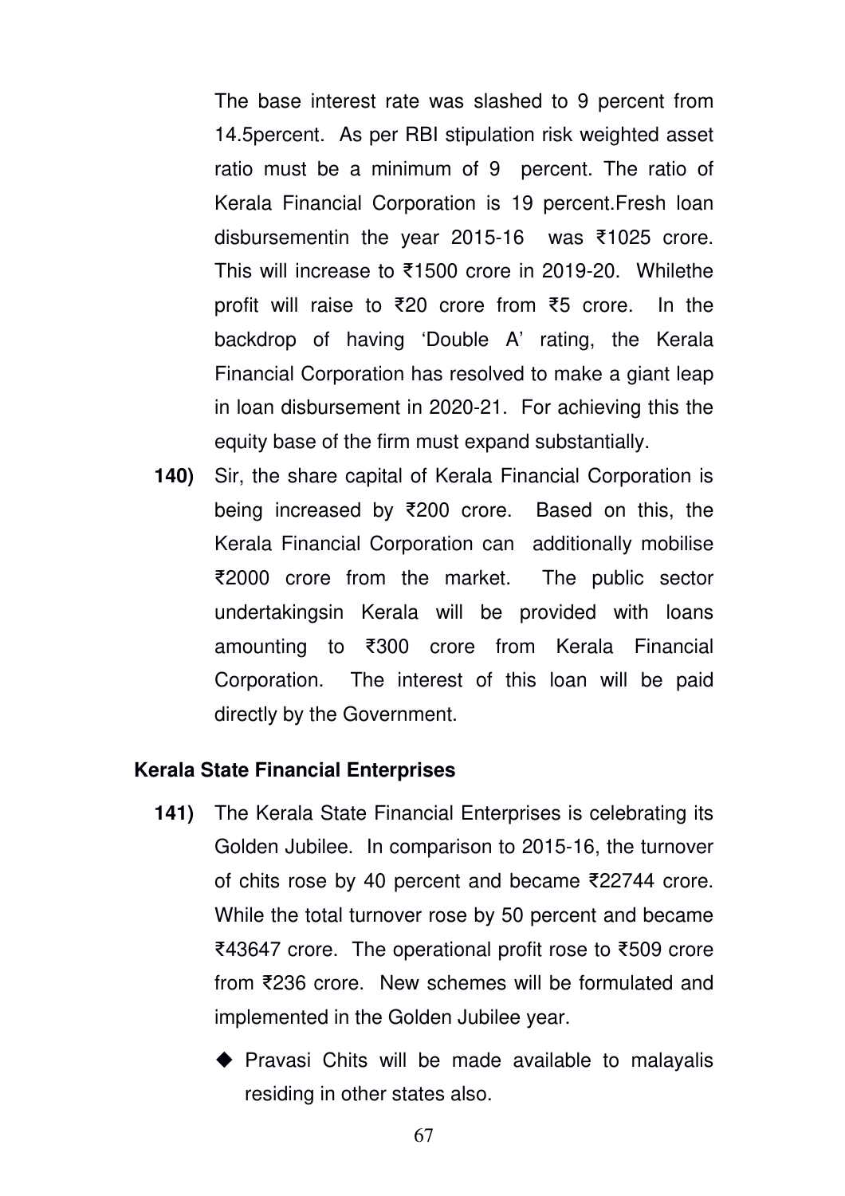The base interest rate was slashed to 9 percent from 14.5percent. As per RBI stipulation risk weighted asset ratio must be a minimum of 9 percent. The ratio of Kerala Financial Corporation is 19 percent.Fresh loan disbursementin the year 2015-16 was ₹1025 crore. This will increase to ₹1500 crore in 2019-20. Whilethe profit will raise to ₹20 crore from ₹5 crore. In the backdrop of having 'Double A' rating, the Kerala Financial Corporation has resolved to make a giant leap in loan disbursement in 2020-21. For achieving this the equity base of the firm must expand substantially.

**140)** Sir, the share capital of Kerala Financial Corporation is being increased by ₹200 crore. Based on this, the Kerala Financial Corporation can additionally mobilise ₹2000 crore from the market. The public sector undertakingsin Kerala will be provided with loans amounting to ₹300 crore from Kerala Financial Corporation. The interest of this loan will be paid directly by the Government.

### Kerala State Financial Enterprises

**141)** The Kerala State Financial Enterprises is celebrating its Golden Jubilee. In comparison to 2015-16, the turnover of chits rose by 40 percent and became ₹22744 crore. While the total turnover rose by 50 percent and became ₹43647 crore. The operational profit rose to ₹509 crore from ₹236 crore. New schemes will be formulated and implemented in the Golden Jubilee year.

- Pravasi Chits will be made available to malayalis residing in other states also.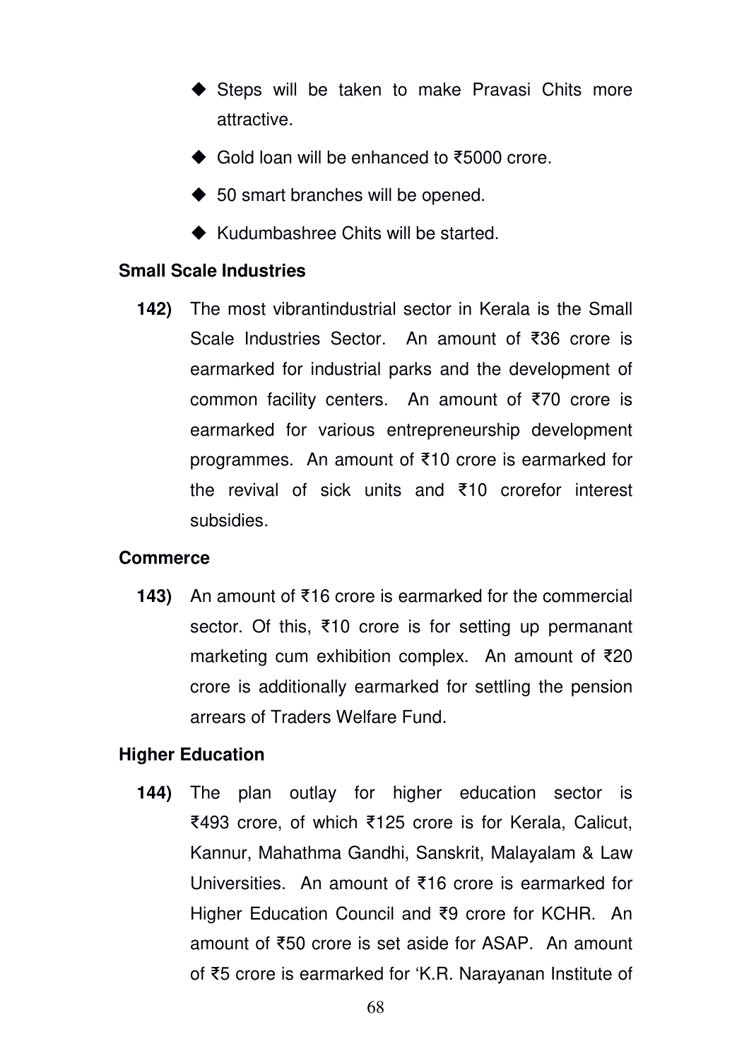- Steps will be taken to make Pravasi Chits more attractive.
- Gold loan will be enhanced to ₹5000 crore.
- 50 smart branches will be opened.
- Kudumbashree Chits will be started.

**Small Scale Industries**

**142)** The most vibrantindustrial sector in Kerala is the Small Scale Industries Sector. An amount of ₹36 crore is earmarked for industrial parks and the development of common facility centers. An amount of ₹70 crore is earmarked for various entrepreneurship development programmes. An amount of ₹10 crore is earmarked for the revival of sick units and ₹10 crorefor interest subsidies.

**Commerce**

**143)** An amount of ₹16 crore is earmarked for the commercial sector. Of this, ₹10 crore is for setting up permanant marketing cum exhibition complex. An amount of ₹20 crore is additionally earmarked for settling the pension arrears of Traders Welfare Fund.

**Higher Education**

**144)** The plan outlay for higher education sector is ₹493 crore, of which ₹125 crore is for Kerala, Calicut, Kannur, Mahathma Gandhi, Sanskrit, Malayalam & Law Universities. An amount of ₹16 crore is earmarked for Higher Education Council and ₹9 crore for KCHR. An amount of ₹50 crore is set aside for ASAP. An amount of ₹5 crore is earmarked for 'K.R. Narayanan Institute of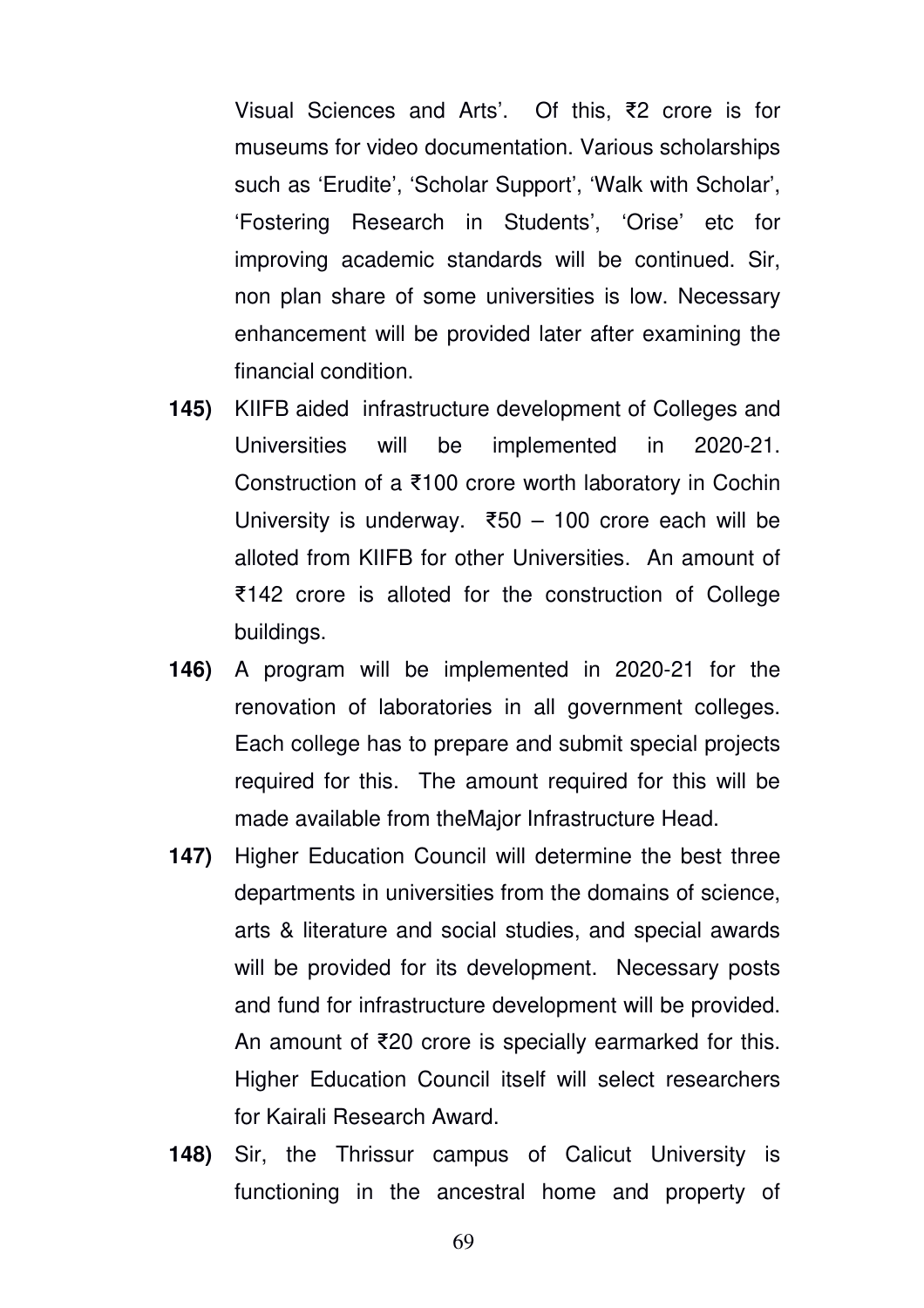Visual Sciences and Arts'. Of this, ₹2 crore is for museums for video documentation. Various scholarships such as 'Erudite', 'Scholar Support', 'Walk with Scholar', 'Fostering Research in Students', 'Orise' etc for improving academic standards will be continued. Sir, non plan share of some universities is low. Necessary enhancement will be provided later after examining the financial condition.

**145)** KIIFB aided infrastructure development of Colleges and Universities will be implemented in 2020-21. Construction of a ₹100 crore worth laboratory in Cochin University is underway. ₹50 – 100 crore each will be alloted from KIIFB for other Universities. An amount of ₹142 crore is alloted for the construction of College buildings.

**146)** A program will be implemented in 2020-21 for the renovation of laboratories in all government colleges. Each college has to prepare and submit special projects required for this. The amount required for this will be made available from theMajor Infrastructure Head.

**147)** Higher Education Council will determine the best three departments in universities from the domains of science, arts & literature and social studies, and special awards will be provided for its development. Necessary posts and fund for infrastructure development will be provided. An amount of ₹20 crore is specially earmarked for this. Higher Education Council itself will select researchers for Kairali Research Award.

**148)** Sir, the Thrissur campus of Calicut University is functioning in the ancestral home and property of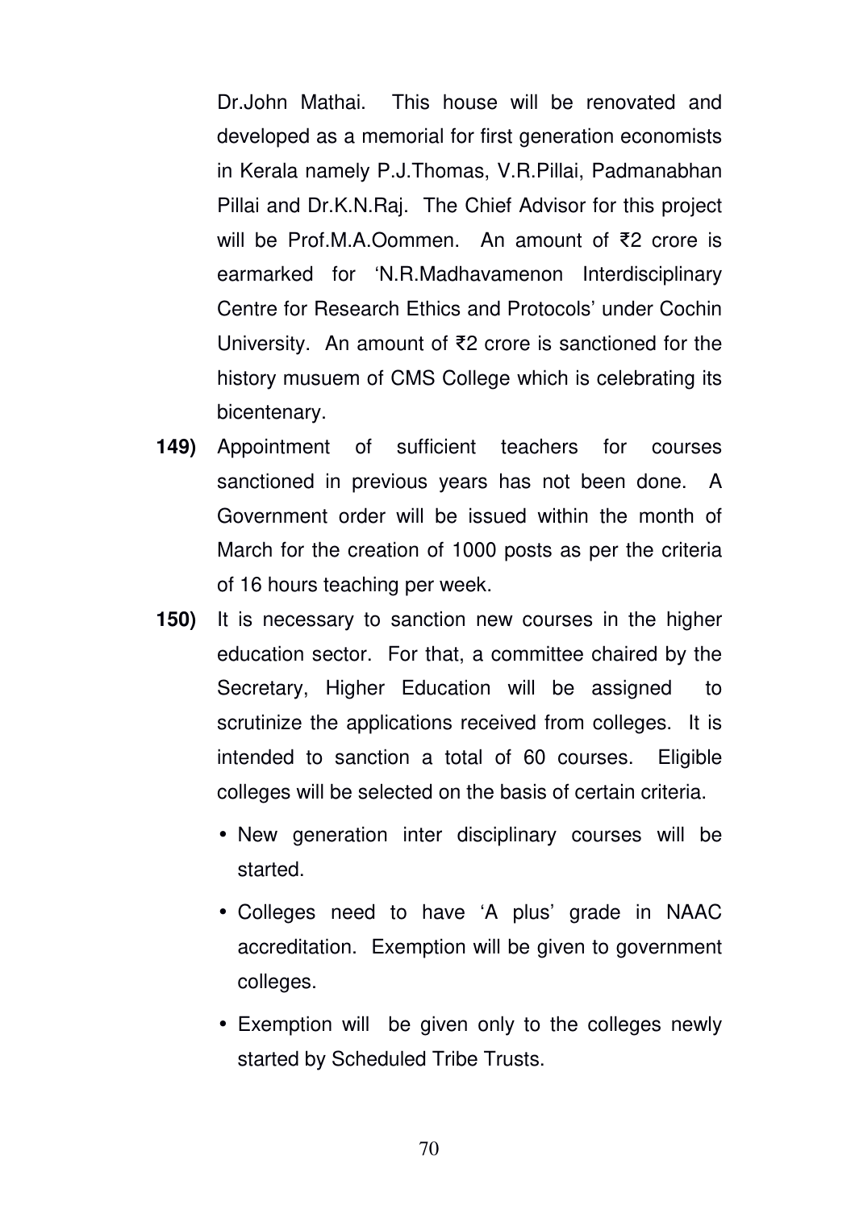Dr.John Mathai. This house will be renovated and developed as a memorial for first generation economists in Kerala namely P.J.Thomas, V.R.Pillai, Padmanabhan Pillai and Dr.K.N.Raj. The Chief Advisor for this project will be Prof.M.A.Oommen. An amount of ₹2 crore is earmarked for 'N.R.Madhavamenon Interdisciplinary Centre for Research Ethics and Protocols' under Cochin University. An amount of ₹2 crore is sanctioned for the history musuem of CMS College which is celebrating its bicentenary.

**149)** Appointment of sufficient teachers for courses sanctioned in previous years has not been done. A Government order will be issued within the month of March for the creation of 1000 posts as per the criteria of 16 hours teaching per week.

**150)** It is necessary to sanction new courses in the higher education sector. For that, a committee chaired by the Secretary, Higher Education will be assigned to scrutinize the applications received from colleges. It is intended to sanction a total of 60 courses. Eligible colleges will be selected on the basis of certain criteria.

- New generation inter disciplinary courses will be started.
- Colleges need to have 'A plus' grade in NAAC accreditation. Exemption will be given to government colleges.
- Exemption will be given only to the colleges newly started by Scheduled Tribe Trusts.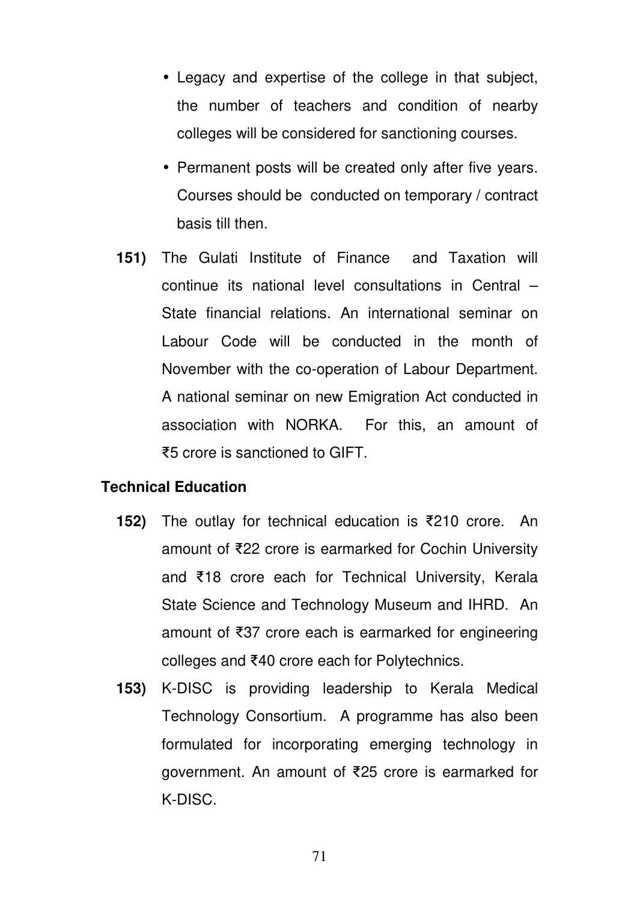- Legacy and expertise of the college in that subject, the number of teachers and condition of nearby colleges will be considered for sanctioning courses.
- Permanent posts will be created only after five years. Courses should be conducted on temporary / contract basis till then.

**151)** The Gulati Institute of Finance and Taxation will continue its national level consultations in Central – State financial relations. An international seminar on Labour Code will be conducted in the month of November with the co-operation of Labour Department. A national seminar on new Emigration Act conducted in association with NORKA. For this, an amount of ₹5 crore is sanctioned to GIFT.

**Technical Education**

**152)** The outlay for technical education is ₹210 crore. An amount of ₹22 crore is earmarked for Cochin University and ₹18 crore each for Technical University, Kerala State Science and Technology Museum and IHRD. An amount of ₹37 crore each is earmarked for engineering colleges and ₹40 crore each for Polytechnics.

**153)** K-DISC is providing leadership to Kerala Medical Technology Consortium. A programme has also been formulated for incorporating emerging technology in government. An amount of ₹25 crore is earmarked for K-DISC.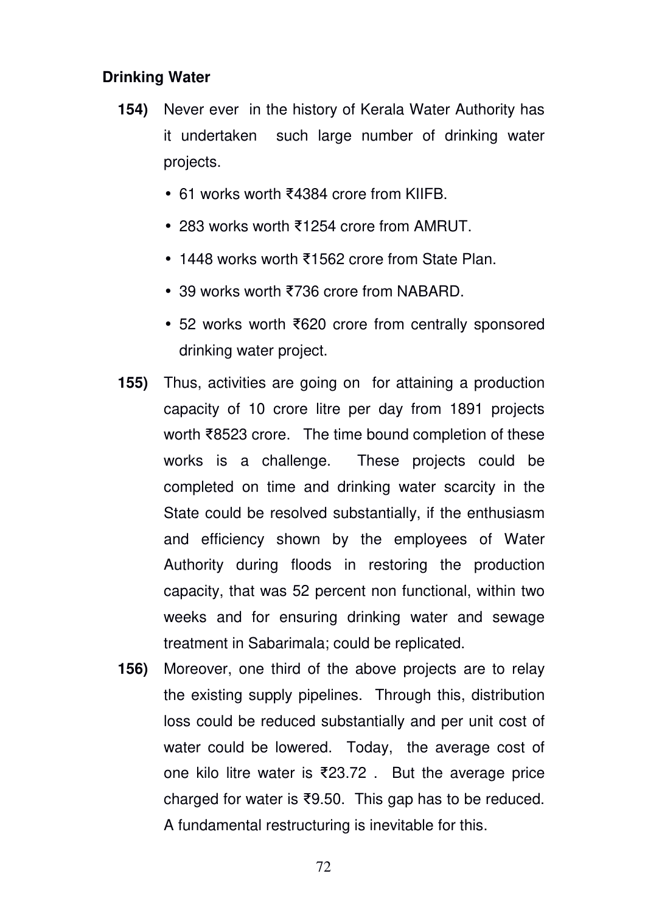**Drinking Water**

**154)** Never ever in the history of Kerala Water Authority has it undertaken such large number of drinking water projects.

- 61 works worth ₹4384 crore from KIIFB.
- 283 works worth ₹1254 crore from AMRUT.
- 1448 works worth ₹1562 crore from State Plan.
- 39 works worth ₹736 crore from NABARD.
- 52 works worth ₹620 crore from centrally sponsored drinking water project.

**155)** Thus, activities are going on for attaining a production capacity of 10 crore litre per day from 1891 projects worth ₹8523 crore. The time bound completion of these works is a challenge. These projects could be completed on time and drinking water scarcity in the State could be resolved substantially, if the enthusiasm and efficiency shown by the employees of Water Authority during floods in restoring the production capacity, that was 52 percent non functional, within two weeks and for ensuring drinking water and sewage treatment in Sabarimala; could be replicated.

**156)** Moreover, one third of the above projects are to relay the existing supply pipelines. Through this, distribution loss could be reduced substantially and per unit cost of water could be lowered. Today, the average cost of one kilo litre water is ₹23.72 . But the average price charged for water is ₹9.50. This gap has to be reduced. A fundamental restructuring is inevitable for this.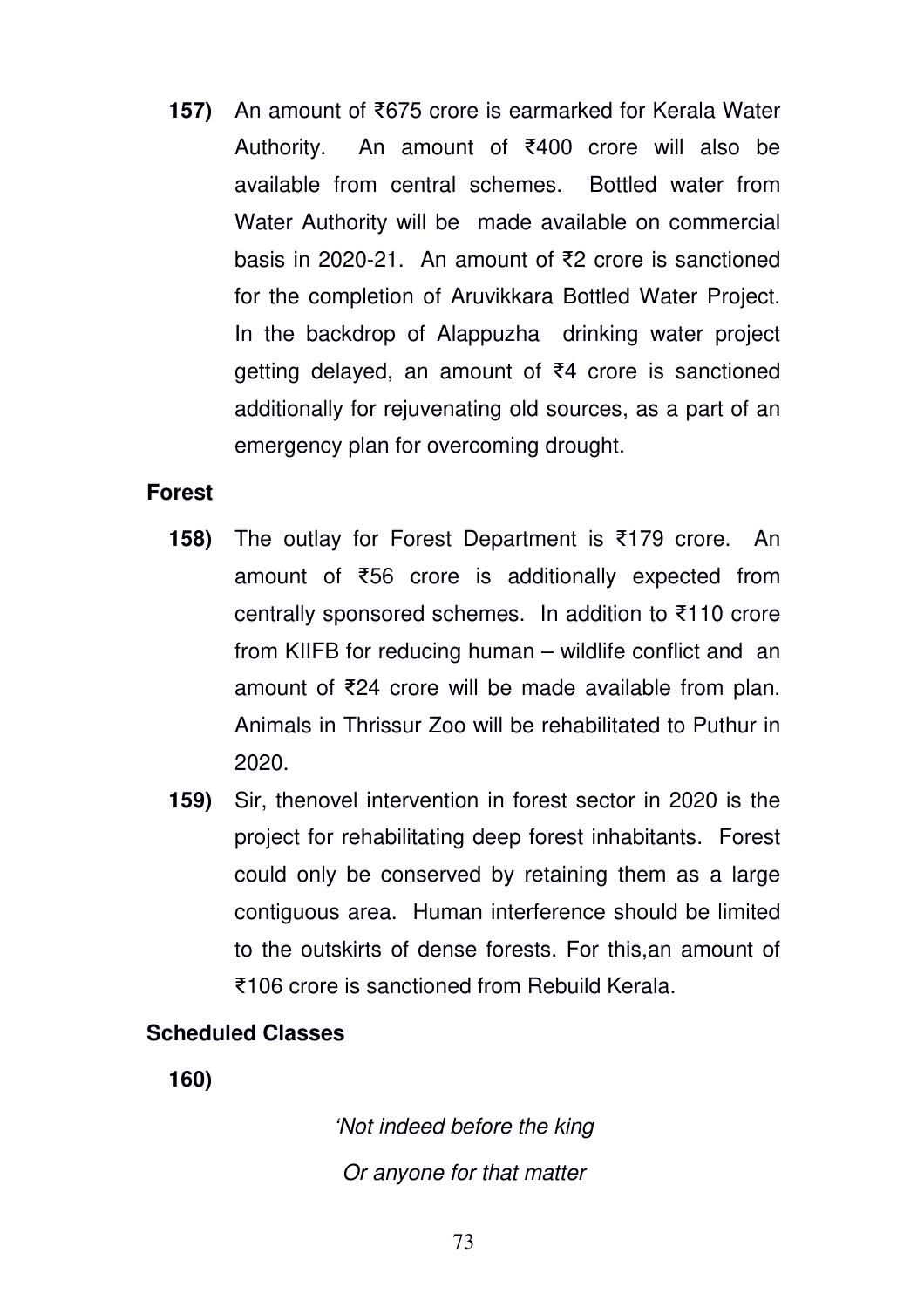**157)** An amount of ₹675 crore is earmarked for Kerala Water Authority. An amount of ₹400 crore will also be available from central schemes. Bottled water from Water Authority will be made available on commercial basis in 2020-21. An amount of ₹2 crore is sanctioned for the completion of Aruvikkara Bottled Water Project. In the backdrop of Alappuzha drinking water project getting delayed, an amount of ₹4 crore is sanctioned additionally for rejuvenating old sources, as a part of an emergency plan for overcoming drought.

## Forest

**158)** The outlay for Forest Department is ₹179 crore. An amount of ₹56 crore is additionally expected from centrally sponsored schemes. In addition to ₹110 crore from KIIFB for reducing human – wildlife conflict and an amount of ₹24 crore will be made available from plan. Animals in Thrissur Zoo will be rehabilitated to Puthur in 2020.

**159)** Sir, thenovel intervention in forest sector in 2020 is the project for rehabilitating deep forest inhabitants. Forest could only be conserved by retaining them as a large contiguous area. Human interference should be limited to the outskirts of dense forests. For this,an amount of ₹106 crore is sanctioned from Rebuild Kerala.

## Scheduled Classes

**160)**

*'Not indeed before the king*

*Or anyone for that matter*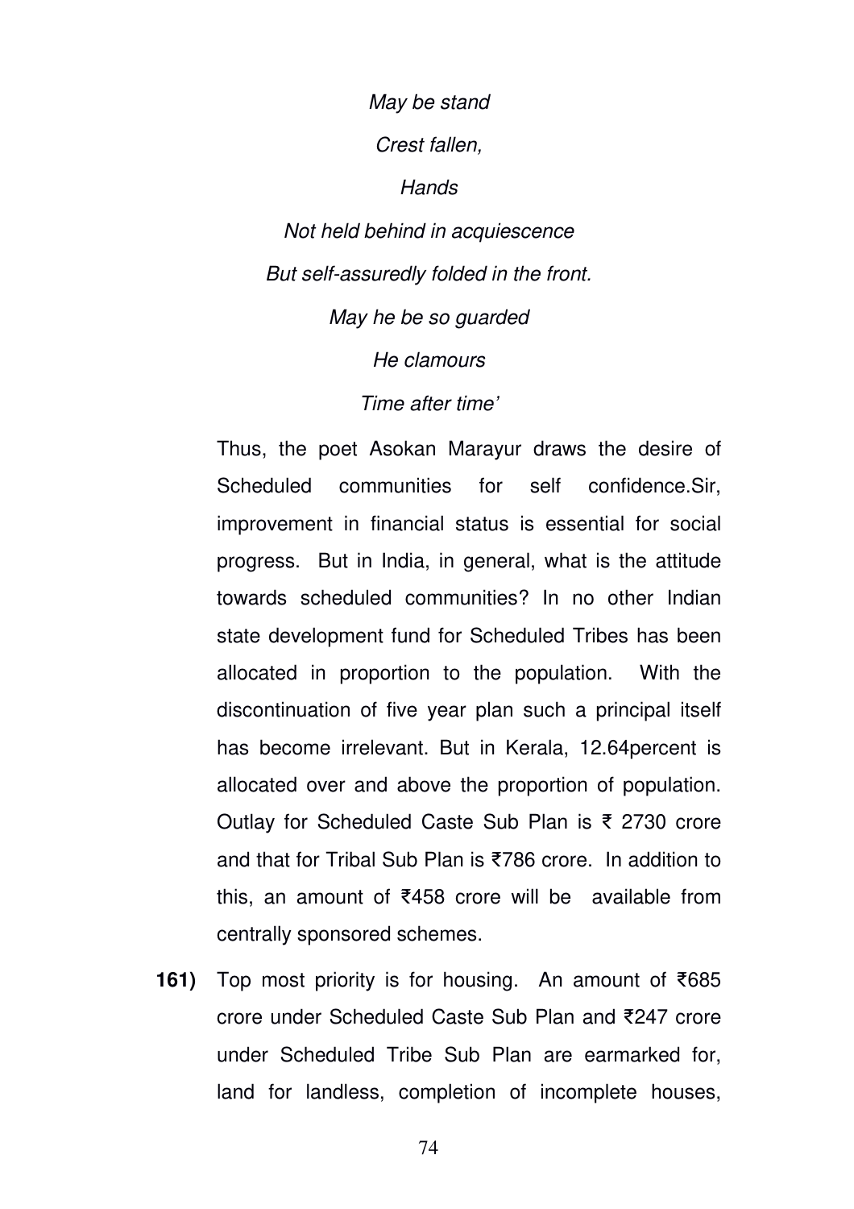*May be stand*

*Crest fallen,*

*Hands*

*Not held behind in acquiescence*

*But self-assuredly folded in the front.*

*May he be so guarded*

*He clamours*

*Time after time'*

Thus, the poet Asokan Marayur draws the desire of Scheduled communities for self confidence.Sir, improvement in financial status is essential for social progress. But in India, in general, what is the attitude towards scheduled communities? In no other Indian state development fund for Scheduled Tribes has been allocated in proportion to the population. With the discontinuation of five year plan such a principal itself has become irrelevant. But in Kerala, 12.64percent is allocated over and above the proportion of population. Outlay for Scheduled Caste Sub Plan is ₹ 2730 crore and that for Tribal Sub Plan is ₹786 crore. In addition to this, an amount of ₹458 crore will be available from centrally sponsored schemes.

**161)** Top most priority is for housing. An amount of ₹685 crore under Scheduled Caste Sub Plan and ₹247 crore under Scheduled Tribe Sub Plan are earmarked for, land for landless, completion of incomplete houses,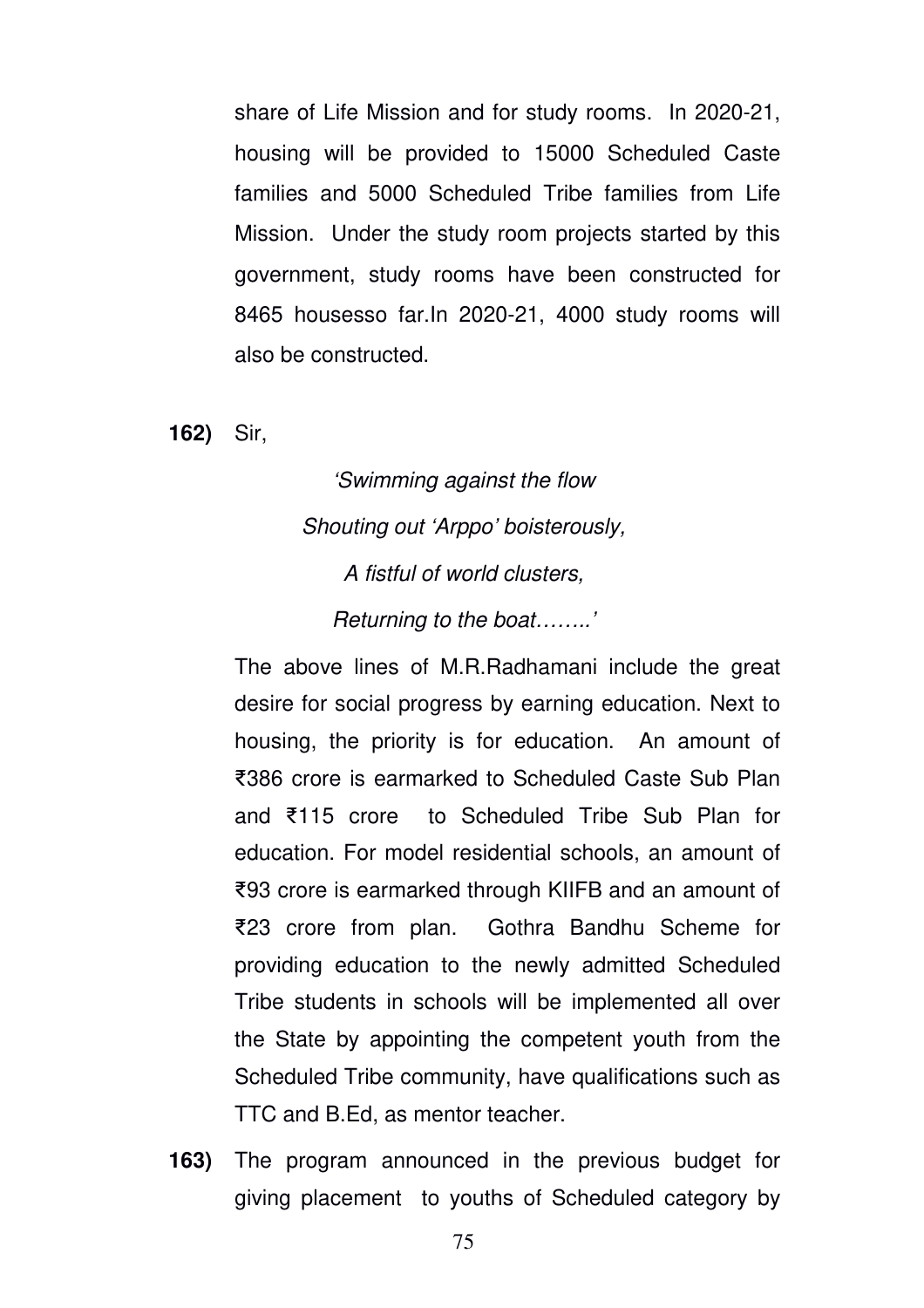share of Life Mission and for study rooms. In 2020-21, housing will be provided to 15000 Scheduled Caste families and 5000 Scheduled Tribe families from Life Mission. Under the study room projects started by this government, study rooms have been constructed for 8465 housesso far.In 2020-21, 4000 study rooms will also be constructed.

**162)** Sir,

*'Swimming against the flow*

*Shouting out 'Arppo' boisterously,*

*A fistful of world clusters,*

*Returning to the boat……..'*

The above lines of M.R.Radhamani include the great desire for social progress by earning education. Next to housing, the priority is for education. An amount of ₹386 crore is earmarked to Scheduled Caste Sub Plan and ₹115 crore to Scheduled Tribe Sub Plan for education. For model residential schools, an amount of ₹93 crore is earmarked through KIIFB and an amount of ₹23 crore from plan. Gothra Bandhu Scheme for providing education to the newly admitted Scheduled Tribe students in schools will be implemented all over the State by appointing the competent youth from the Scheduled Tribe community, have qualifications such as TTC and B.Ed, as mentor teacher.

**163)** The program announced in the previous budget for giving placement to youths of Scheduled category by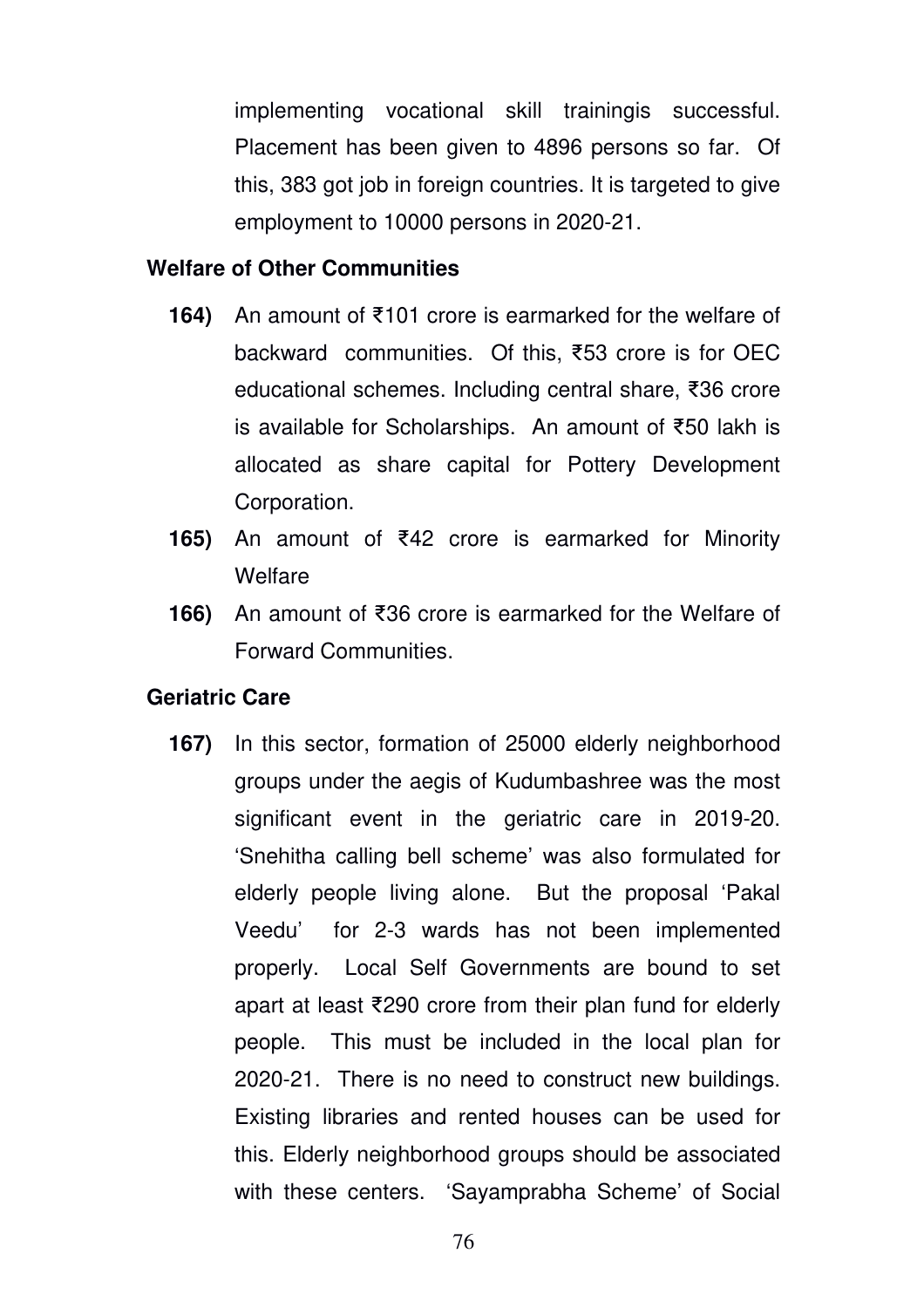implementing vocational skill trainingis successful. Placement has been given to 4896 persons so far. Of this, 383 got job in foreign countries. It is targeted to give employment to 10000 persons in 2020-21.

**Welfare of Other Communities**

**164)** An amount of ₹101 crore is earmarked for the welfare of backward communities. Of this, ₹53 crore is for OEC educational schemes. Including central share, ₹36 crore is available for Scholarships. An amount of ₹50 lakh is allocated as share capital for Pottery Development Corporation.

**165)** An amount of ₹42 crore is earmarked for Minority Welfare

**166)** An amount of ₹36 crore is earmarked for the Welfare of Forward Communities.

**Geriatric Care**

**167)** In this sector, formation of 25000 elderly neighborhood groups under the aegis of Kudumbashree was the most significant event in the geriatric care in 2019-20. 'Snehitha calling bell scheme' was also formulated for elderly people living alone. But the proposal 'Pakal Veedu' for 2-3 wards has not been implemented properly. Local Self Governments are bound to set apart at least ₹290 crore from their plan fund for elderly people. This must be included in the local plan for 2020-21. There is no need to construct new buildings. Existing libraries and rented houses can be used for this. Elderly neighborhood groups should be associated with these centers. 'Sayamprabha Scheme' of Social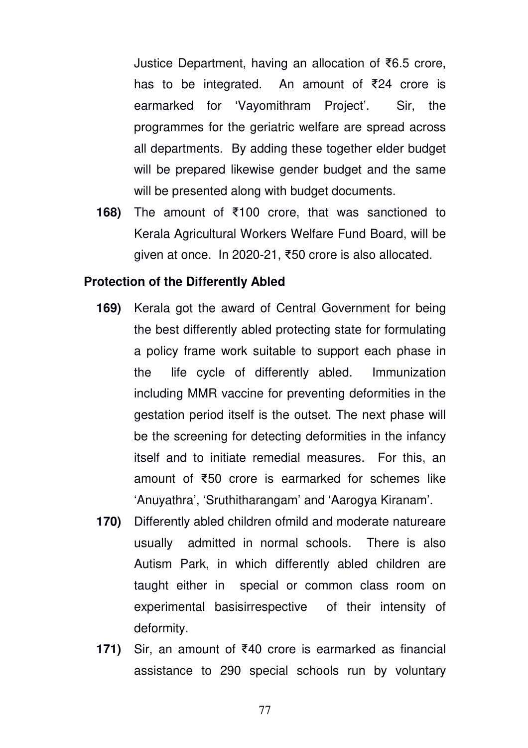Justice Department, having an allocation of ₹6.5 crore, has to be integrated. An amount of ₹24 crore is earmarked for 'Vayomithram Project'. Sir, the programmes for the geriatric welfare are spread across all departments. By adding these together elder budget will be prepared likewise gender budget and the same will be presented along with budget documents.

**168)** The amount of ₹100 crore, that was sanctioned to Kerala Agricultural Workers Welfare Fund Board, will be given at once. In 2020-21, ₹50 crore is also allocated.

**Protection of the Differently Abled**

**169)** Kerala got the award of Central Government for being the best differently abled protecting state for formulating a policy frame work suitable to support each phase in the life cycle of differently abled. Immunization including MMR vaccine for preventing deformities in the gestation period itself is the outset. The next phase will be the screening for detecting deformities in the infancy itself and to initiate remedial measures. For this, an amount of ₹50 crore is earmarked for schemes like 'Anuyathra', 'Sruthitharangam' and 'Aarogya Kiranam'.

**170)** Differently abled children ofmild and moderate natureare usually admitted in normal schools. There is also Autism Park, in which differently abled children are taught either in special or common class room on experimental basisirrespective of their intensity of deformity.

**171)** Sir, an amount of ₹40 crore is earmarked as financial assistance to 290 special schools run by voluntary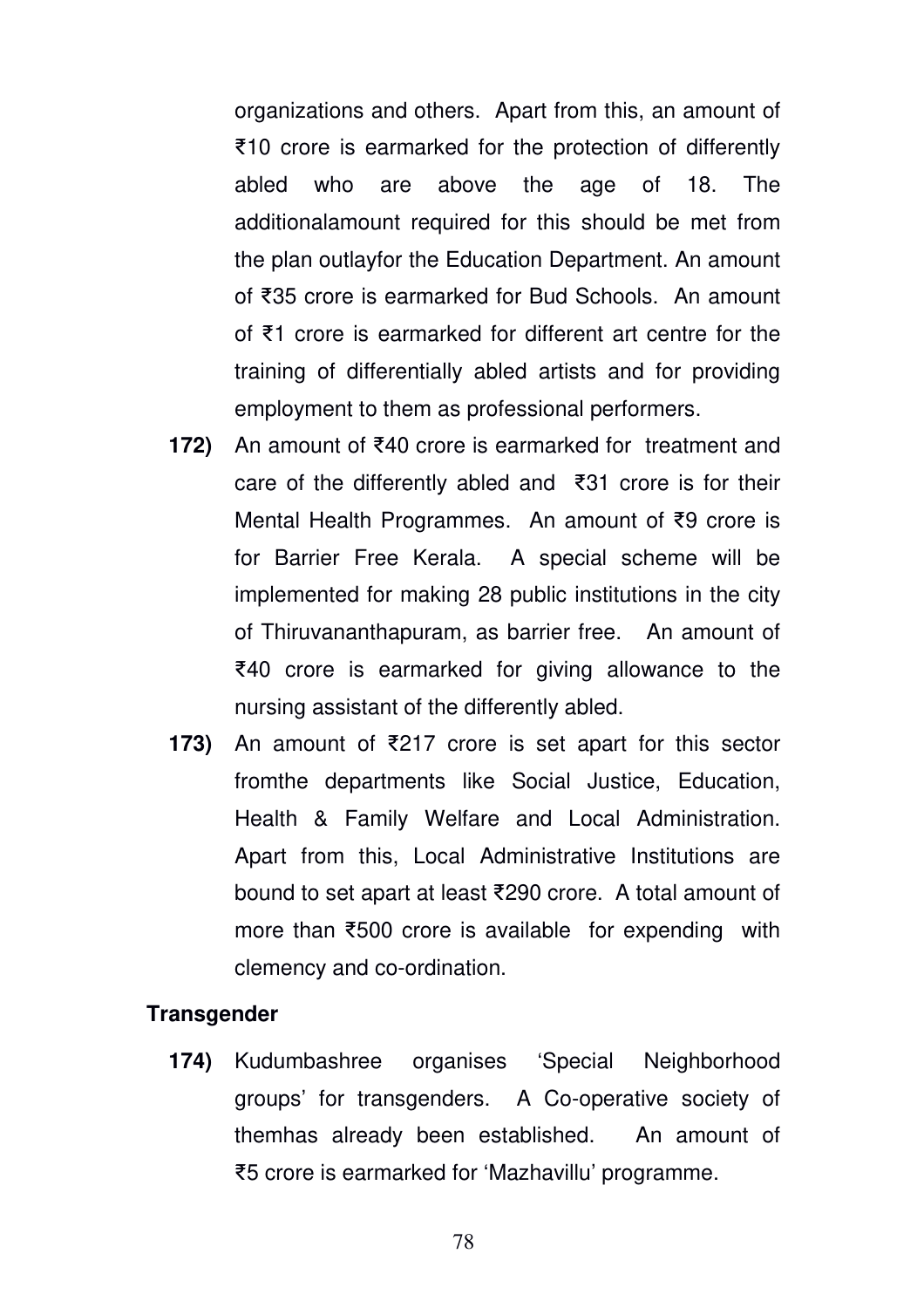organizations and others. Apart from this, an amount of ₹10 crore is earmarked for the protection of differently abled who are above the age of 18. The additionalamount required for this should be met from the plan outlayfor the Education Department. An amount of ₹35 crore is earmarked for Bud Schools. An amount of ₹1 crore is earmarked for different art centre for the training of differentially abled artists and for providing employment to them as professional performers.

**172)** An amount of ₹40 crore is earmarked for treatment and care of the differently abled and ₹31 crore is for their Mental Health Programmes. An amount of ₹9 crore is for Barrier Free Kerala. A special scheme will be implemented for making 28 public institutions in the city of Thiruvananthapuram, as barrier free. An amount of ₹40 crore is earmarked for giving allowance to the nursing assistant of the differently abled.

**173)** An amount of ₹217 crore is set apart for this sector fromthe departments like Social Justice, Education, Health & Family Welfare and Local Administration. Apart from this, Local Administrative Institutions are bound to set apart at least ₹290 crore. A total amount of more than ₹500 crore is available for expending with clemency and co-ordination.

**Transgender**

**174)** Kudumbashree organises 'Special Neighborhood groups' for transgenders. A Co-operative society of themhas already been established. An amount of ₹5 crore is earmarked for 'Mazhavillu' programme.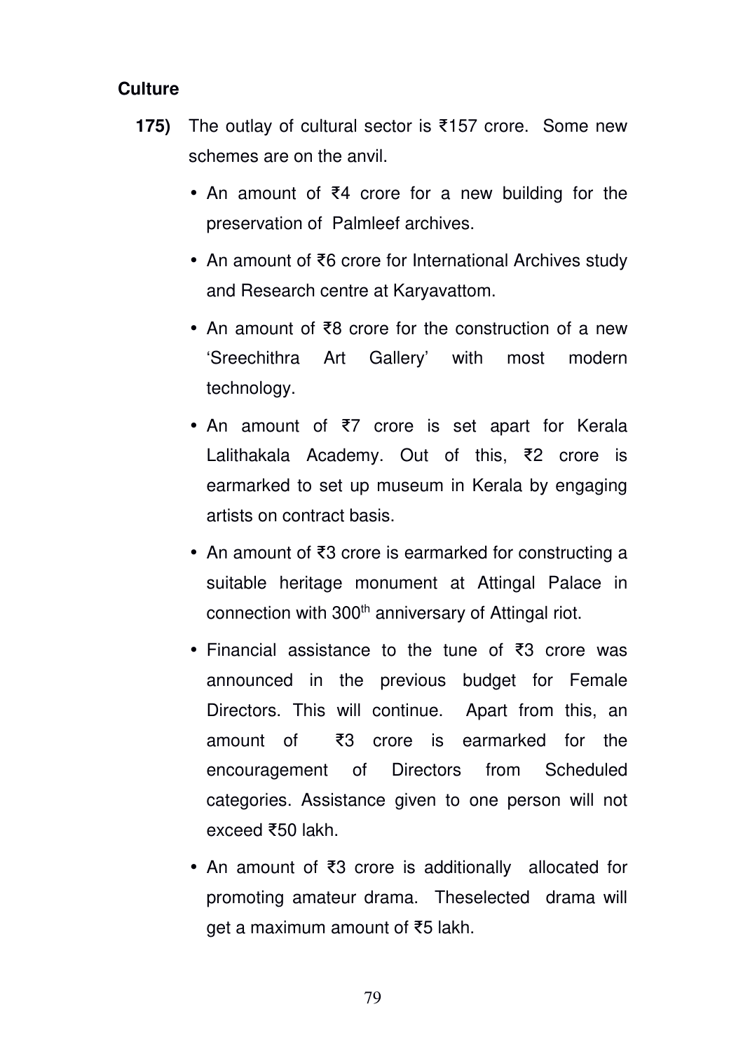**Culture**

**175)** The outlay of cultural sector is ₹157 crore. Some new schemes are on the anvil.

- An amount of ₹4 crore for a new building for the preservation of Palmleef archives.
- An amount of ₹6 crore for International Archives study and Research centre at Karyavattom.
- An amount of ₹8 crore for the construction of a new 'Sreechithra Art Gallery' with most modern technology.
- An amount of ₹7 crore is set apart for Kerala Lalithakala Academy. Out of this, ₹2 crore is earmarked to set up museum in Kerala by engaging artists on contract basis.
- An amount of ₹3 crore is earmarked for constructing a suitable heritage monument at Attingal Palace in connection with 300th anniversary of Attingal riot.
- Financial assistance to the tune of ₹3 crore was announced in the previous budget for Female Directors. This will continue. Apart from this, an amount of ₹3 crore is earmarked for the encouragement of Directors from Scheduled categories. Assistance given to one person will not exceed ₹50 lakh.
- An amount of ₹3 crore is additionally allocated for promoting amateur drama. Theselected drama will get a maximum amount of ₹5 lakh.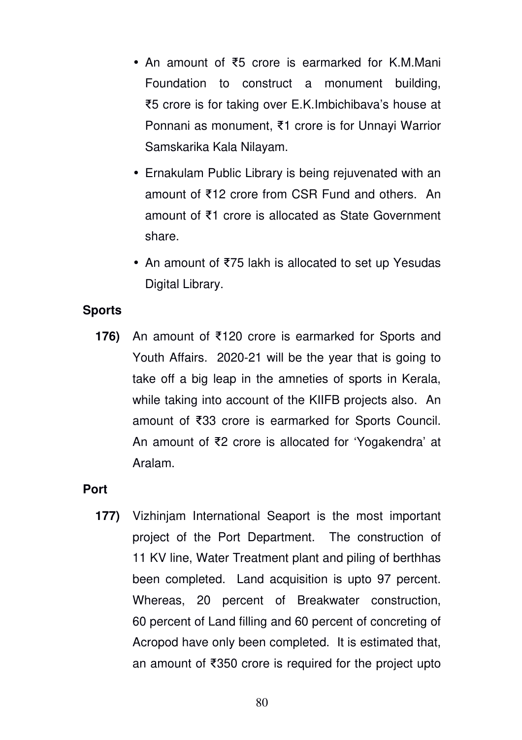- An amount of ₹5 crore is earmarked for K.M.Mani Foundation to construct a monument building, ₹5 crore is for taking over E.K.Imbichibava's house at Ponnani as monument, ₹1 crore is for Unnayi Warrior Samskarika Kala Nilayam.
- Ernakulam Public Library is being rejuvenated with an amount of ₹12 crore from CSR Fund and others. An amount of ₹1 crore is allocated as State Government share.
- An amount of ₹75 lakh is allocated to set up Yesudas Digital Library.

**Sports**

**176)** An amount of ₹120 crore is earmarked for Sports and Youth Affairs. 2020-21 will be the year that is going to take off a big leap in the amneties of sports in Kerala, while taking into account of the KIIFB projects also. An amount of ₹33 crore is earmarked for Sports Council. An amount of ₹2 crore is allocated for 'Yogakendra' at Aralam.

**Port**

**177)** Vizhinjam International Seaport is the most important project of the Port Department. The construction of 11 KV line, Water Treatment plant and piling of berthhas been completed. Land acquisition is upto 97 percent. Whereas, 20 percent of Breakwater construction, 60 percent of Land filling and 60 percent of concreting of Acropod have only been completed. It is estimated that, an amount of ₹350 crore is required for the project upto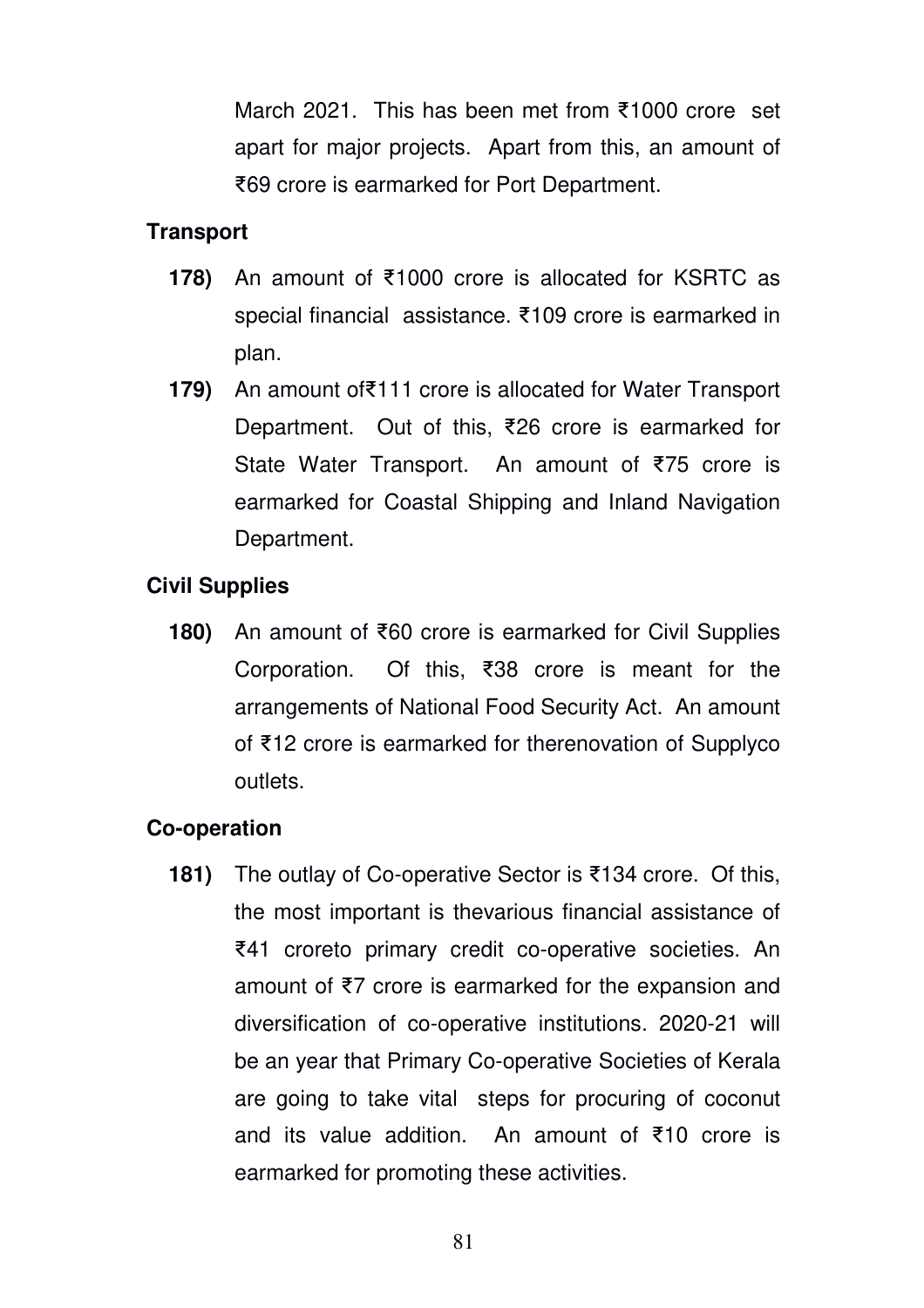March 2021. This has been met from ₹1000 crore set apart for major projects. Apart from this, an amount of ₹69 crore is earmarked for Port Department.

**Transport**

**178)** An amount of ₹1000 crore is allocated for KSRTC as special financial assistance. ₹109 crore is earmarked in plan.

**179)** An amount of₹111 crore is allocated for Water Transport Department. Out of this, ₹26 crore is earmarked for State Water Transport. An amount of ₹75 crore is earmarked for Coastal Shipping and Inland Navigation Department.

**Civil Supplies**

**180)** An amount of ₹60 crore is earmarked for Civil Supplies Corporation. Of this, ₹38 crore is meant for the arrangements of National Food Security Act. An amount of ₹12 crore is earmarked for therenovation of Supplyco outlets.

**Co-operation**

**181)** The outlay of Co-operative Sector is ₹134 crore. Of this, the most important is thevarious financial assistance of ₹41 croreto primary credit co-operative societies. An amount of ₹7 crore is earmarked for the expansion and diversification of co-operative institutions. 2020-21 will be an year that Primary Co-operative Societies of Kerala are going to take vital steps for procuring of coconut and its value addition. An amount of ₹10 crore is earmarked for promoting these activities.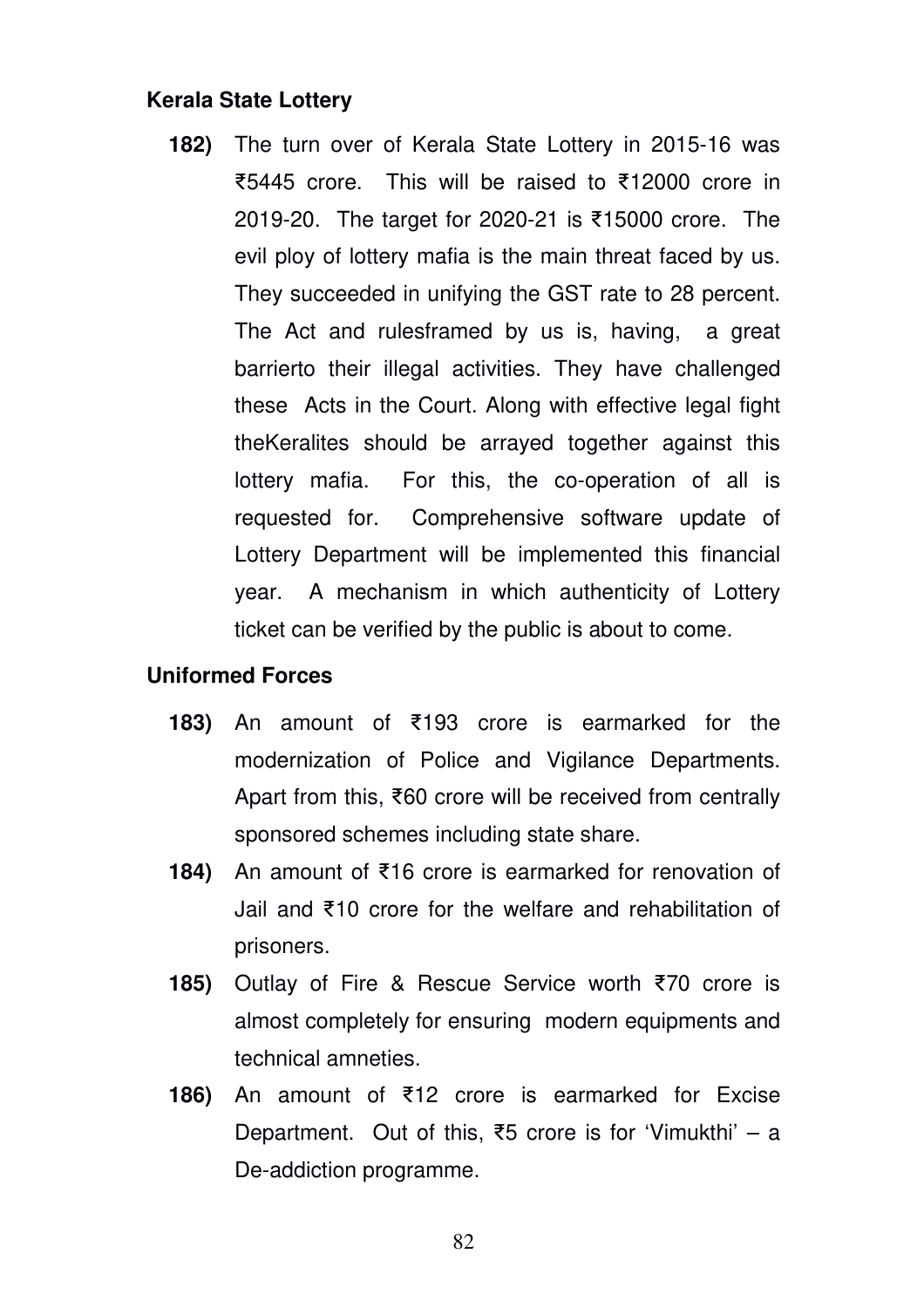### Kerala State Lottery

**182)** The turn over of Kerala State Lottery in 2015-16 was ₹5445 crore. This will be raised to ₹12000 crore in 2019-20. The target for 2020-21 is ₹15000 crore. The evil ploy of lottery mafia is the main threat faced by us. They succeeded in unifying the GST rate to 28 percent. The Act and rulesframed by us is, having, a great barrierto their illegal activities. They have challenged these Acts in the Court. Along with effective legal fight theKeralites should be arrayed together against this lottery mafia. For this, the co-operation of all is requested for. Comprehensive software update of Lottery Department will be implemented this financial year. A mechanism in which authenticity of Lottery ticket can be verified by the public is about to come.

### Uniformed Forces

**183)** An amount of ₹193 crore is earmarked for the modernization of Police and Vigilance Departments. Apart from this, ₹60 crore will be received from centrally sponsored schemes including state share.

**184)** An amount of ₹16 crore is earmarked for renovation of Jail and ₹10 crore for the welfare and rehabilitation of prisoners.

**185)** Outlay of Fire & Rescue Service worth ₹70 crore is almost completely for ensuring modern equipments and technical amneties.

**186)** An amount of ₹12 crore is earmarked for Excise Department. Out of this, ₹5 crore is for 'Vimukthi' – a De-addiction programme.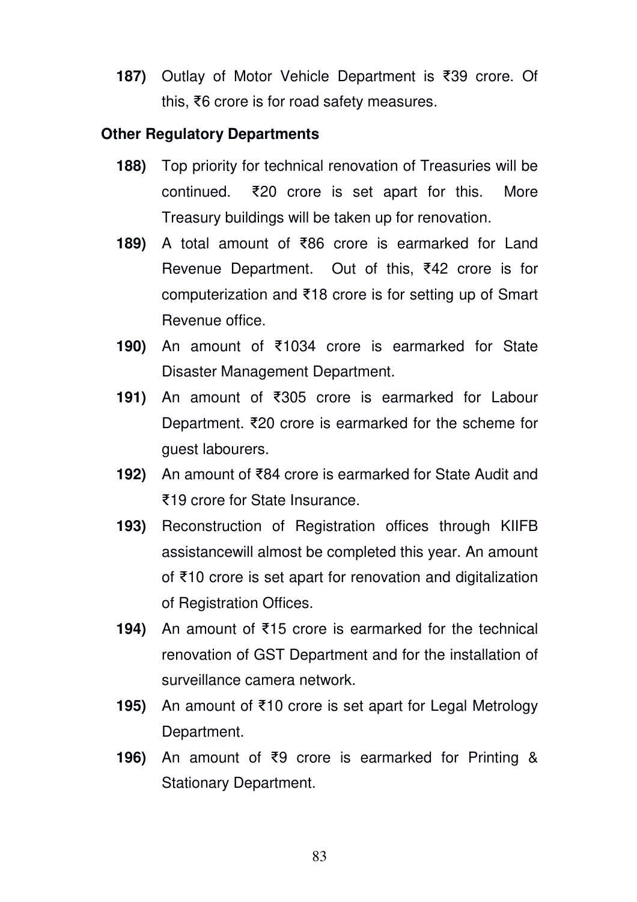**187)** Outlay of Motor Vehicle Department is ₹39 crore. Of this, ₹6 crore is for road safety measures.

### Other Regulatory Departments

**188)** Top priority for technical renovation of Treasuries will be continued. ₹20 crore is set apart for this. More Treasury buildings will be taken up for renovation.

**189)** A total amount of ₹86 crore is earmarked for Land Revenue Department. Out of this, ₹42 crore is for computerization and ₹18 crore is for setting up of Smart Revenue office.

**190)** An amount of ₹1034 crore is earmarked for State Disaster Management Department.

**191)** An amount of ₹305 crore is earmarked for Labour Department. ₹20 crore is earmarked for the scheme for guest labourers.

**192)** An amount of ₹84 crore is earmarked for State Audit and ₹19 crore for State Insurance.

**193)** Reconstruction of Registration offices through KIIFB assistancewill almost be completed this year. An amount of ₹10 crore is set apart for renovation and digitalization of Registration Offices.

**194)** An amount of ₹15 crore is earmarked for the technical renovation of GST Department and for the installation of surveillance camera network.

**195)** An amount of ₹10 crore is set apart for Legal Metrology Department.

**196)** An amount of ₹9 crore is earmarked for Printing & Stationary Department.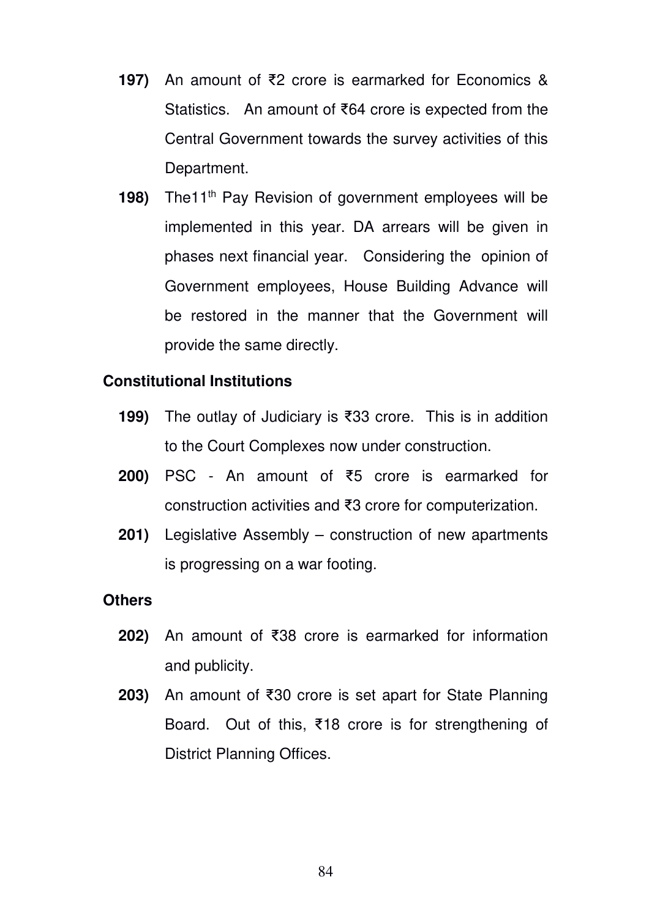197) An amount of ₹2 crore is earmarked for Economics & Statistics. An amount of ₹64 crore is expected from the Central Government towards the survey activities of this Department.

198) The11th Pay Revision of government employees will be implemented in this year. DA arrears will be given in phases next financial year. Considering the opinion of Government employees, House Building Advance will be restored in the manner that the Government will provide the same directly.

**Constitutional Institutions**

199) The outlay of Judiciary is ₹33 crore. This is in addition to the Court Complexes now under construction.

200) PSC - An amount of ₹5 crore is earmarked for construction activities and ₹3 crore for computerization.

201) Legislative Assembly – construction of new apartments is progressing on a war footing.

**Others**

202) An amount of ₹38 crore is earmarked for information and publicity.

203) An amount of ₹30 crore is set apart for State Planning Board. Out of this, ₹18 crore is for strengthening of District Planning Offices.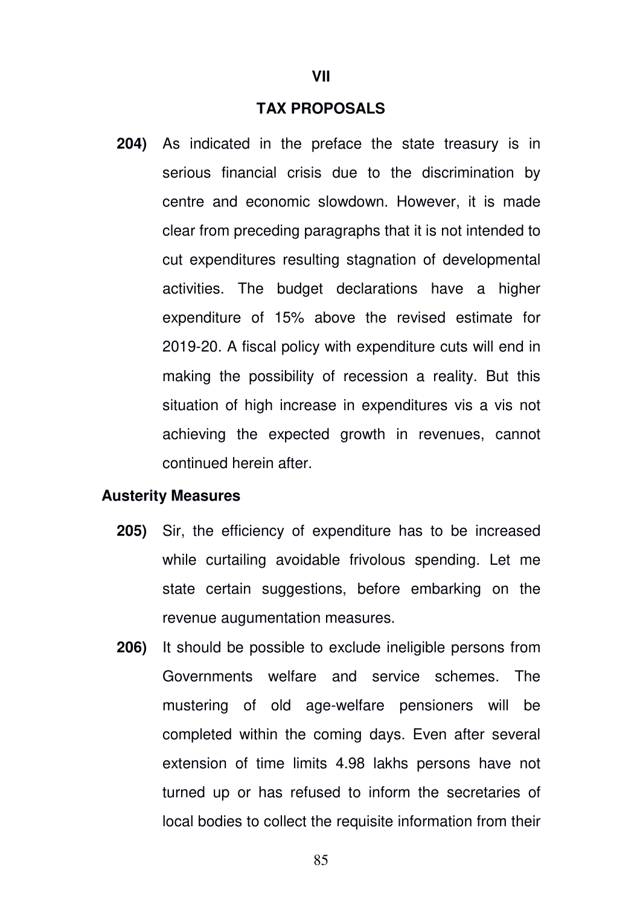## VII

## TAX PROPOSALS

**204)** As indicated in the preface the state treasury is in serious financial crisis due to the discrimination by centre and economic slowdown. However, it is made clear from preceding paragraphs that it is not intended to cut expenditures resulting stagnation of developmental activities. The budget declarations have a higher expenditure of 15% above the revised estimate for 2019-20. A fiscal policy with expenditure cuts will end in making the possibility of recession a reality. But this situation of high increase in expenditures vis a vis not achieving the expected growth in revenues, cannot continued herein after.

### Austerity Measures

**205)** Sir, the efficiency of expenditure has to be increased while curtailing avoidable frivolous spending. Let me state certain suggestions, before embarking on the revenue augumentation measures.

**206)** It should be possible to exclude ineligible persons from Governments welfare and service schemes. The mustering of old age-welfare pensioners will be completed within the coming days. Even after several extension of time limits 4.98 lakhs persons have not turned up or has refused to inform the secretaries of local bodies to collect the requisite information from their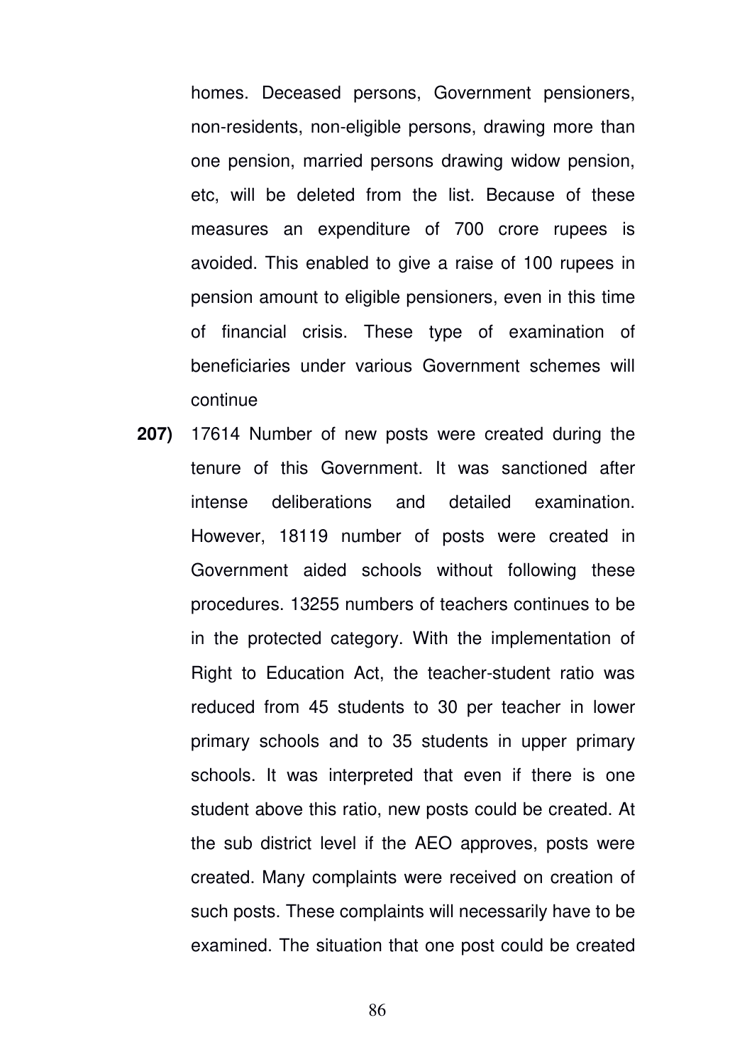homes. Deceased persons, Government pensioners, non-residents, non-eligible persons, drawing more than one pension, married persons drawing widow pension, etc, will be deleted from the list. Because of these measures an expenditure of 700 crore rupees is avoided. This enabled to give a raise of 100 rupees in pension amount to eligible pensioners, even in this time of financial crisis. These type of examination of beneficiaries under various Government schemes will continue

**207)** 17614 Number of new posts were created during the tenure of this Government. It was sanctioned after intense deliberations and detailed examination. However, 18119 number of posts were created in Government aided schools without following these procedures. 13255 numbers of teachers continues to be in the protected category. With the implementation of Right to Education Act, the teacher-student ratio was reduced from 45 students to 30 per teacher in lower primary schools and to 35 students in upper primary schools. It was interpreted that even if there is one student above this ratio, new posts could be created. At the sub district level if the AEO approves, posts were created. Many complaints were received on creation of such posts. These complaints will necessarily have to be examined. The situation that one post could be created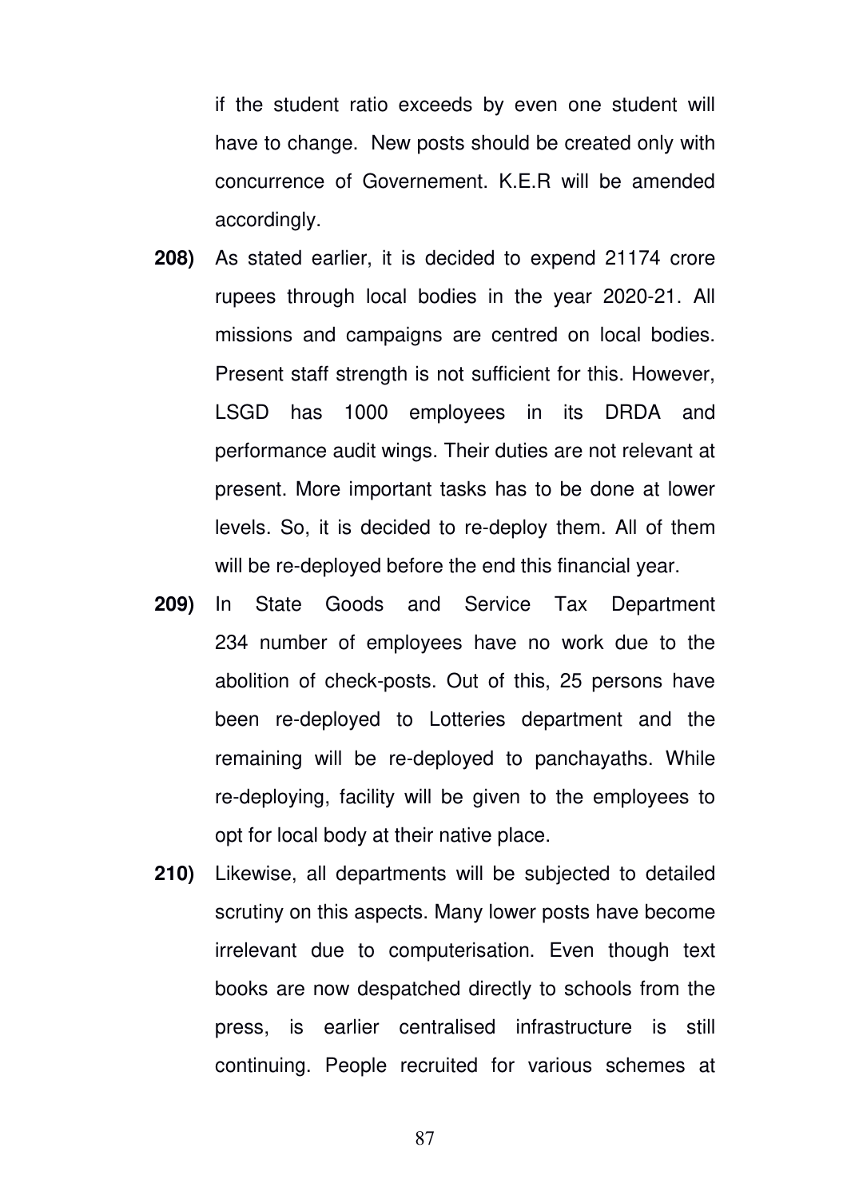if the student ratio exceeds by even one student will have to change. New posts should be created only with concurrence of Governement. K.E.R will be amended accordingly.

**208)** As stated earlier, it is decided to expend 21174 crore rupees through local bodies in the year 2020-21. All missions and campaigns are centred on local bodies. Present staff strength is not sufficient for this. However, LSGD has 1000 employees in its DRDA and performance audit wings. Their duties are not relevant at present. More important tasks has to be done at lower levels. So, it is decided to re-deploy them. All of them will be re-deployed before the end this financial year.

**209)** In State Goods and Service Tax Department 234 number of employees have no work due to the abolition of check-posts. Out of this, 25 persons have been re-deployed to Lotteries department and the remaining will be re-deployed to panchayaths. While re-deploying, facility will be given to the employees to opt for local body at their native place.

**210)** Likewise, all departments will be subjected to detailed scrutiny on this aspects. Many lower posts have become irrelevant due to computerisation. Even though text books are now despatched directly to schools from the press, is earlier centralised infrastructure is still continuing. People recruited for various schemes at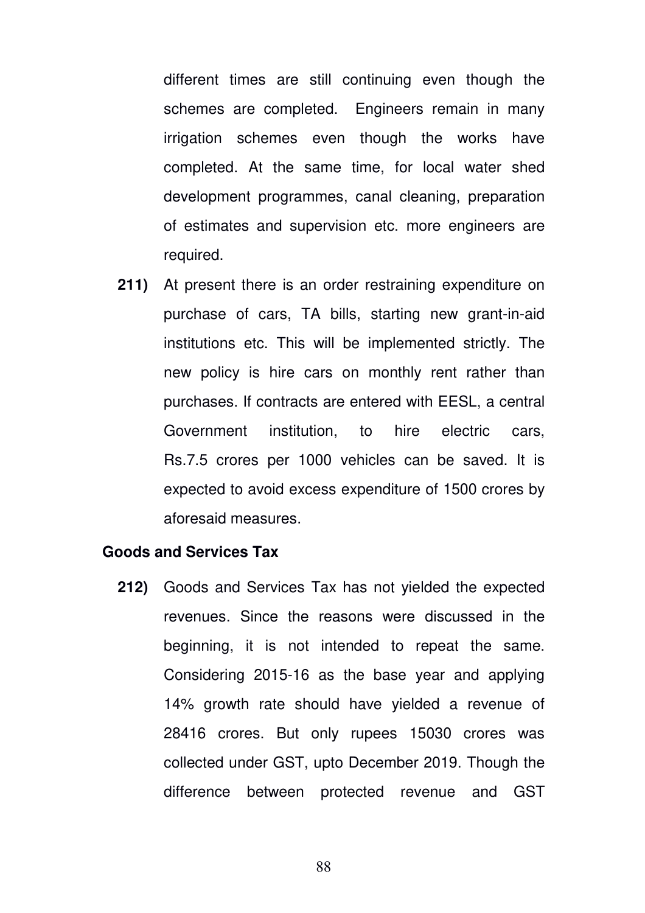different times are still continuing even though the schemes are completed. Engineers remain in many irrigation schemes even though the works have completed. At the same time, for local water shed development programmes, canal cleaning, preparation of estimates and supervision etc. more engineers are required.

**211)** At present there is an order restraining expenditure on purchase of cars, TA bills, starting new grant-in-aid institutions etc. This will be implemented strictly. The new policy is hire cars on monthly rent rather than purchases. If contracts are entered with EESL, a central Government institution, to hire electric cars, Rs.7.5 crores per 1000 vehicles can be saved. It is expected to avoid excess expenditure of 1500 crores by aforesaid measures.

### Goods and Services Tax

**212)** Goods and Services Tax has not yielded the expected revenues. Since the reasons were discussed in the beginning, it is not intended to repeat the same. Considering 2015-16 as the base year and applying 14% growth rate should have yielded a revenue of 28416 crores. But only rupees 15030 crores was collected under GST, upto December 2019. Though the difference between protected revenue and GST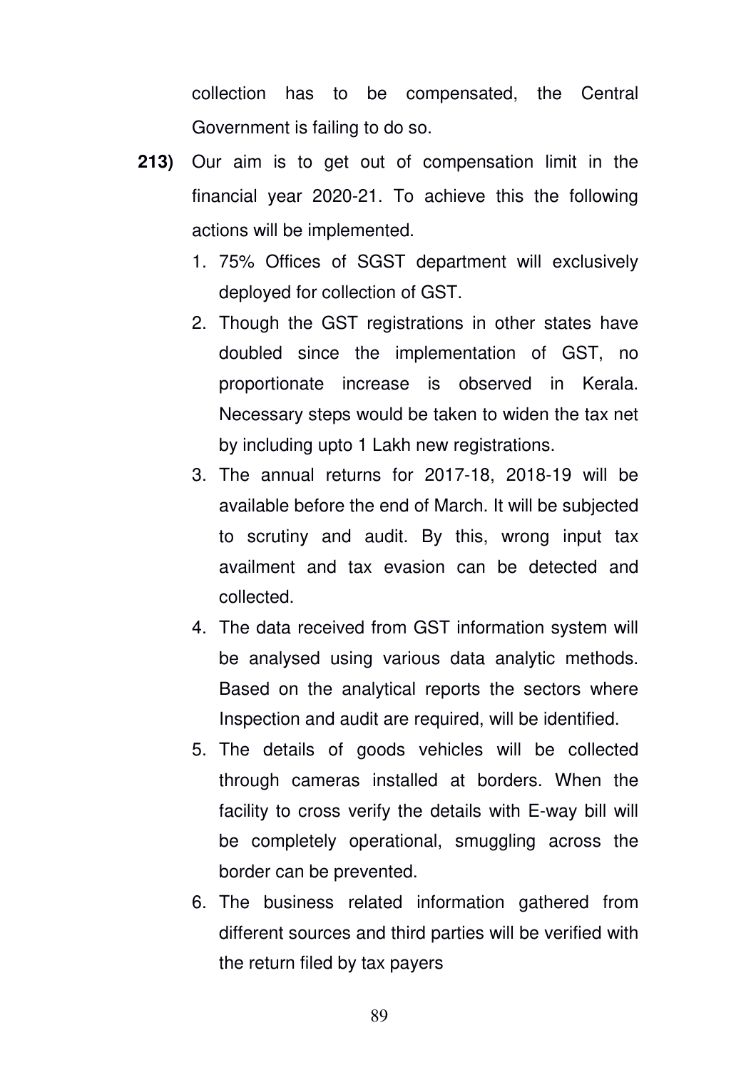collection has to be compensated, the Central Government is failing to do so.

**213)** Our aim is to get out of compensation limit in the financial year 2020-21. To achieve this the following actions will be implemented.

1. 75% Offices of SGST department will exclusively deployed for collection of GST.
2. Though the GST registrations in other states have doubled since the implementation of GST, no proportionate increase is observed in Kerala. Necessary steps would be taken to widen the tax net by including upto 1 Lakh new registrations.
3. The annual returns for 2017-18, 2018-19 will be available before the end of March. It will be subjected to scrutiny and audit. By this, wrong input tax availment and tax evasion can be detected and collected.
4. The data received from GST information system will be analysed using various data analytic methods. Based on the analytical reports the sectors where Inspection and audit are required, will be identified.
5. The details of goods vehicles will be collected through cameras installed at borders. When the facility to cross verify the details with E-way bill will be completely operational, smuggling across the border can be prevented.
6. The business related information gathered from different sources and third parties will be verified with the return filed by tax payers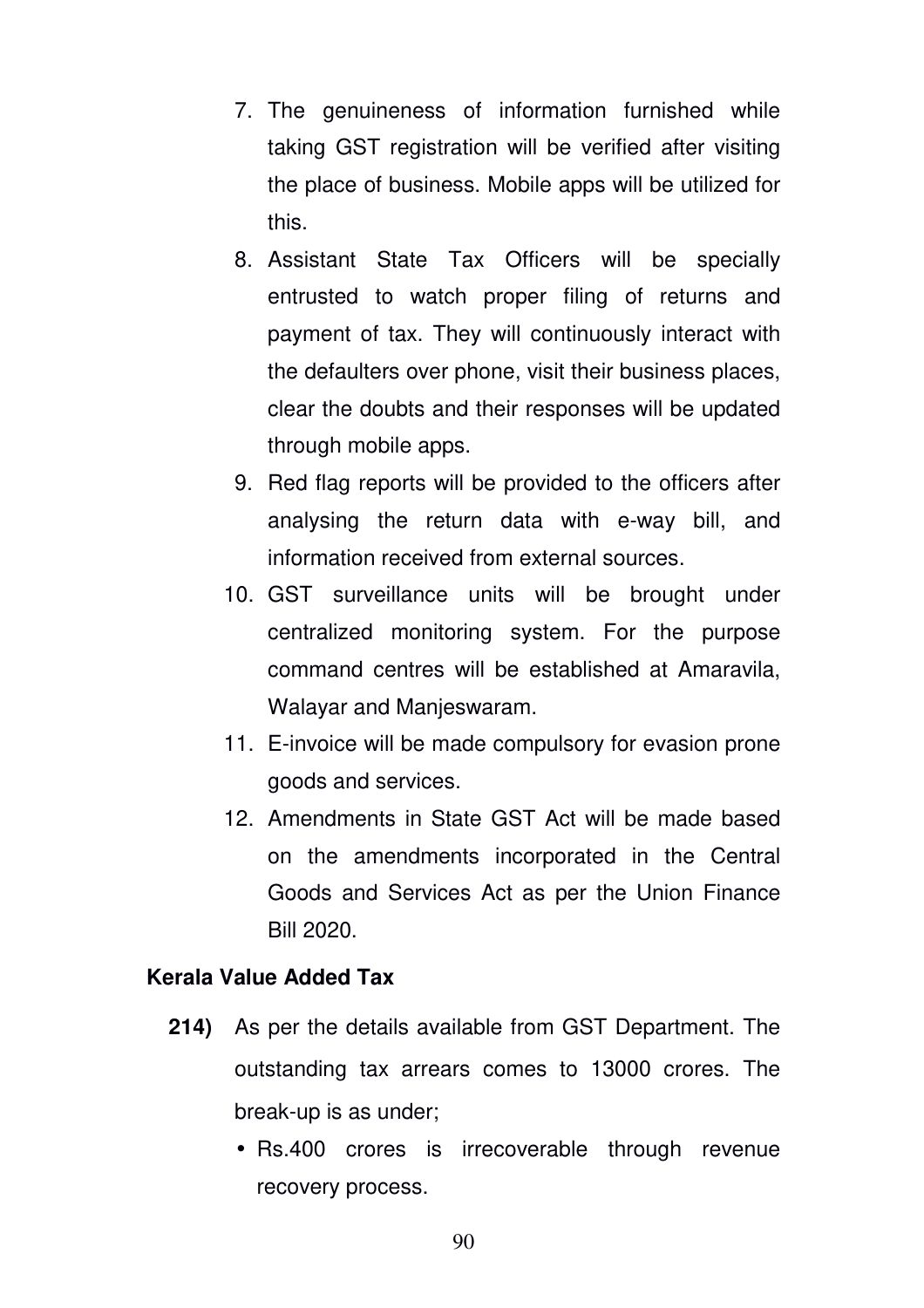7. The genuineness of information furnished while taking GST registration will be verified after visiting the place of business. Mobile apps will be utilized for this.
8. Assistant State Tax Officers will be specially entrusted to watch proper filing of returns and payment of tax. They will continuously interact with the defaulters over phone, visit their business places, clear the doubts and their responses will be updated through mobile apps.
9. Red flag reports will be provided to the officers after analysing the return data with e-way bill, and information received from external sources.
10. GST surveillance units will be brought under centralized monitoring system. For the purpose command centres will be established at Amaravila, Walayar and Manjeswaram.
11. E-invoice will be made compulsory for evasion prone goods and services.
12. Amendments in State GST Act will be made based on the amendments incorporated in the Central Goods and Services Act as per the Union Finance Bill 2020.

**Kerala Value Added Tax**

**214)** As per the details available from GST Department. The outstanding tax arrears comes to 13000 crores. The break-up is as under;

- Rs.400 crores is irrecoverable through revenue recovery process.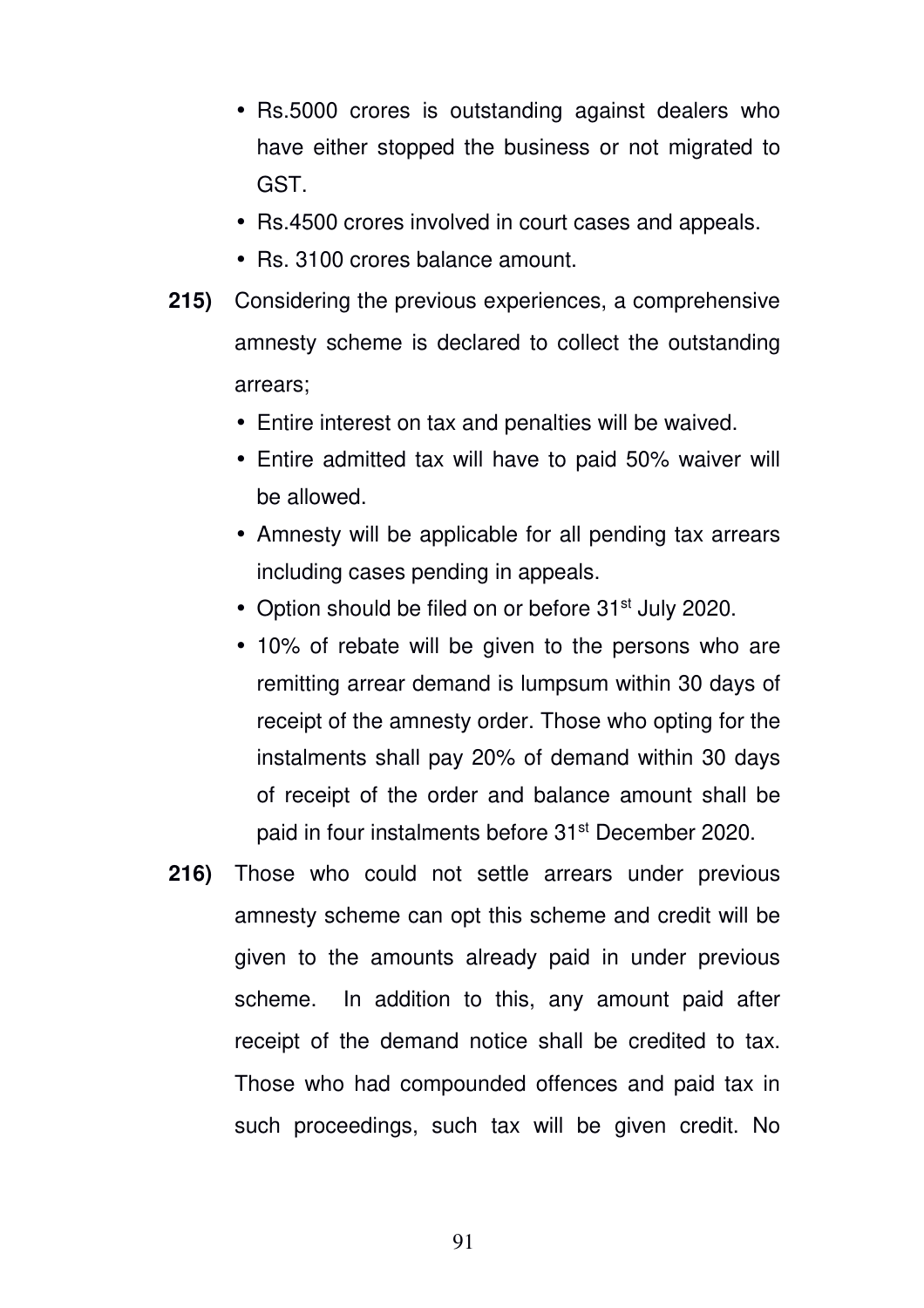- Rs.5000 crores is outstanding against dealers who have either stopped the business or not migrated to GST.
- Rs.4500 crores involved in court cases and appeals.
- Rs. 3100 crores balance amount.

**215)** Considering the previous experiences, a comprehensive amnesty scheme is declared to collect the outstanding arrears;

- Entire interest on tax and penalties will be waived.
- Entire admitted tax will have to paid 50% waiver will be allowed.
- Amnesty will be applicable for all pending tax arrears including cases pending in appeals.
- Option should be filed on or before 31st July 2020.
- 10% of rebate will be given to the persons who are remitting arrear demand is lumpsum within 30 days of receipt of the amnesty order. Those who opting for the instalments shall pay 20% of demand within 30 days of receipt of the order and balance amount shall be paid in four instalments before 31st December 2020.

**216)** Those who could not settle arrears under previous amnesty scheme can opt this scheme and credit will be given to the amounts already paid in under previous scheme. In addition to this, any amount paid after receipt of the demand notice shall be credited to tax. Those who had compounded offences and paid tax in such proceedings, such tax will be given credit. No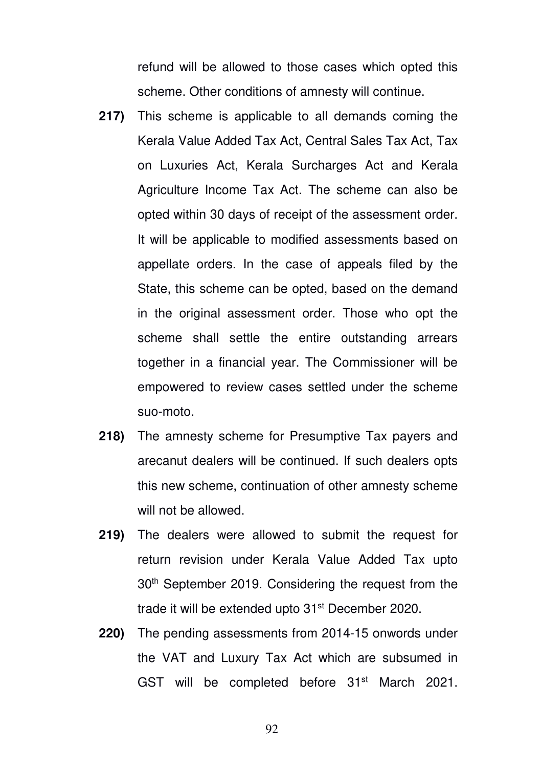refund will be allowed to those cases which opted this scheme. Other conditions of amnesty will continue.

**217)** This scheme is applicable to all demands coming the Kerala Value Added Tax Act, Central Sales Tax Act, Tax on Luxuries Act, Kerala Surcharges Act and Kerala Agriculture Income Tax Act. The scheme can also be opted within 30 days of receipt of the assessment order. It will be applicable to modified assessments based on appellate orders. In the case of appeals filed by the State, this scheme can be opted, based on the demand in the original assessment order. Those who opt the scheme shall settle the entire outstanding arrears together in a financial year. The Commissioner will be empowered to review cases settled under the scheme suo-moto.

**218)** The amnesty scheme for Presumptive Tax payers and arecanut dealers will be continued. If such dealers opts this new scheme, continuation of other amnesty scheme will not be allowed.

**219)** The dealers were allowed to submit the request for return revision under Kerala Value Added Tax upto 30th September 2019. Considering the request from the trade it will be extended upto 31st December 2020.

**220)** The pending assessments from 2014-15 onwords under the VAT and Luxury Tax Act which are subsumed in GST will be completed before 31st March 2021.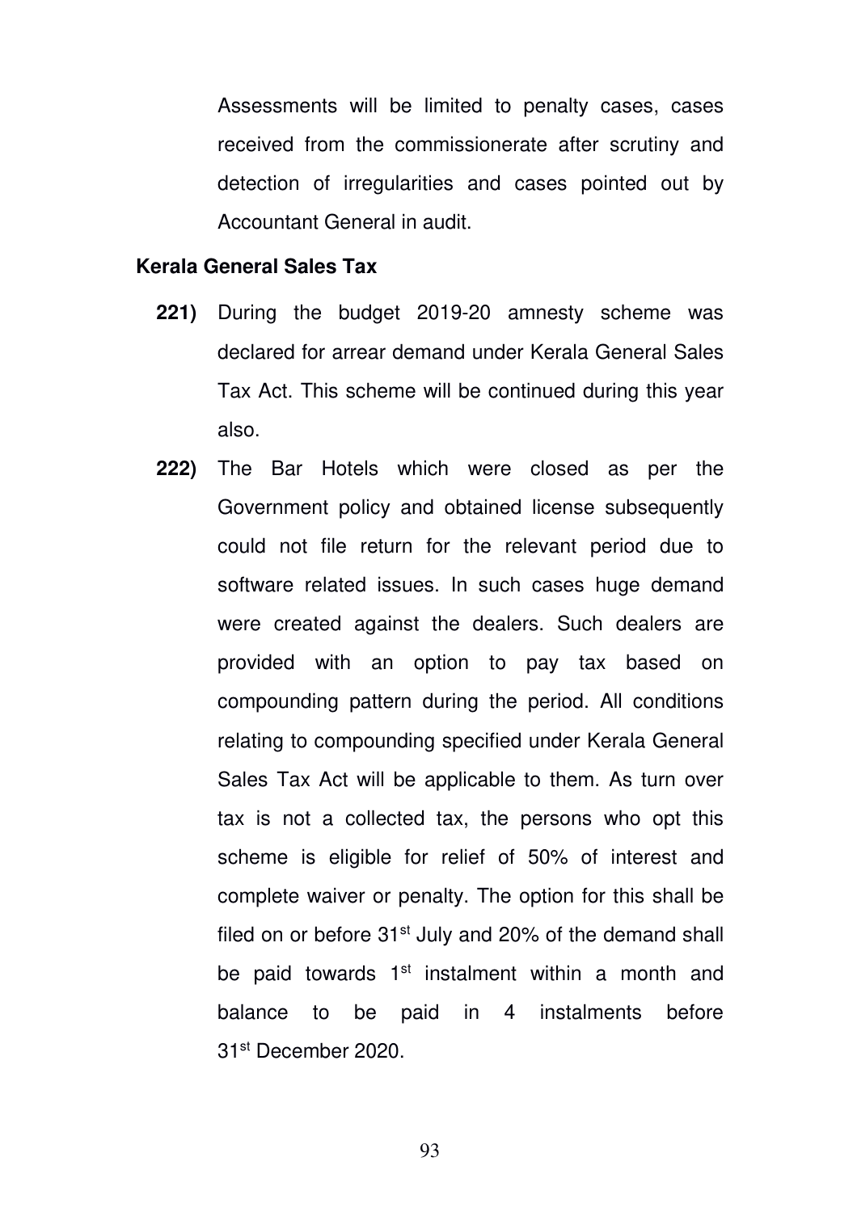Assessments will be limited to penalty cases, cases received from the commissionerate after scrutiny and detection of irregularities and cases pointed out by Accountant General in audit.

**Kerala General Sales Tax**

**221)** During the budget 2019-20 amnesty scheme was declared for arrear demand under Kerala General Sales Tax Act. This scheme will be continued during this year also.

**222)** The Bar Hotels which were closed as per the Government policy and obtained license subsequently could not file return for the relevant period due to software related issues. In such cases huge demand were created against the dealers. Such dealers are provided with an option to pay tax based on compounding pattern during the period. All conditions relating to compounding specified under Kerala General Sales Tax Act will be applicable to them. As turn over tax is not a collected tax, the persons who opt this scheme is eligible for relief of 50% of interest and complete waiver or penalty. The option for this shall be filed on or before 31st July and 20% of the demand shall be paid towards 1st instalment within a month and balance to be paid in 4 instalments before 31st December 2020.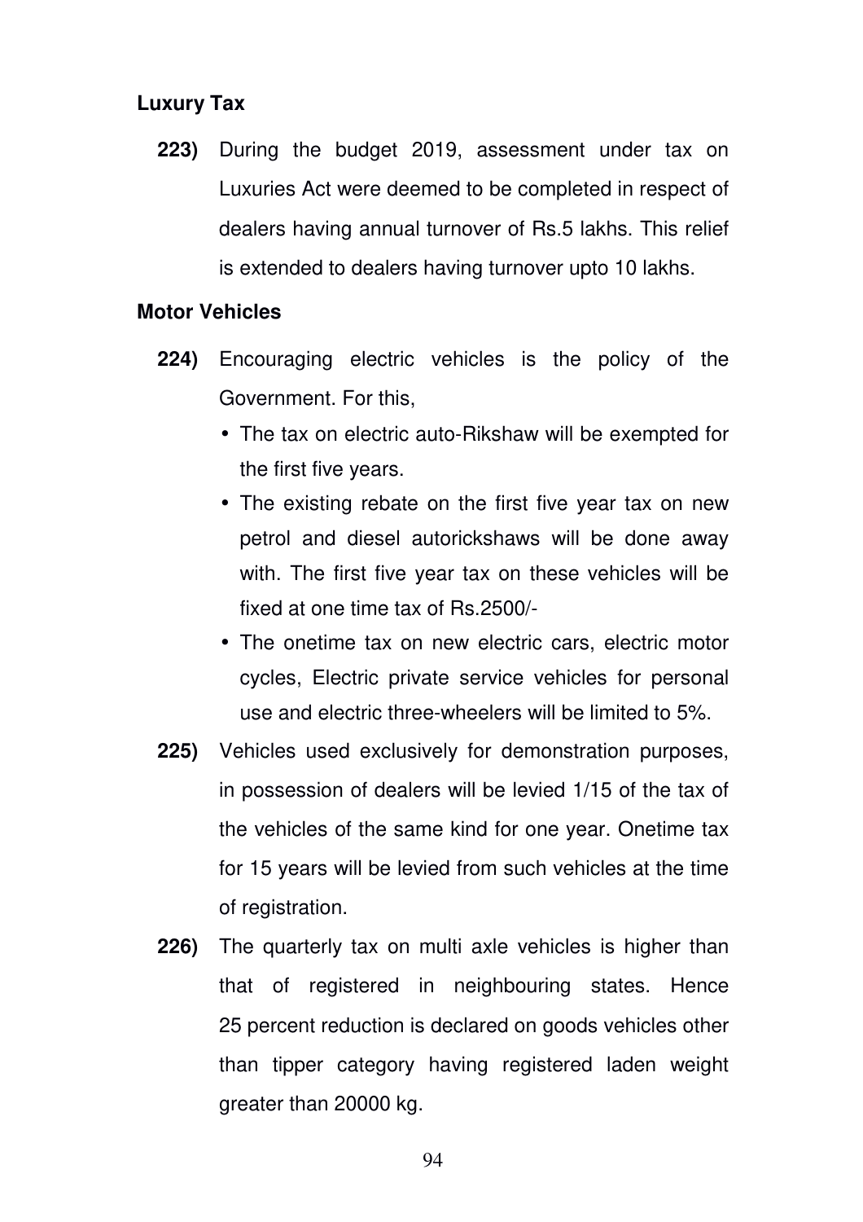**Luxury Tax**

**223)** During the budget 2019, assessment under tax on Luxuries Act were deemed to be completed in respect of dealers having annual turnover of Rs.5 lakhs. This relief is extended to dealers having turnover upto 10 lakhs.

**Motor Vehicles**

**224)** Encouraging electric vehicles is the policy of the Government. For this,

- The tax on electric auto-Rikshaw will be exempted for the first five years.
- The existing rebate on the first five year tax on new petrol and diesel autorickshaws will be done away with. The first five year tax on these vehicles will be fixed at one time tax of Rs.2500/-
- The onetime tax on new electric cars, electric motor cycles, Electric private service vehicles for personal use and electric three-wheelers will be limited to 5%.

**225)** Vehicles used exclusively for demonstration purposes, in possession of dealers will be levied 1/15 of the tax of the vehicles of the same kind for one year. Onetime tax for 15 years will be levied from such vehicles at the time of registration.

**226)** The quarterly tax on multi axle vehicles is higher than that of registered in neighbouring states. Hence 25 percent reduction is declared on goods vehicles other than tipper category having registered laden weight greater than 20000 kg.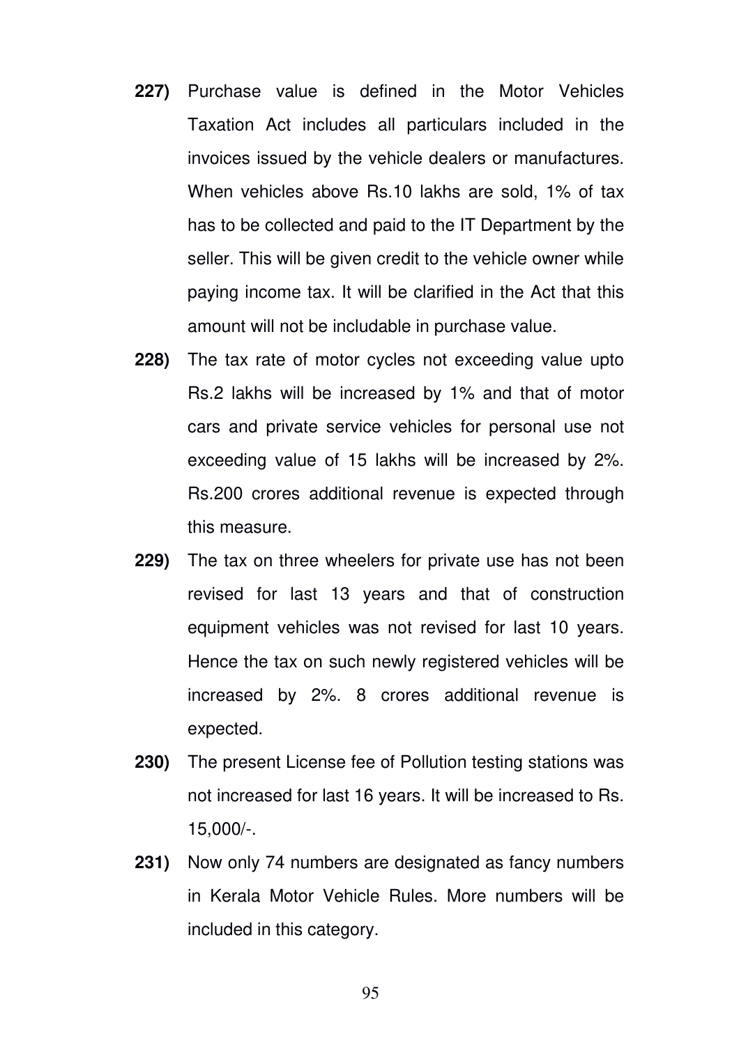**227)** Purchase value is defined in the Motor Vehicles Taxation Act includes all particulars included in the invoices issued by the vehicle dealers or manufactures. When vehicles above Rs.10 lakhs are sold, 1% of tax has to be collected and paid to the IT Department by the seller. This will be given credit to the vehicle owner while paying income tax. It will be clarified in the Act that this amount will not be includable in purchase value.

**228)** The tax rate of motor cycles not exceeding value upto Rs.2 lakhs will be increased by 1% and that of motor cars and private service vehicles for personal use not exceeding value of 15 lakhs will be increased by 2%. Rs.200 crores additional revenue is expected through this measure.

**229)** The tax on three wheelers for private use has not been revised for last 13 years and that of construction equipment vehicles was not revised for last 10 years. Hence the tax on such newly registered vehicles will be increased by 2%. 8 crores additional revenue is expected.

**230)** The present License fee of Pollution testing stations was not increased for last 16 years. It will be increased to Rs. 15,000/-.

**231)** Now only 74 numbers are designated as fancy numbers in Kerala Motor Vehicle Rules. More numbers will be included in this category.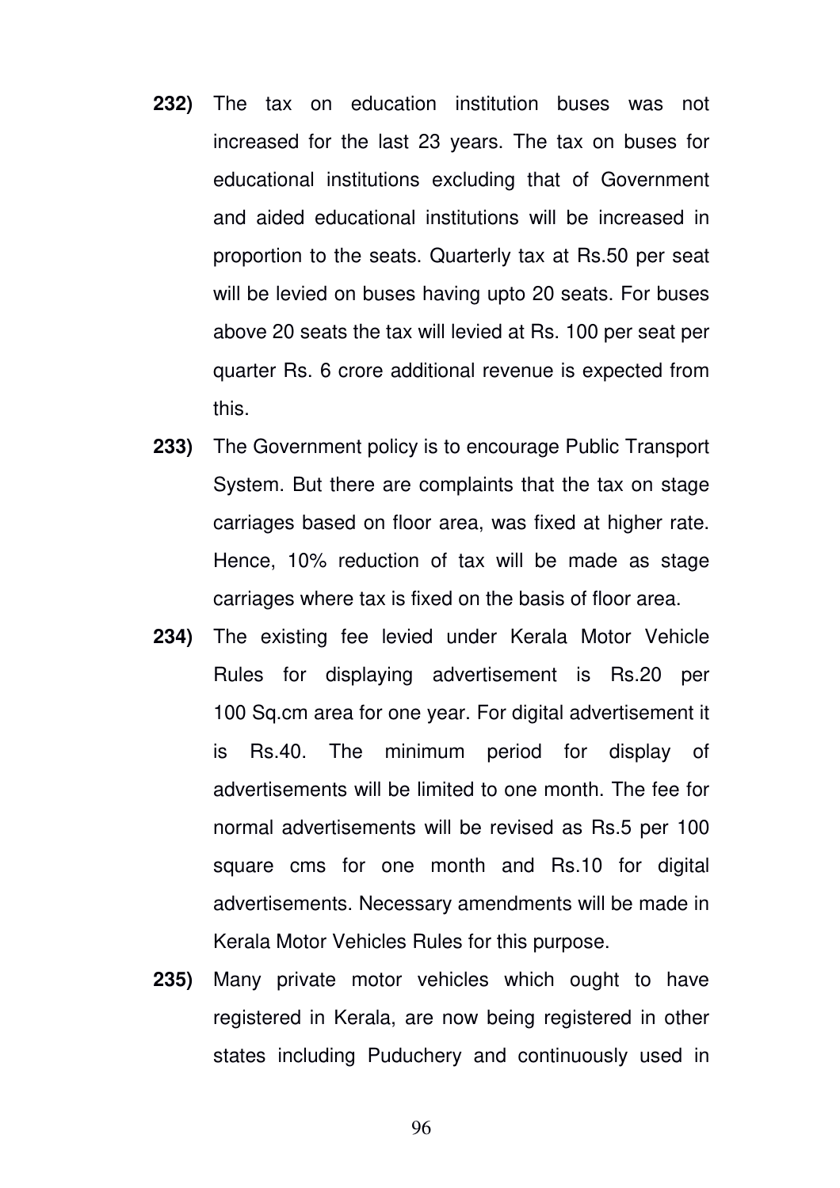**232)** The tax on education institution buses was not increased for the last 23 years. The tax on buses for educational institutions excluding that of Government and aided educational institutions will be increased in proportion to the seats. Quarterly tax at Rs.50 per seat will be levied on buses having upto 20 seats. For buses above 20 seats the tax will levied at Rs. 100 per seat per quarter Rs. 6 crore additional revenue is expected from this.

**233)** The Government policy is to encourage Public Transport System. But there are complaints that the tax on stage carriages based on floor area, was fixed at higher rate. Hence, 10% reduction of tax will be made as stage carriages where tax is fixed on the basis of floor area.

**234)** The existing fee levied under Kerala Motor Vehicle Rules for displaying advertisement is Rs.20 per 100 Sq.cm area for one year. For digital advertisement it is Rs.40. The minimum period for display of advertisements will be limited to one month. The fee for normal advertisements will be revised as Rs.5 per 100 square cms for one month and Rs.10 for digital advertisements. Necessary amendments will be made in Kerala Motor Vehicles Rules for this purpose.

**235)** Many private motor vehicles which ought to have registered in Kerala, are now being registered in other states including Puduchery and continuously used in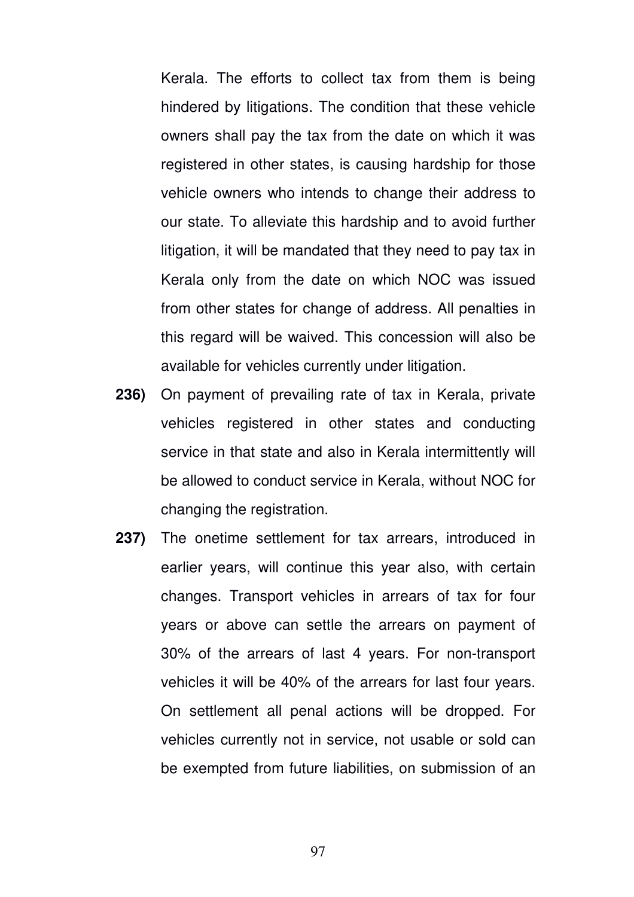Kerala. The efforts to collect tax from them is being hindered by litigations. The condition that these vehicle owners shall pay the tax from the date on which it was registered in other states, is causing hardship for those vehicle owners who intends to change their address to our state. To alleviate this hardship and to avoid further litigation, it will be mandated that they need to pay tax in Kerala only from the date on which NOC was issued from other states for change of address. All penalties in this regard will be waived. This concession will also be available for vehicles currently under litigation.

**236)** On payment of prevailing rate of tax in Kerala, private vehicles registered in other states and conducting service in that state and also in Kerala intermittently will be allowed to conduct service in Kerala, without NOC for changing the registration.

**237)** The onetime settlement for tax arrears, introduced in earlier years, will continue this year also, with certain changes. Transport vehicles in arrears of tax for four years or above can settle the arrears on payment of 30% of the arrears of last 4 years. For non-transport vehicles it will be 40% of the arrears for last four years. On settlement all penal actions will be dropped. For vehicles currently not in service, not usable or sold can be exempted from future liabilities, on submission of an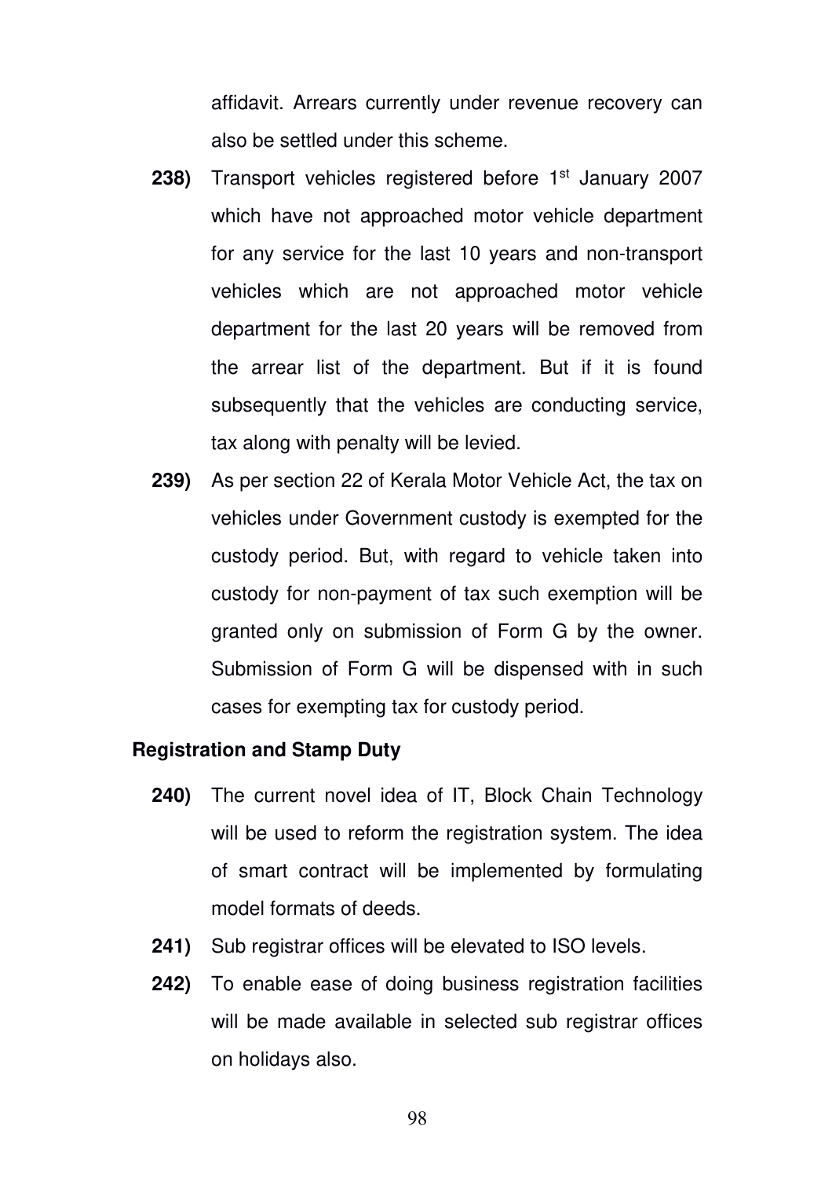affidavit. Arrears currently under revenue recovery can also be settled under this scheme.

**238)** Transport vehicles registered before 1st January 2007 which have not approached motor vehicle department for any service for the last 10 years and non-transport vehicles which are not approached motor vehicle department for the last 20 years will be removed from the arrear list of the department. But if it is found subsequently that the vehicles are conducting service, tax along with penalty will be levied.

**239)** As per section 22 of Kerala Motor Vehicle Act, the tax on vehicles under Government custody is exempted for the custody period. But, with regard to vehicle taken into custody for non-payment of tax such exemption will be granted only on submission of Form G by the owner. Submission of Form G will be dispensed with in such cases for exempting tax for custody period.

**Registration and Stamp Duty**

**240)** The current novel idea of IT, Block Chain Technology will be used to reform the registration system. The idea of smart contract will be implemented by formulating model formats of deeds.

**241)** Sub registrar offices will be elevated to ISO levels.

**242)** To enable ease of doing business registration facilities will be made available in selected sub registrar offices on holidays also.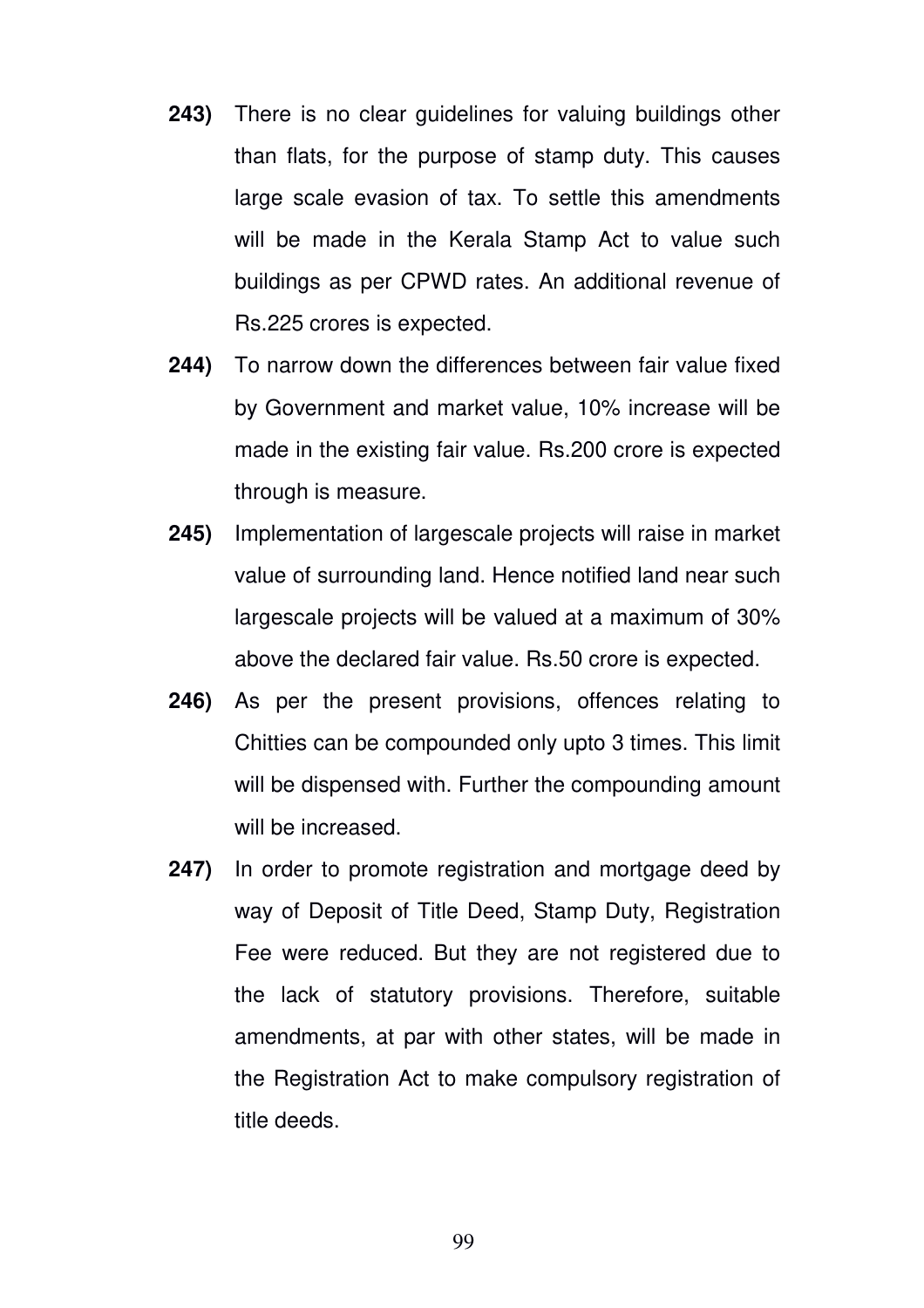**243)** There is no clear guidelines for valuing buildings other than flats, for the purpose of stamp duty. This causes large scale evasion of tax. To settle this amendments will be made in the Kerala Stamp Act to value such buildings as per CPWD rates. An additional revenue of Rs.225 crores is expected.

**244)** To narrow down the differences between fair value fixed by Government and market value, 10% increase will be made in the existing fair value. Rs.200 crore is expected through is measure.

**245)** Implementation of largescale projects will raise in market value of surrounding land. Hence notified land near such largescale projects will be valued at a maximum of 30% above the declared fair value. Rs.50 crore is expected.

**246)** As per the present provisions, offences relating to Chitties can be compounded only upto 3 times. This limit will be dispensed with. Further the compounding amount will be increased.

**247)** In order to promote registration and mortgage deed by way of Deposit of Title Deed, Stamp Duty, Registration Fee were reduced. But they are not registered due to the lack of statutory provisions. Therefore, suitable amendments, at par with other states, will be made in the Registration Act to make compulsory registration of title deeds.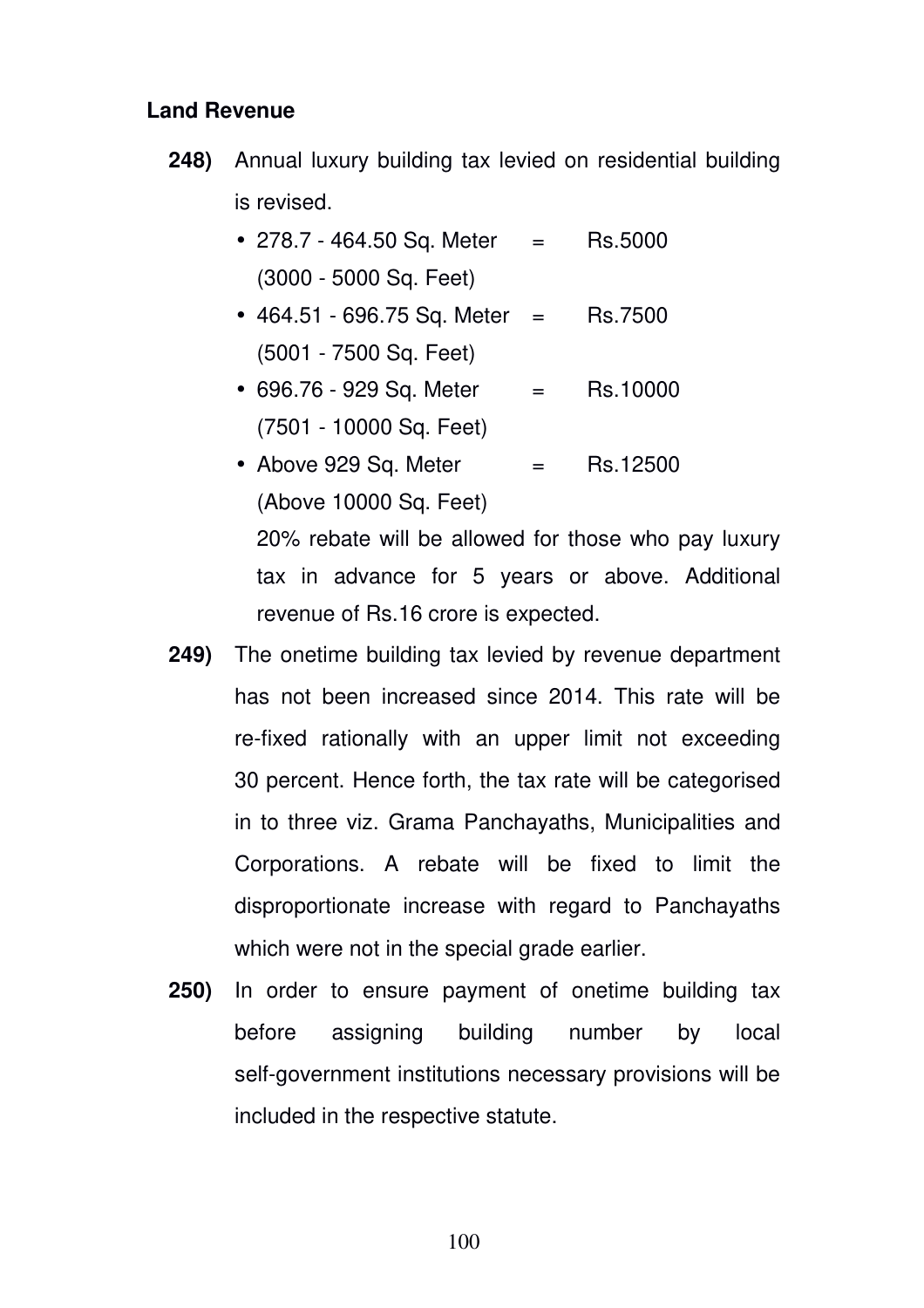**Land Revenue**

**248)** Annual luxury building tax levied on residential building is revised.

- 278.7 - 464.50 Sq. Meter = Rs.5000
  (3000 - 5000 Sq. Feet)
- 464.51 - 696.75 Sq. Meter = Rs.7500
  (5001 - 7500 Sq. Feet)
- 696.76 - 929 Sq. Meter = Rs.10000
  (7501 - 10000 Sq. Feet)
- Above 929 Sq. Meter = Rs.12500
  (Above 10000 Sq. Feet)

  20% rebate will be allowed for those who pay luxury tax in advance for 5 years or above. Additional revenue of Rs.16 crore is expected.

**249)** The onetime building tax levied by revenue department has not been increased since 2014. This rate will be re-fixed rationally with an upper limit not exceeding 30 percent. Hence forth, the tax rate will be categorised in to three viz. Grama Panchayaths, Municipalities and Corporations. A rebate will be fixed to limit the disproportionate increase with regard to Panchayaths which were not in the special grade earlier.

**250)** In order to ensure payment of onetime building tax before assigning building number by local self-government institutions necessary provisions will be included in the respective statute.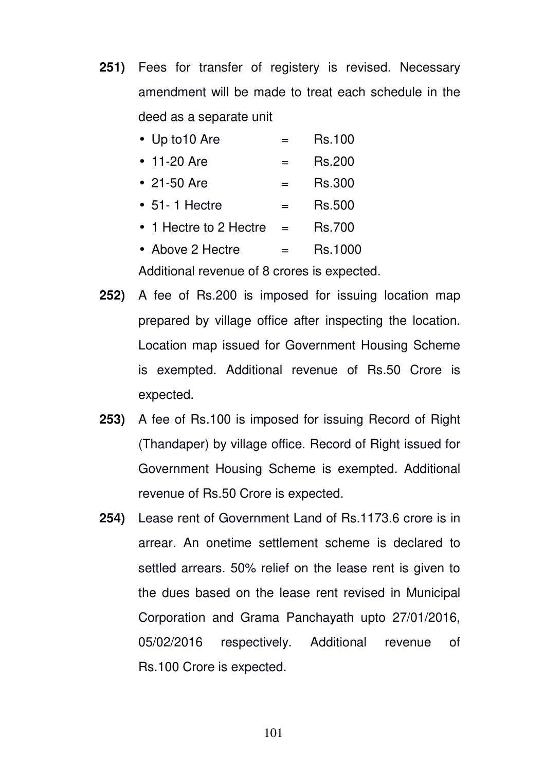**251)** Fees for transfer of registery is revised. Necessary amendment will be made to treat each schedule in the deed as a separate unit

- Up to10 Are = Rs.100
- 11-20 Are = Rs.200
- 21-50 Are = Rs.300
- 51- 1 Hectre = Rs.500
- 1 Hectre to 2 Hectre = Rs.700
- Above 2 Hectre = Rs.1000

Additional revenue of 8 crores is expected.

**252)** A fee of Rs.200 is imposed for issuing location map prepared by village office after inspecting the location. Location map issued for Government Housing Scheme is exempted. Additional revenue of Rs.50 Crore is expected.

**253)** A fee of Rs.100 is imposed for issuing Record of Right (Thandaper) by village office. Record of Right issued for Government Housing Scheme is exempted. Additional revenue of Rs.50 Crore is expected.

**254)** Lease rent of Government Land of Rs.1173.6 crore is in arrear. An onetime settlement scheme is declared to settled arrears. 50% relief on the lease rent is given to the dues based on the lease rent revised in Municipal Corporation and Grama Panchayath upto 27/01/2016, 05/02/2016 respectively. Additional revenue of Rs.100 Crore is expected.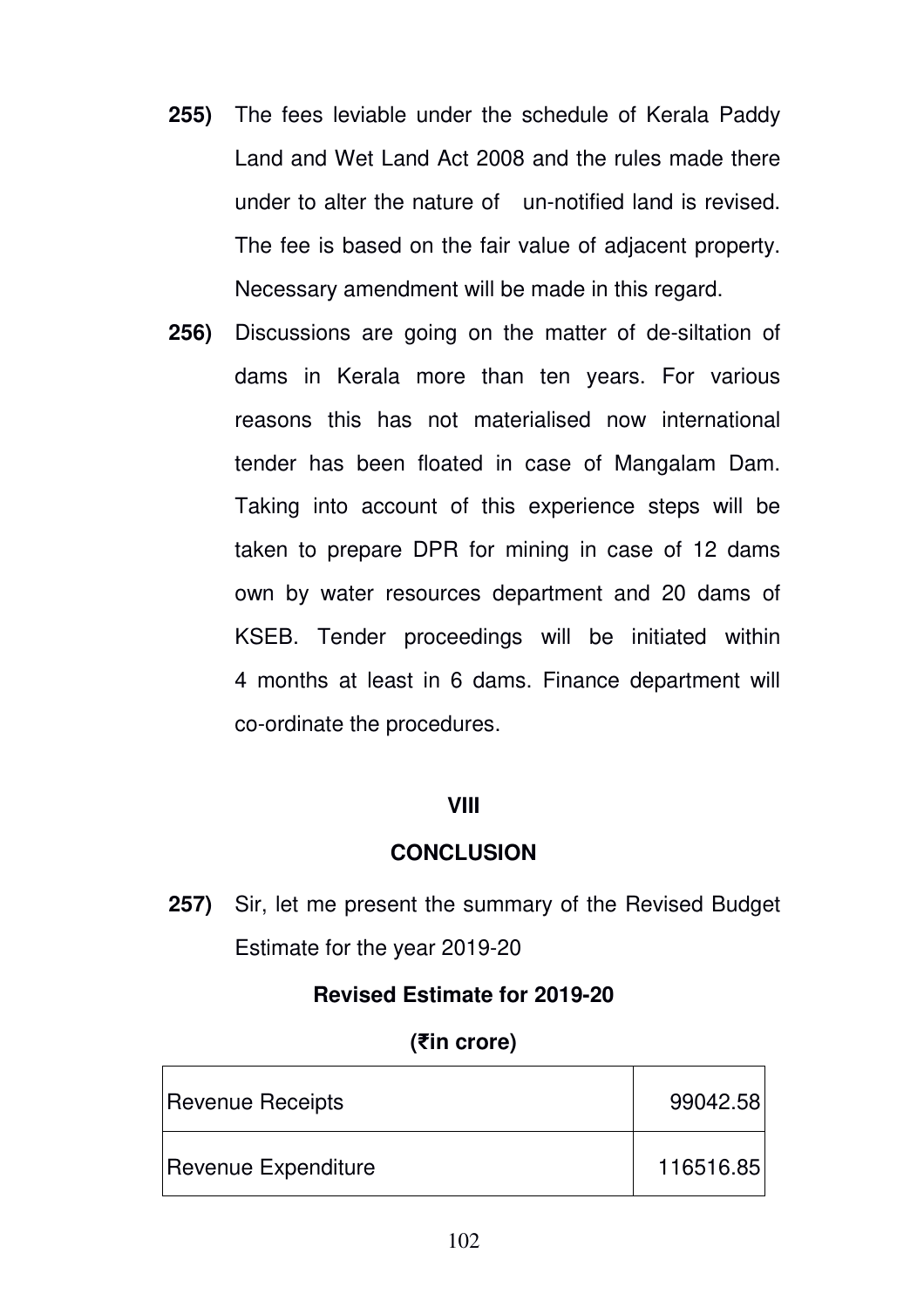**255)** The fees leviable under the schedule of Kerala Paddy Land and Wet Land Act 2008 and the rules made there under to alter the nature of un-notified land is revised. The fee is based on the fair value of adjacent property. Necessary amendment will be made in this regard.

**256)** Discussions are going on the matter of de-siltation of dams in Kerala more than ten years. For various reasons this has not materialised now international tender has been floated in case of Mangalam Dam. Taking into account of this experience steps will be taken to prepare DPR for mining in case of 12 dams own by water resources department and 20 dams of KSEB. Tender proceedings will be initiated within 4 months at least in 6 dams. Finance department will co-ordinate the procedures.

## VIII

## CONCLUSION

**257)** Sir, let me present the summary of the Revised Budget Estimate for the year 2019-20

**Revised Estimate for 2019-20**

**(₹in crore)**

| | |
|---|---|
| Revenue Receipts | 99042.58 |
| Revenue Expenditure | 116516.85 |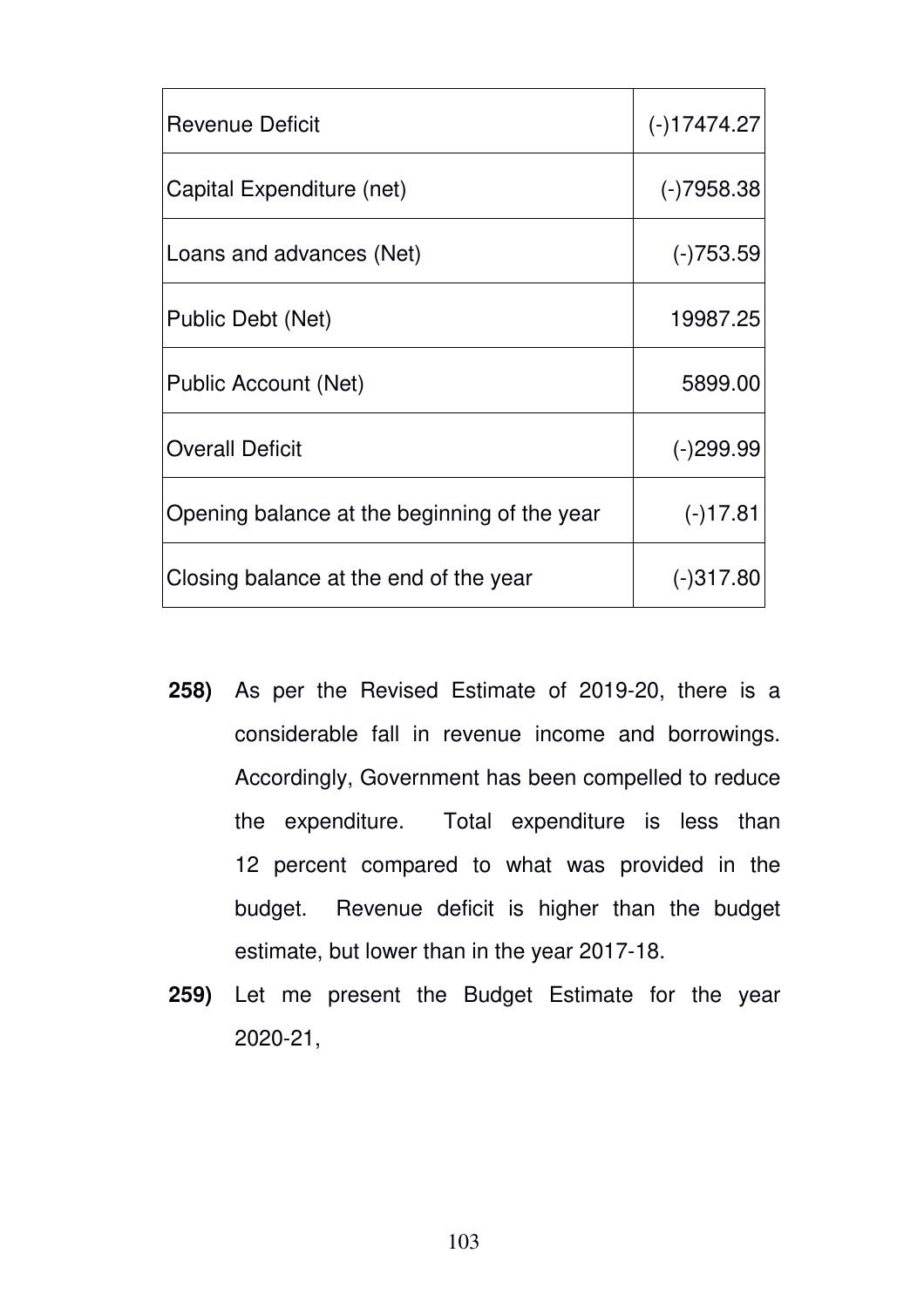| | |
|---|---|
| Revenue Deficit | (-)17474.27 |
| Capital Expenditure (net) | (-)7958.38 |
| Loans and advances (Net) | (-)753.59 |
| Public Debt (Net) | 19987.25 |
| Public Account (Net) | 5899.00 |
| Overall Deficit | (-)299.99 |
| Opening balance at the beginning of the year | (-)17.81 |
| Closing balance at the end of the year | (-)317.80 |

**258)** As per the Revised Estimate of 2019-20, there is a considerable fall in revenue income and borrowings. Accordingly, Government has been compelled to reduce the expenditure. Total expenditure is less than 12 percent compared to what was provided in the budget. Revenue deficit is higher than the budget estimate, but lower than in the year 2017-18.

**259)** Let me present the Budget Estimate for the year 2020-21,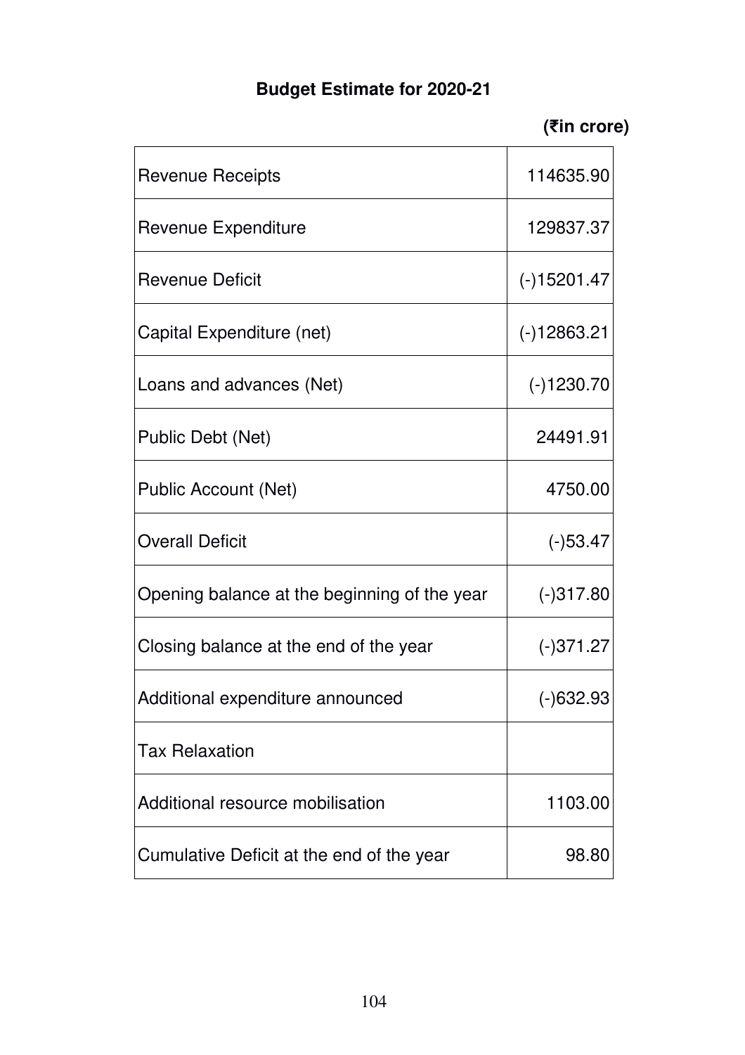# Budget Estimate for 2020-21

**(₹in crore)**

| | |
|---|---|
| Revenue Receipts | 114635.90 |
| Revenue Expenditure | 129837.37 |
| Revenue Deficit | (-)15201.47 |
| Capital Expenditure (net) | (-)12863.21 |
| Loans and advances (Net) | (-)1230.70 |
| Public Debt (Net) | 24491.91 |
| Public Account (Net) | 4750.00 |
| Overall Deficit | (-)53.47 |
| Opening balance at the beginning of the year | (-)317.80 |
| Closing balance at the end of the year | (-)371.27 |
| Additional expenditure announced | (-)632.93 |
| Tax Relaxation | |
| Additional resource mobilisation | 1103.00 |
| Cumulative Deficit at the end of the year | 98.80 |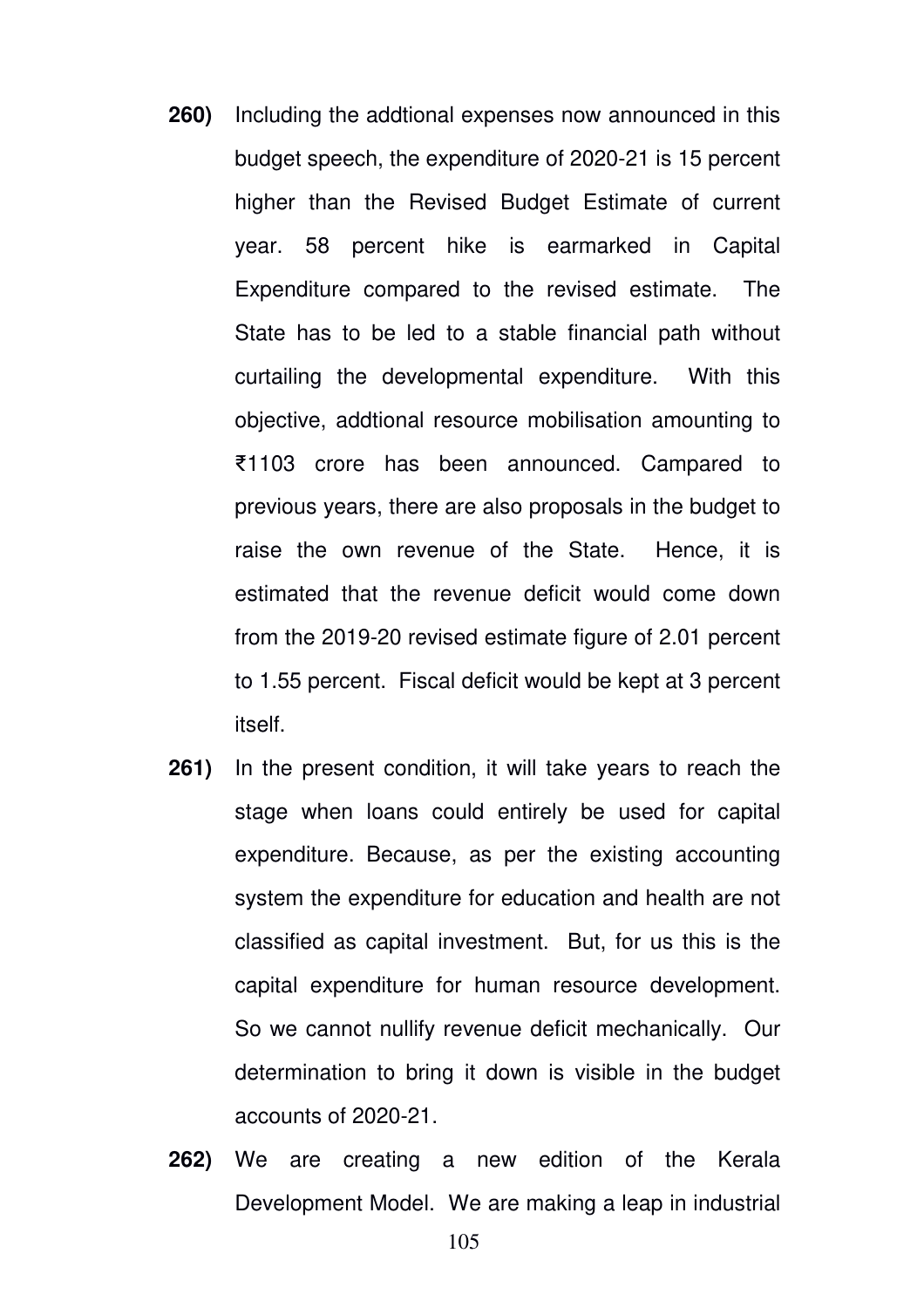**260)** Including the addtional expenses now announced in this budget speech, the expenditure of 2020-21 is 15 percent higher than the Revised Budget Estimate of current year. 58 percent hike is earmarked in Capital Expenditure compared to the revised estimate. The State has to be led to a stable financial path without curtailing the developmental expenditure. With this objective, addtional resource mobilisation amounting to ₹1103 crore has been announced. Campared to previous years, there are also proposals in the budget to raise the own revenue of the State. Hence, it is estimated that the revenue deficit would come down from the 2019-20 revised estimate figure of 2.01 percent to 1.55 percent. Fiscal deficit would be kept at 3 percent itself.

**261)** In the present condition, it will take years to reach the stage when loans could entirely be used for capital expenditure. Because, as per the existing accounting system the expenditure for education and health are not classified as capital investment. But, for us this is the capital expenditure for human resource development. So we cannot nullify revenue deficit mechanically. Our determination to bring it down is visible in the budget accounts of 2020-21.

**262)** We are creating a new edition of the Kerala Development Model. We are making a leap in industrial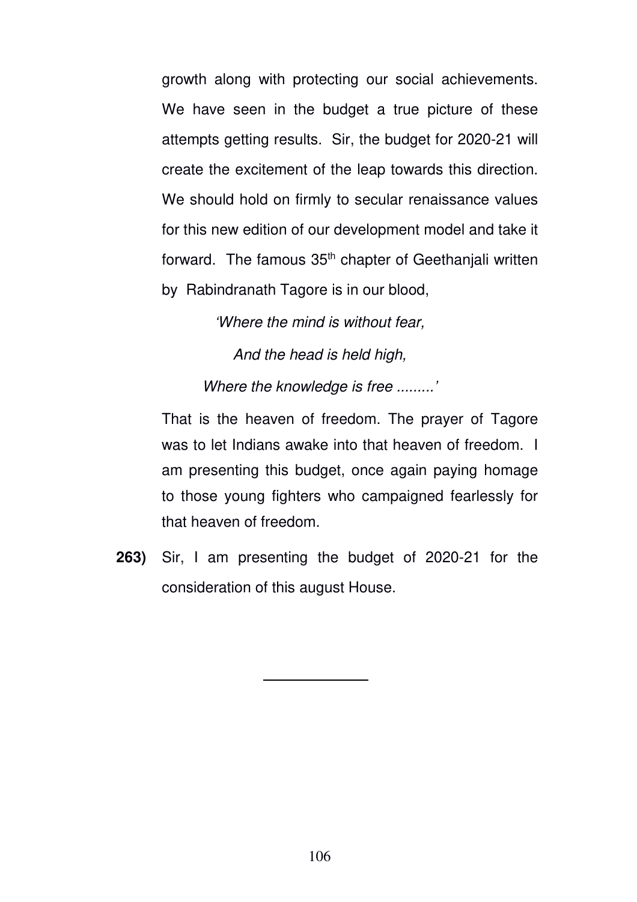growth along with protecting our social achievements. We have seen in the budget a true picture of these attempts getting results. Sir, the budget for 2020-21 will create the excitement of the leap towards this direction. We should hold on firmly to secular renaissance values for this new edition of our development model and take it forward. The famous 35th chapter of Geethanjali written by Rabindranath Tagore is in our blood,

*'Where the mind is without fear,*

*And the head is held high,*

*Where the knowledge is free .........'*

That is the heaven of freedom. The prayer of Tagore was to let Indians awake into that heaven of freedom. I am presenting this budget, once again paying homage to those young fighters who campaigned fearlessly for that heaven of freedom.

**263)** Sir, I am presenting the budget of 2020-21 for the consideration of this august House.

---